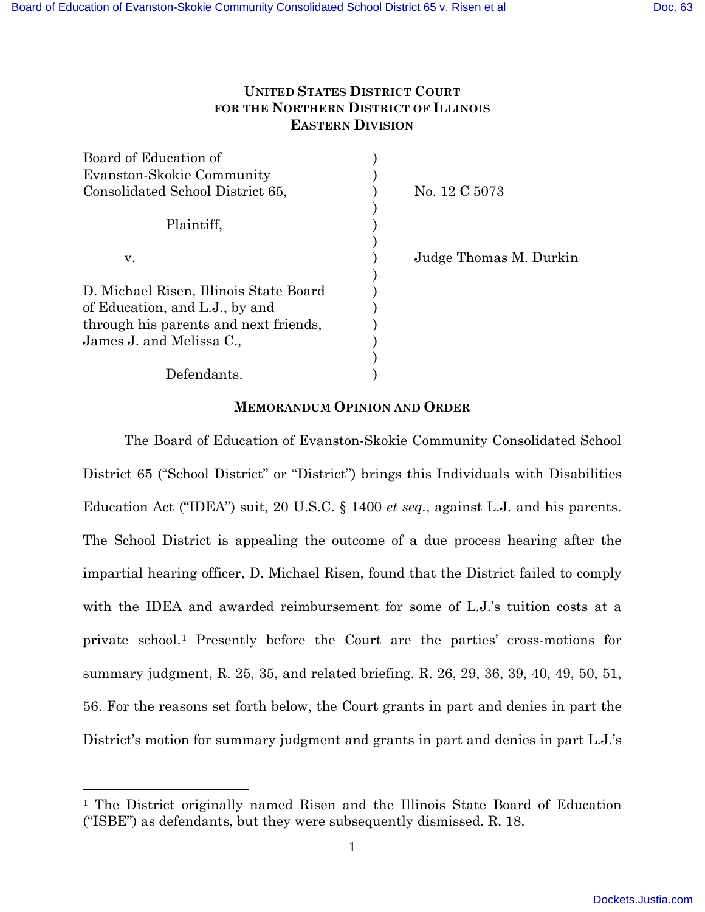**UNITED STATES DISTRICT COURT**
**FOR THE NORTHERN DISTRICT OF ILLINOIS**
**EASTERN DIVISION**

| | | |
|---|---|---|
| Board of Education of Evanston-Skokie Community Consolidated School District 65, | ) | No. 12 C 5073 |
| Plaintiff, | ) | |
| v. | ) | Judge Thomas M. Durkin |
| D. Michael Risen, Illinois State Board of Education, and L.J., by and through his parents and next friends, James J. and Melissa C., | ) | |
| Defendants. | ) | |

**MEMORANDUM OPINION AND ORDER**

The Board of Education of Evanston-Skokie Community Consolidated School District 65 ("School District" or "District") brings this Individuals with Disabilities Education Act ("IDEA") suit, 20 U.S.C. § 1400 *et seq.*, against L.J. and his parents. The School District is appealing the outcome of a due process hearing after the impartial hearing officer, D. Michael Risen, found that the District failed to comply with the IDEA and awarded reimbursement for some of L.J.'s tuition costs at a private school.[1] Presently before the Court are the parties' cross-motions for summary judgment, R. 25, 35, and related briefing. R. 26, 29, 36, 39, 40, 49, 50, 51, 56. For the reasons set forth below, the Court grants in part and denies in part the District's motion for summary judgment and grants in part and denies in part L.J.'s

[1] The District originally named Risen and the Illinois State Board of Education ("ISBE") as defendants, but they were subsequently dismissed. R. 18.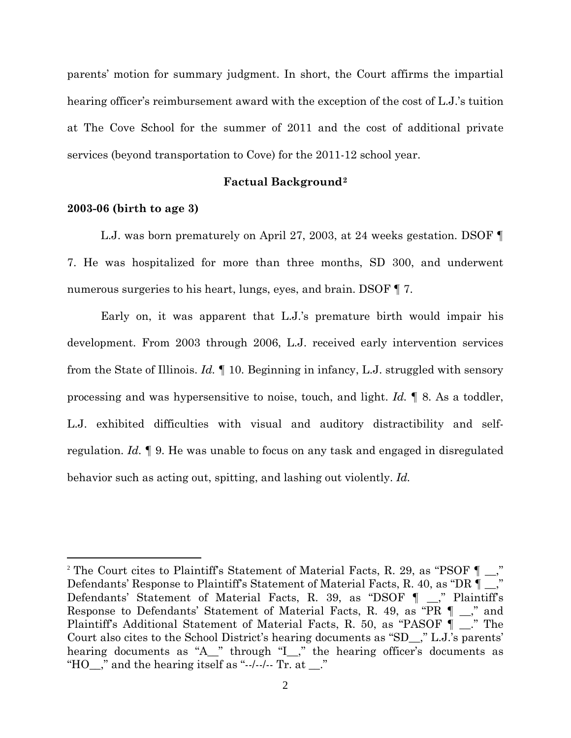parents' motion for summary judgment. In short, the Court affirms the impartial hearing officer's reimbursement award with the exception of the cost of L.J.'s tuition at The Cove School for the summer of 2011 and the cost of additional private services (beyond transportation to Cove) for the 2011-12 school year.

## Factual Background[2]

### 2003-06 (birth to age 3)

L.J. was born prematurely on April 27, 2003, at 24 weeks gestation. DSOF ¶ 7. He was hospitalized for more than three months, SD 300, and underwent numerous surgeries to his heart, lungs, eyes, and brain. DSOF ¶ 7.

Early on, it was apparent that L.J.'s premature birth would impair his development. From 2003 through 2006, L.J. received early intervention services from the State of Illinois. *Id.* ¶ 10. Beginning in infancy, L.J. struggled with sensory processing and was hypersensitive to noise, touch, and light. *Id.* ¶ 8. As a toddler, L.J. exhibited difficulties with visual and auditory distractibility and self-regulation. *Id.* ¶ 9. He was unable to focus on any task and engaged in disregulated behavior such as acting out, spitting, and lashing out violently. *Id.*

---

[2] The Court cites to Plaintiff's Statement of Material Facts, R. 29, as "PSOF ¶ __," Defendants' Response to Plaintiff's Statement of Material Facts, R. 40, as "DR ¶ __," Defendants' Statement of Material Facts, R. 39, as "DSOF ¶ __," Plaintiff's Response to Defendants' Statement of Material Facts, R. 49, as "PR ¶ __," and Plaintiff's Additional Statement of Material Facts, R. 50, as "PASOF ¶ __." The Court also cites to the School District's hearing documents as "SD__," L.J.'s parents' hearing documents as "A__" through "I__," the hearing officer's documents as "HO__," and the hearing itself as "--/--/-- Tr. at __."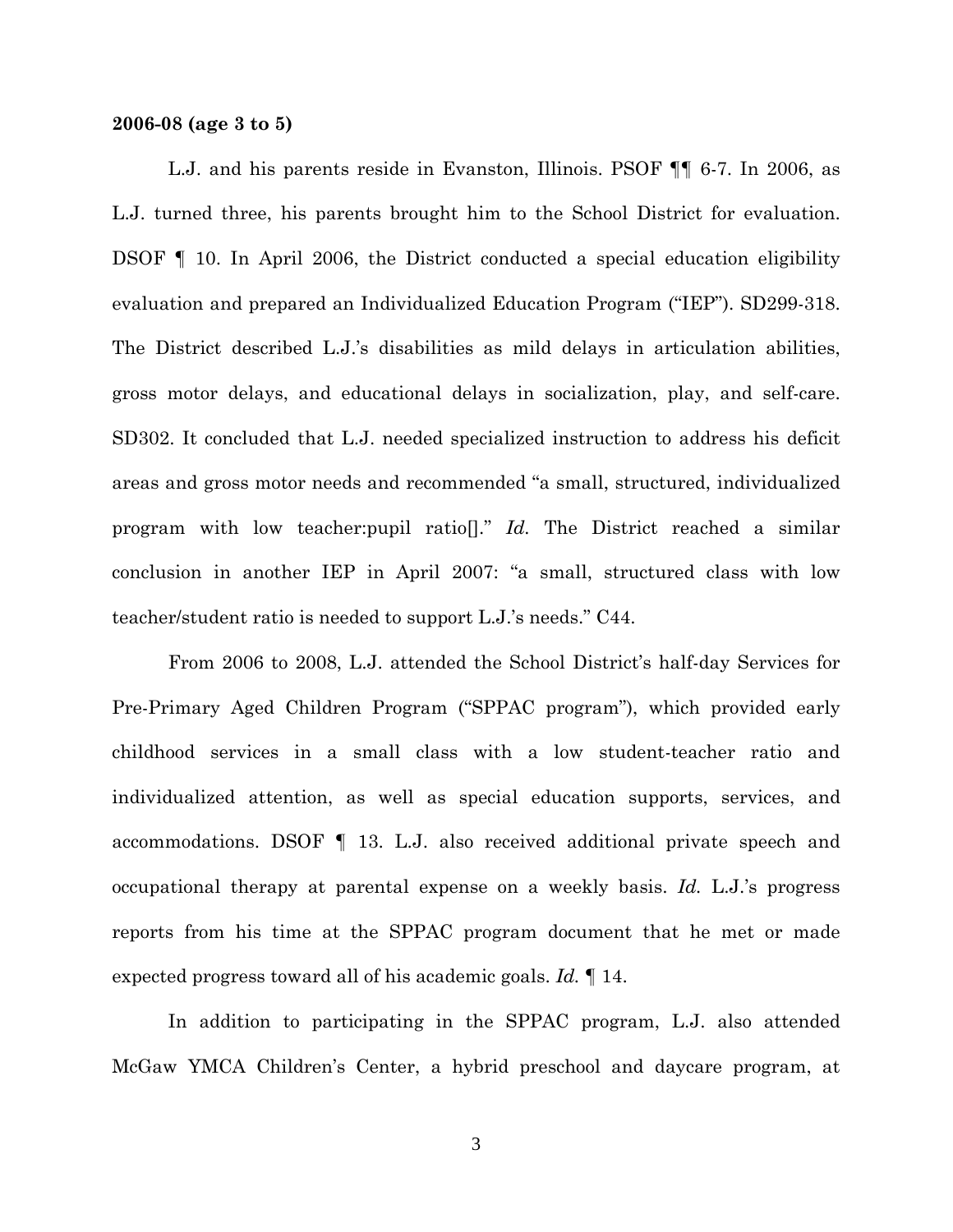**2006-08 (age 3 to 5)**

L.J. and his parents reside in Evanston, Illinois. PSOF ¶¶ 6-7. In 2006, as L.J. turned three, his parents brought him to the School District for evaluation. DSOF ¶ 10. In April 2006, the District conducted a special education eligibility evaluation and prepared an Individualized Education Program ("IEP"). SD299-318. The District described L.J.'s disabilities as mild delays in articulation abilities, gross motor delays, and educational delays in socialization, play, and self-care. SD302. It concluded that L.J. needed specialized instruction to address his deficit areas and gross motor needs and recommended "a small, structured, individualized program with low teacher:pupil ratio[]." *Id.* The District reached a similar conclusion in another IEP in April 2007: "a small, structured class with low teacher/student ratio is needed to support L.J.'s needs." C44.

From 2006 to 2008, L.J. attended the School District's half-day Services for Pre-Primary Aged Children Program ("SPPAC program"), which provided early childhood services in a small class with a low student-teacher ratio and individualized attention, as well as special education supports, services, and accommodations. DSOF ¶ 13. L.J. also received additional private speech and occupational therapy at parental expense on a weekly basis. *Id.* L.J.'s progress reports from his time at the SPPAC program document that he met or made expected progress toward all of his academic goals. *Id.* ¶ 14.

In addition to participating in the SPPAC program, L.J. also attended McGaw YMCA Children's Center, a hybrid preschool and daycare program, at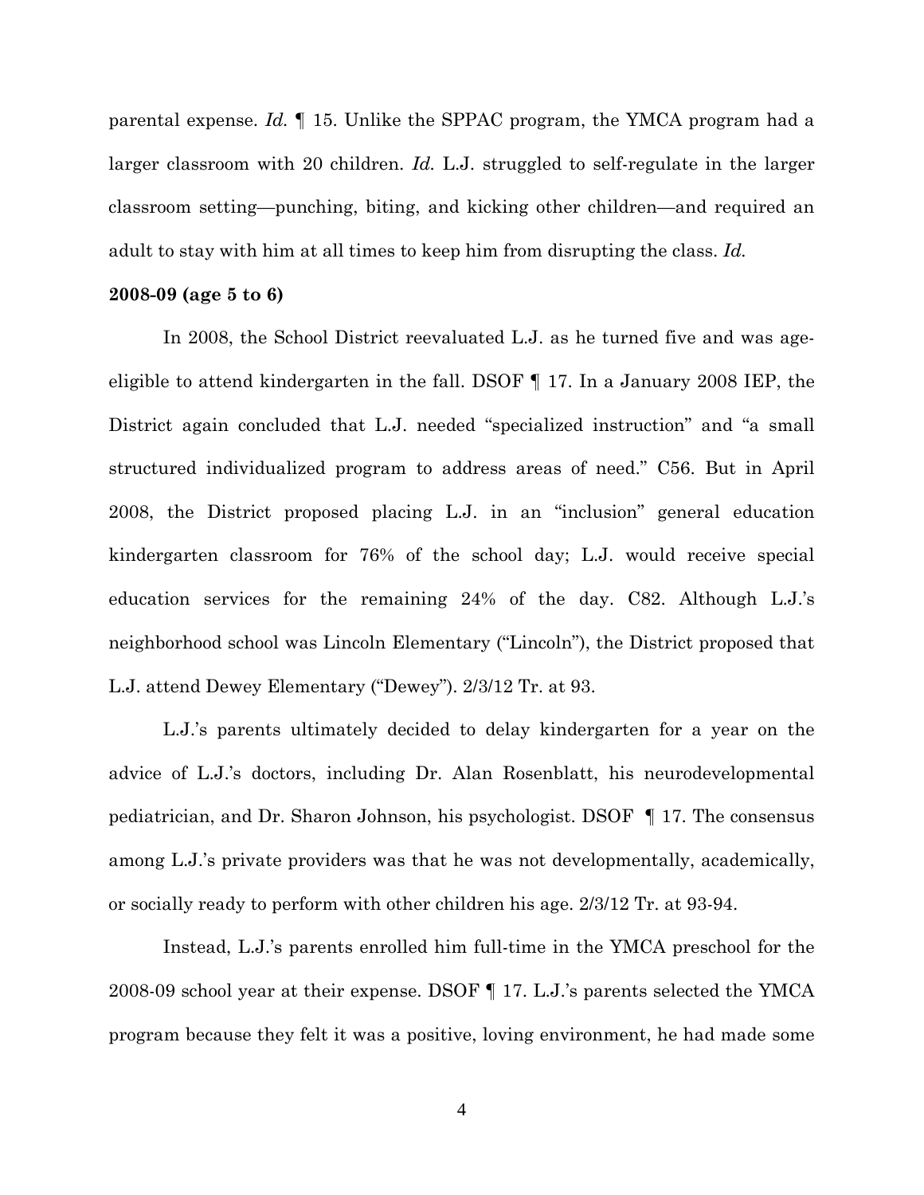parental expense. *Id.* ¶ 15. Unlike the SPPAC program, the YMCA program had a larger classroom with 20 children. *Id.* L.J. struggled to self-regulate in the larger classroom setting—punching, biting, and kicking other children—and required an adult to stay with him at all times to keep him from disrupting the class. *Id.*

**2008-09 (age 5 to 6)**

In 2008, the School District reevaluated L.J. as he turned five and was age-eligible to attend kindergarten in the fall. DSOF ¶ 17. In a January 2008 IEP, the District again concluded that L.J. needed "specialized instruction" and "a small structured individualized program to address areas of need." C56. But in April 2008, the District proposed placing L.J. in an "inclusion" general education kindergarten classroom for 76% of the school day; L.J. would receive special education services for the remaining 24% of the day. C82. Although L.J.'s neighborhood school was Lincoln Elementary ("Lincoln"), the District proposed that L.J. attend Dewey Elementary ("Dewey"). 2/3/12 Tr. at 93.

L.J.'s parents ultimately decided to delay kindergarten for a year on the advice of L.J.'s doctors, including Dr. Alan Rosenblatt, his neurodevelopmental pediatrician, and Dr. Sharon Johnson, his psychologist. DSOF ¶ 17. The consensus among L.J.'s private providers was that he was not developmentally, academically, or socially ready to perform with other children his age. 2/3/12 Tr. at 93-94.

Instead, L.J.'s parents enrolled him full-time in the YMCA preschool for the 2008-09 school year at their expense. DSOF ¶ 17. L.J.'s parents selected the YMCA program because they felt it was a positive, loving environment, he had made some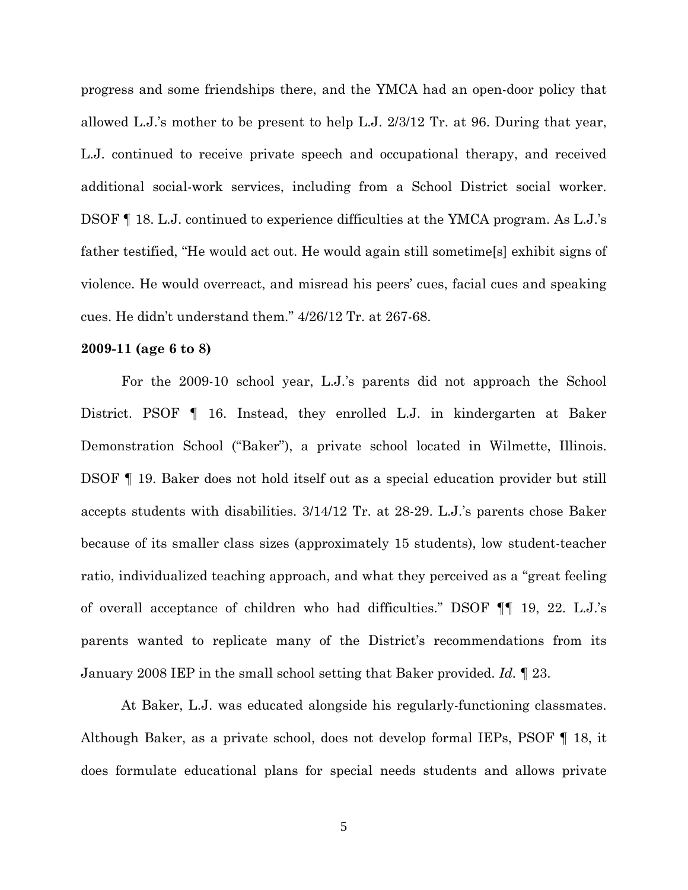progress and some friendships there, and the YMCA had an open-door policy that allowed L.J.'s mother to be present to help L.J. 2/3/12 Tr. at 96. During that year, L.J. continued to receive private speech and occupational therapy, and received additional social-work services, including from a School District social worker. DSOF ¶ 18. L.J. continued to experience difficulties at the YMCA program. As L.J.'s father testified, "He would act out. He would again still sometime[s] exhibit signs of violence. He would overreact, and misread his peers' cues, facial cues and speaking cues. He didn't understand them." 4/26/12 Tr. at 267-68.

**2009-11 (age 6 to 8)**

For the 2009-10 school year, L.J.'s parents did not approach the School District. PSOF ¶ 16. Instead, they enrolled L.J. in kindergarten at Baker Demonstration School ("Baker"), a private school located in Wilmette, Illinois. DSOF ¶ 19. Baker does not hold itself out as a special education provider but still accepts students with disabilities. 3/14/12 Tr. at 28-29. L.J.'s parents chose Baker because of its smaller class sizes (approximately 15 students), low student-teacher ratio, individualized teaching approach, and what they perceived as a "great feeling of overall acceptance of children who had difficulties." DSOF ¶¶ 19, 22. L.J.'s parents wanted to replicate many of the District's recommendations from its January 2008 IEP in the small school setting that Baker provided. *Id.* ¶ 23.

At Baker, L.J. was educated alongside his regularly-functioning classmates. Although Baker, as a private school, does not develop formal IEPs, PSOF ¶ 18, it does formulate educational plans for special needs students and allows private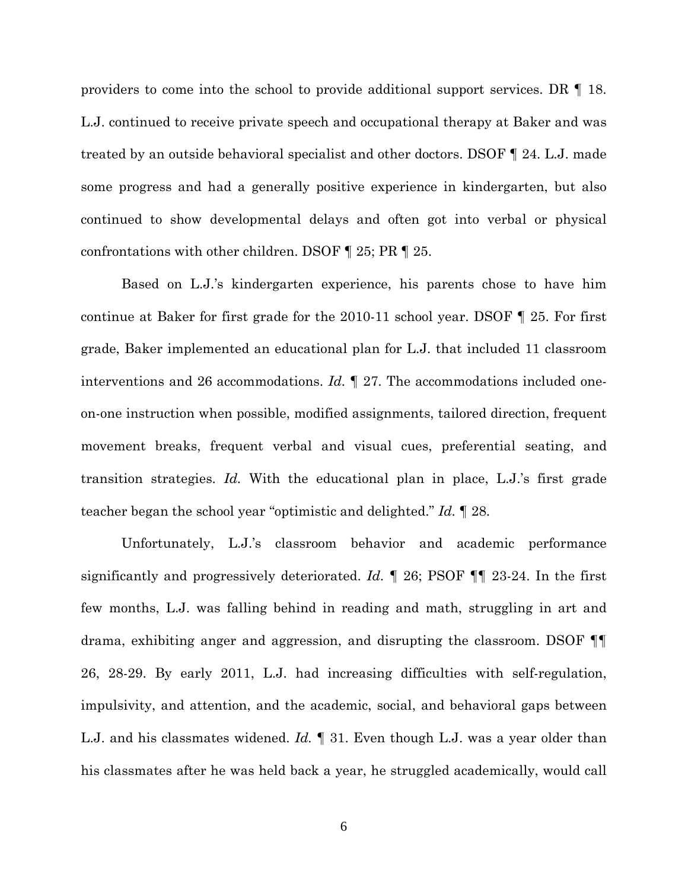providers to come into the school to provide additional support services. DR ¶ 18. L.J. continued to receive private speech and occupational therapy at Baker and was treated by an outside behavioral specialist and other doctors. DSOF ¶ 24. L.J. made some progress and had a generally positive experience in kindergarten, but also continued to show developmental delays and often got into verbal or physical confrontations with other children. DSOF ¶ 25; PR ¶ 25.

Based on L.J.'s kindergarten experience, his parents chose to have him continue at Baker for first grade for the 2010-11 school year. DSOF ¶ 25. For first grade, Baker implemented an educational plan for L.J. that included 11 classroom interventions and 26 accommodations. *Id.* ¶ 27. The accommodations included one-on-one instruction when possible, modified assignments, tailored direction, frequent movement breaks, frequent verbal and visual cues, preferential seating, and transition strategies. *Id.* With the educational plan in place, L.J.'s first grade teacher began the school year "optimistic and delighted." *Id.* ¶ 28.

Unfortunately, L.J.'s classroom behavior and academic performance significantly and progressively deteriorated. *Id.* ¶ 26; PSOF ¶¶ 23-24. In the first few months, L.J. was falling behind in reading and math, struggling in art and drama, exhibiting anger and aggression, and disrupting the classroom. DSOF ¶¶ 26, 28-29. By early 2011, L.J. had increasing difficulties with self-regulation, impulsivity, and attention, and the academic, social, and behavioral gaps between L.J. and his classmates widened. *Id.* ¶ 31. Even though L.J. was a year older than his classmates after he was held back a year, he struggled academically, would call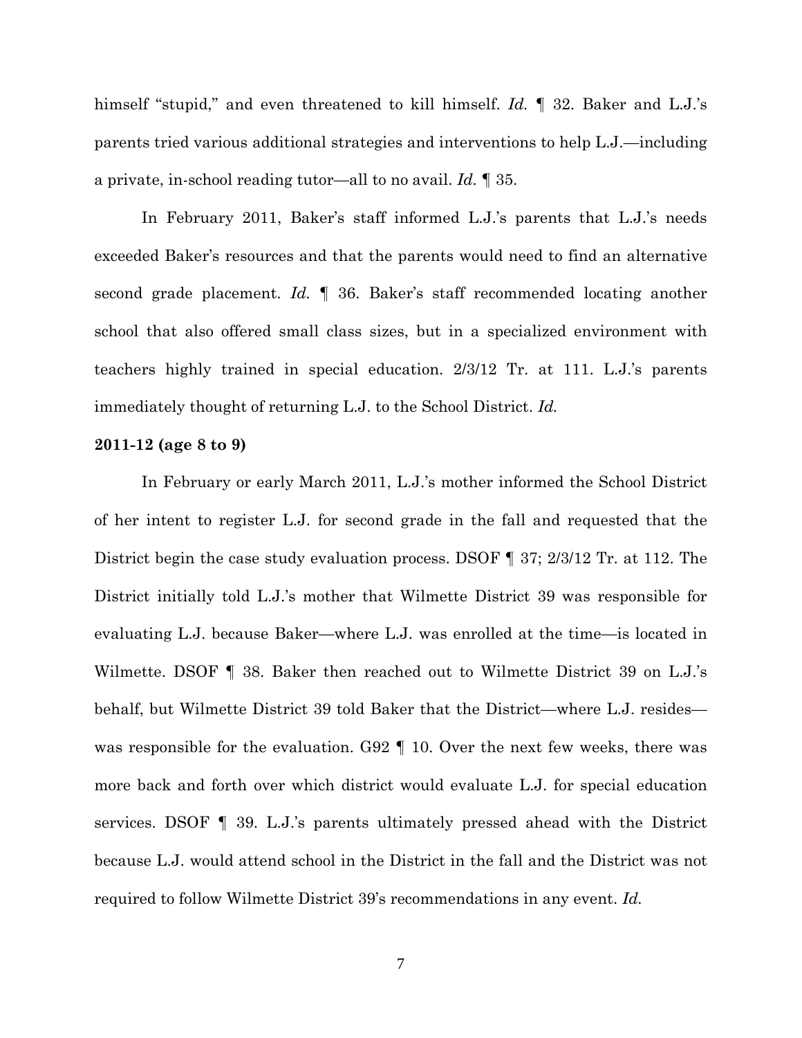himself "stupid," and even threatened to kill himself. *Id.* ¶ 32. Baker and L.J.'s parents tried various additional strategies and interventions to help L.J.—including a private, in-school reading tutor—all to no avail. *Id.* ¶ 35.

In February 2011, Baker's staff informed L.J.'s parents that L.J.'s needs exceeded Baker's resources and that the parents would need to find an alternative second grade placement. *Id.* ¶ 36. Baker's staff recommended locating another school that also offered small class sizes, but in a specialized environment with teachers highly trained in special education. 2/3/12 Tr. at 111. L.J.'s parents immediately thought of returning L.J. to the School District. *Id.*

**2011-12 (age 8 to 9)**

In February or early March 2011, L.J.'s mother informed the School District of her intent to register L.J. for second grade in the fall and requested that the District begin the case study evaluation process. DSOF ¶ 37; 2/3/12 Tr. at 112. The District initially told L.J.'s mother that Wilmette District 39 was responsible for evaluating L.J. because Baker—where L.J. was enrolled at the time—is located in Wilmette. DSOF ¶ 38. Baker then reached out to Wilmette District 39 on L.J.'s behalf, but Wilmette District 39 told Baker that the District—where L.J. resides—was responsible for the evaluation. G92 ¶ 10. Over the next few weeks, there was more back and forth over which district would evaluate L.J. for special education services. DSOF ¶ 39. L.J.'s parents ultimately pressed ahead with the District because L.J. would attend school in the District in the fall and the District was not required to follow Wilmette District 39's recommendations in any event. *Id.*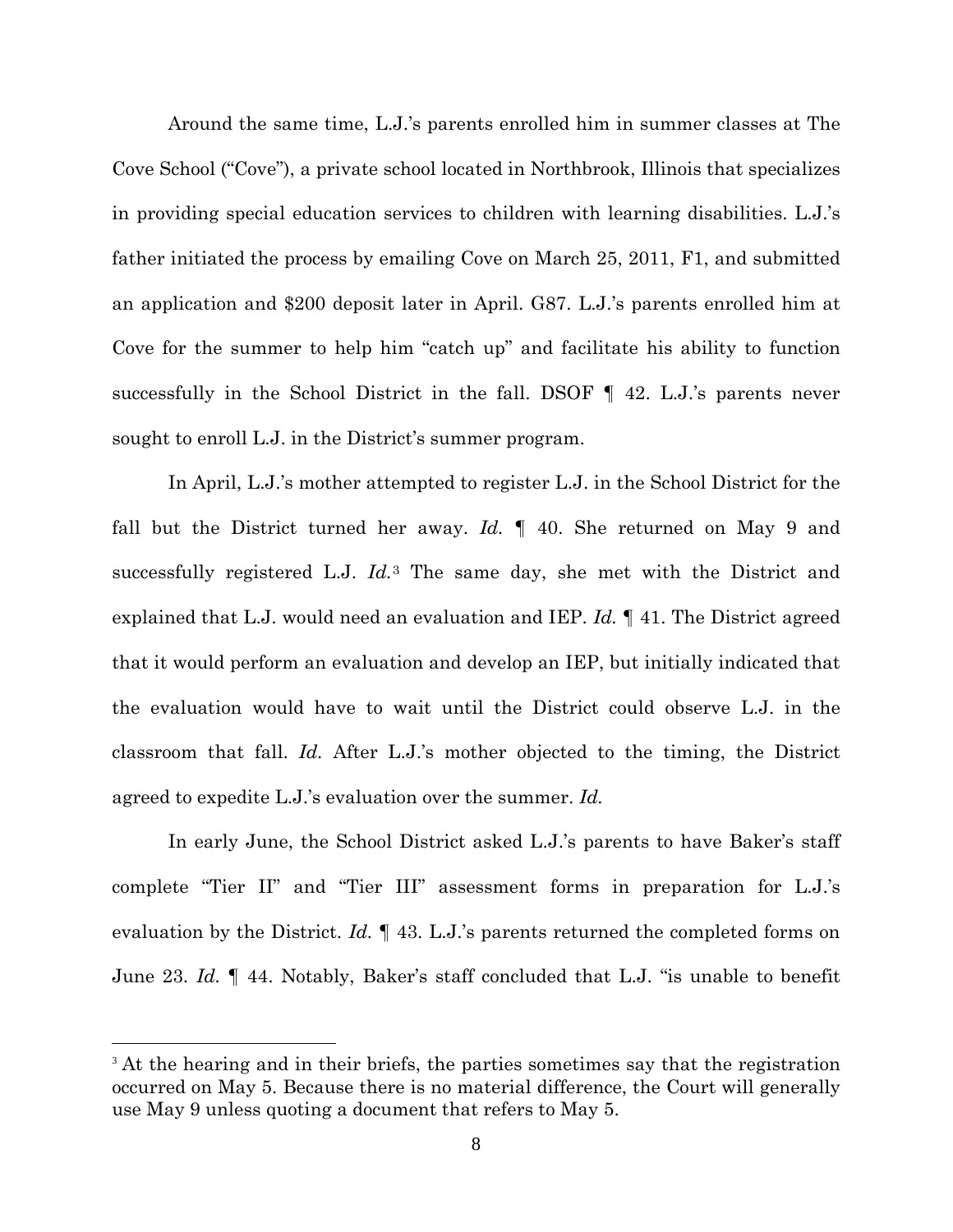Around the same time, L.J.'s parents enrolled him in summer classes at The Cove School ("Cove"), a private school located in Northbrook, Illinois that specializes in providing special education services to children with learning disabilities. L.J.'s father initiated the process by emailing Cove on March 25, 2011, F1, and submitted an application and $200 deposit later in April. G87. L.J.'s parents enrolled him at Cove for the summer to help him "catch up" and facilitate his ability to function successfully in the School District in the fall. DSOF ¶ 42. L.J.'s parents never sought to enroll L.J. in the District's summer program.

In April, L.J.'s mother attempted to register L.J. in the School District for the fall but the District turned her away. *Id.* ¶ 40. She returned on May 9 and successfully registered L.J. *Id.*[3] The same day, she met with the District and explained that L.J. would need an evaluation and IEP. *Id.* ¶ 41. The District agreed that it would perform an evaluation and develop an IEP, but initially indicated that the evaluation would have to wait until the District could observe L.J. in the classroom that fall. *Id.* After L.J.'s mother objected to the timing, the District agreed to expedite L.J.'s evaluation over the summer. *Id.*

In early June, the School District asked L.J.'s parents to have Baker's staff complete "Tier II" and "Tier III" assessment forms in preparation for L.J.'s evaluation by the District. *Id.* ¶ 43. L.J.'s parents returned the completed forms on June 23. *Id.* ¶ 44. Notably, Baker's staff concluded that L.J. "is unable to benefit

[3] At the hearing and in their briefs, the parties sometimes say that the registration occurred on May 5. Because there is no material difference, the Court will generally use May 9 unless quoting a document that refers to May 5.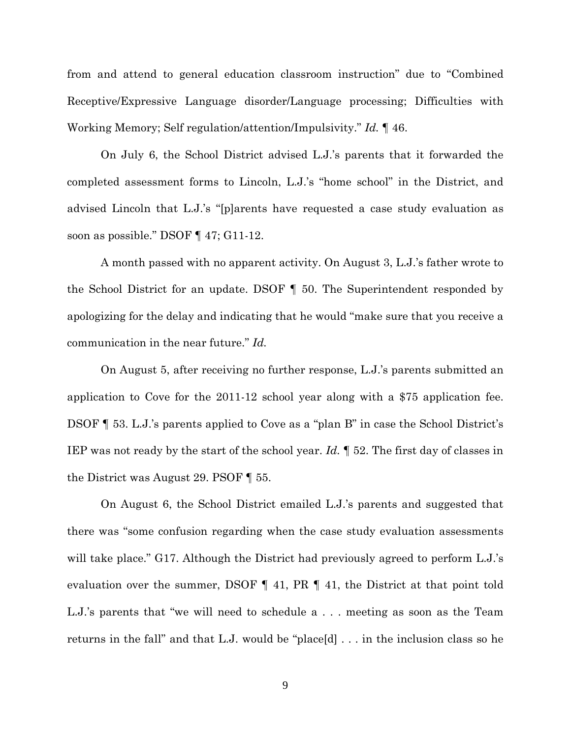from and attend to general education classroom instruction" due to "Combined Receptive/Expressive Language disorder/Language processing; Difficulties with Working Memory; Self regulation/attention/Impulsivity." *Id.* ¶ 46.

On July 6, the School District advised L.J.'s parents that it forwarded the completed assessment forms to Lincoln, L.J.'s "home school" in the District, and advised Lincoln that L.J.'s "[p]arents have requested a case study evaluation as soon as possible." DSOF ¶ 47; G11-12.

A month passed with no apparent activity. On August 3, L.J.'s father wrote to the School District for an update. DSOF ¶ 50. The Superintendent responded by apologizing for the delay and indicating that he would "make sure that you receive a communication in the near future." *Id.*

On August 5, after receiving no further response, L.J.'s parents submitted an application to Cove for the 2011-12 school year along with a $75 application fee. DSOF ¶ 53. L.J.'s parents applied to Cove as a "plan B" in case the School District's IEP was not ready by the start of the school year. *Id.* ¶ 52. The first day of classes in the District was August 29. PSOF ¶ 55.

On August 6, the School District emailed L.J.'s parents and suggested that there was "some confusion regarding when the case study evaluation assessments will take place." G17. Although the District had previously agreed to perform L.J.'s evaluation over the summer, DSOF ¶ 41, PR ¶ 41, the District at that point told L.J.'s parents that "we will need to schedule a . . . meeting as soon as the Team returns in the fall" and that L.J. would be "place[d] . . . in the inclusion class so he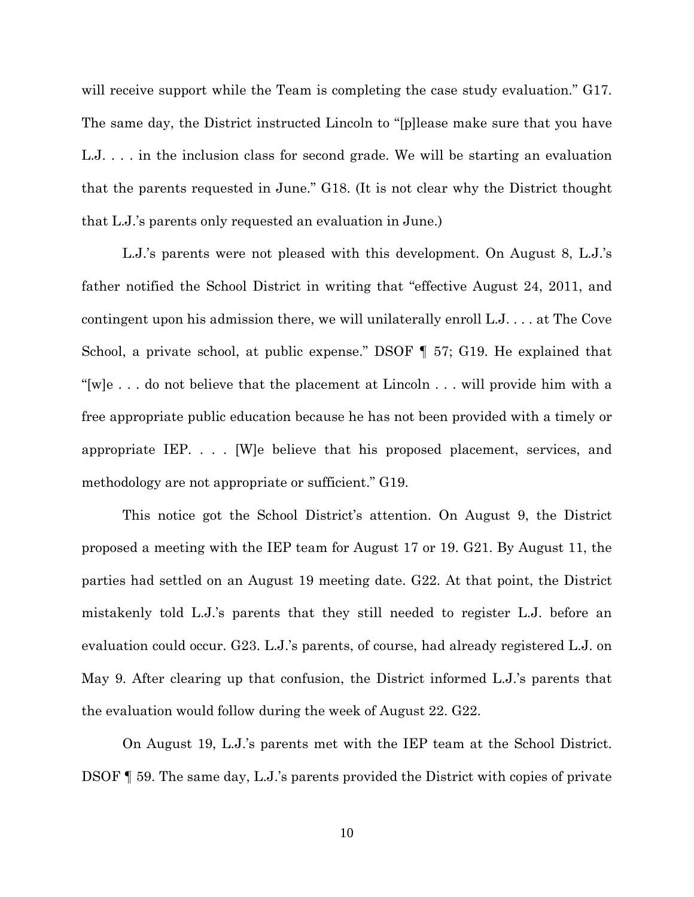will receive support while the Team is completing the case study evaluation." G17. The same day, the District instructed Lincoln to "[p]lease make sure that you have L.J. . . . in the inclusion class for second grade. We will be starting an evaluation that the parents requested in June." G18. (It is not clear why the District thought that L.J.'s parents only requested an evaluation in June.)

L.J.'s parents were not pleased with this development. On August 8, L.J.'s father notified the School District in writing that "effective August 24, 2011, and contingent upon his admission there, we will unilaterally enroll L.J. . . . at The Cove School, a private school, at public expense." DSOF ¶ 57; G19. He explained that "[w]e . . . do not believe that the placement at Lincoln . . . will provide him with a free appropriate public education because he has not been provided with a timely or appropriate IEP. . . . [W]e believe that his proposed placement, services, and methodology are not appropriate or sufficient." G19.

This notice got the School District's attention. On August 9, the District proposed a meeting with the IEP team for August 17 or 19. G21. By August 11, the parties had settled on an August 19 meeting date. G22. At that point, the District mistakenly told L.J.'s parents that they still needed to register L.J. before an evaluation could occur. G23. L.J.'s parents, of course, had already registered L.J. on May 9. After clearing up that confusion, the District informed L.J.'s parents that the evaluation would follow during the week of August 22. G22.

On August 19, L.J.'s parents met with the IEP team at the School District. DSOF ¶ 59. The same day, L.J.'s parents provided the District with copies of private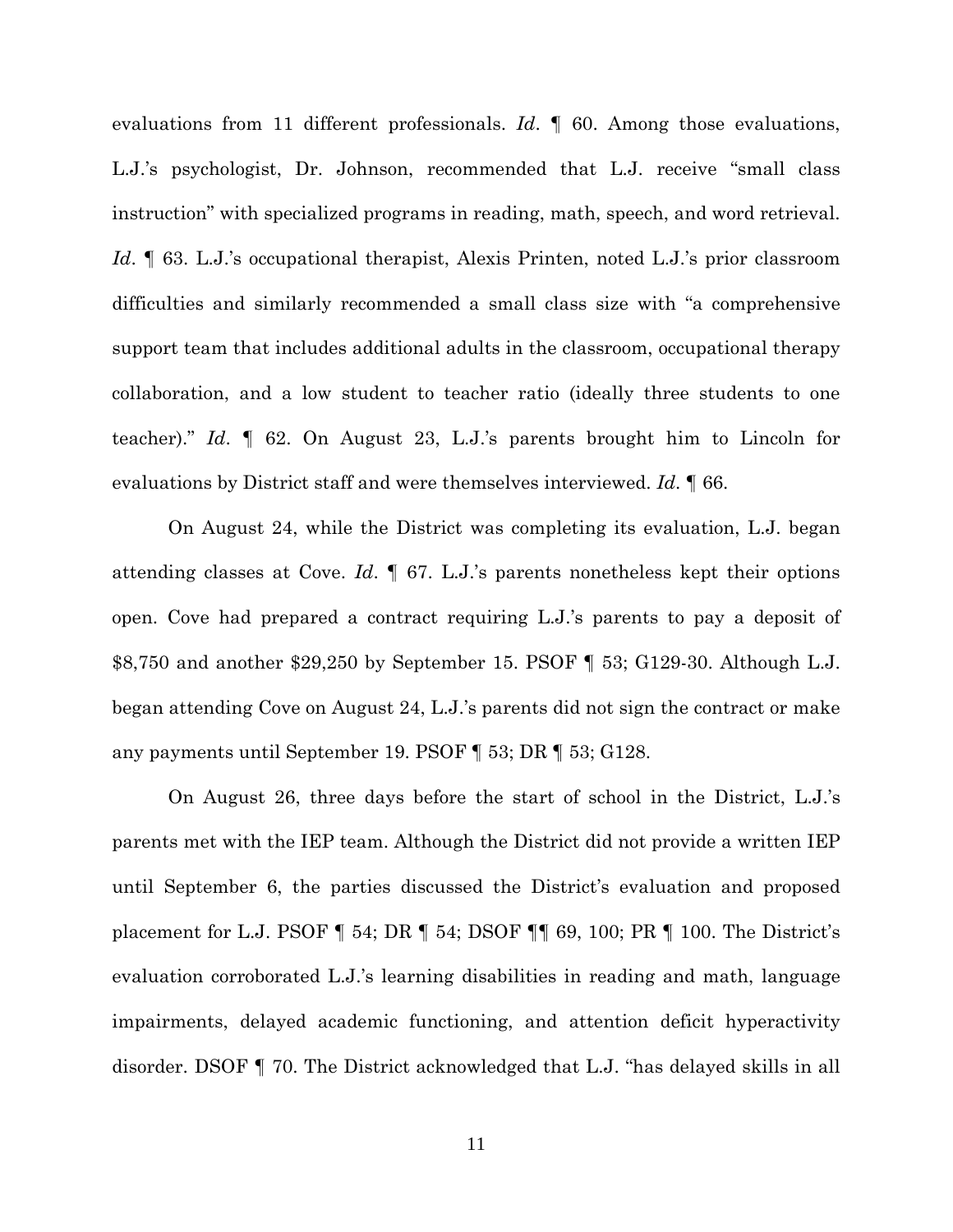evaluations from 11 different professionals. *Id*. ¶ 60. Among those evaluations, L.J.'s psychologist, Dr. Johnson, recommended that L.J. receive "small class instruction" with specialized programs in reading, math, speech, and word retrieval. *Id*. ¶ 63. L.J.'s occupational therapist, Alexis Printen, noted L.J.'s prior classroom difficulties and similarly recommended a small class size with "a comprehensive support team that includes additional adults in the classroom, occupational therapy collaboration, and a low student to teacher ratio (ideally three students to one teacher)." *Id*. ¶ 62. On August 23, L.J.'s parents brought him to Lincoln for evaluations by District staff and were themselves interviewed. *Id*. ¶ 66.

On August 24, while the District was completing its evaluation, L.J. began attending classes at Cove. *Id*. ¶ 67. L.J.'s parents nonetheless kept their options open. Cove had prepared a contract requiring L.J.'s parents to pay a deposit of $8,750 and another $29,250 by September 15. PSOF ¶ 53; G129-30. Although L.J. began attending Cove on August 24, L.J.'s parents did not sign the contract or make any payments until September 19. PSOF ¶ 53; DR ¶ 53; G128.

On August 26, three days before the start of school in the District, L.J.'s parents met with the IEP team. Although the District did not provide a written IEP until September 6, the parties discussed the District's evaluation and proposed placement for L.J. PSOF ¶ 54; DR ¶ 54; DSOF ¶¶ 69, 100; PR ¶ 100. The District's evaluation corroborated L.J.'s learning disabilities in reading and math, language impairments, delayed academic functioning, and attention deficit hyperactivity disorder. DSOF ¶ 70. The District acknowledged that L.J. "has delayed skills in all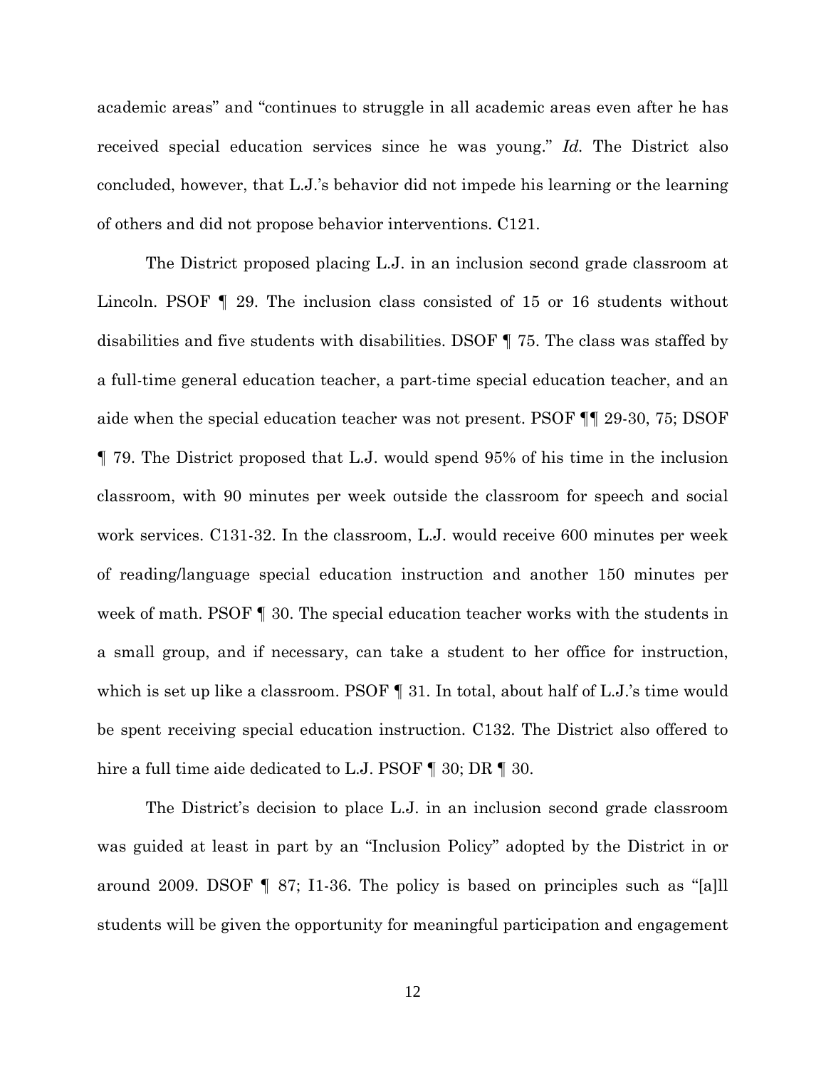academic areas" and "continues to struggle in all academic areas even after he has received special education services since he was young." *Id.* The District also concluded, however, that L.J.'s behavior did not impede his learning or the learning of others and did not propose behavior interventions. C121.

The District proposed placing L.J. in an inclusion second grade classroom at Lincoln. PSOF ¶ 29. The inclusion class consisted of 15 or 16 students without disabilities and five students with disabilities. DSOF ¶ 75. The class was staffed by a full-time general education teacher, a part-time special education teacher, and an aide when the special education teacher was not present. PSOF ¶¶ 29-30, 75; DSOF ¶ 79. The District proposed that L.J. would spend 95% of his time in the inclusion classroom, with 90 minutes per week outside the classroom for speech and social work services. C131-32. In the classroom, L.J. would receive 600 minutes per week of reading/language special education instruction and another 150 minutes per week of math. PSOF ¶ 30. The special education teacher works with the students in a small group, and if necessary, can take a student to her office for instruction, which is set up like a classroom. PSOF ¶ 31. In total, about half of L.J.'s time would be spent receiving special education instruction. C132. The District also offered to hire a full time aide dedicated to L.J. PSOF ¶ 30; DR ¶ 30.

The District's decision to place L.J. in an inclusion second grade classroom was guided at least in part by an "Inclusion Policy" adopted by the District in or around 2009. DSOF ¶ 87; I1-36. The policy is based on principles such as "[a]ll students will be given the opportunity for meaningful participation and engagement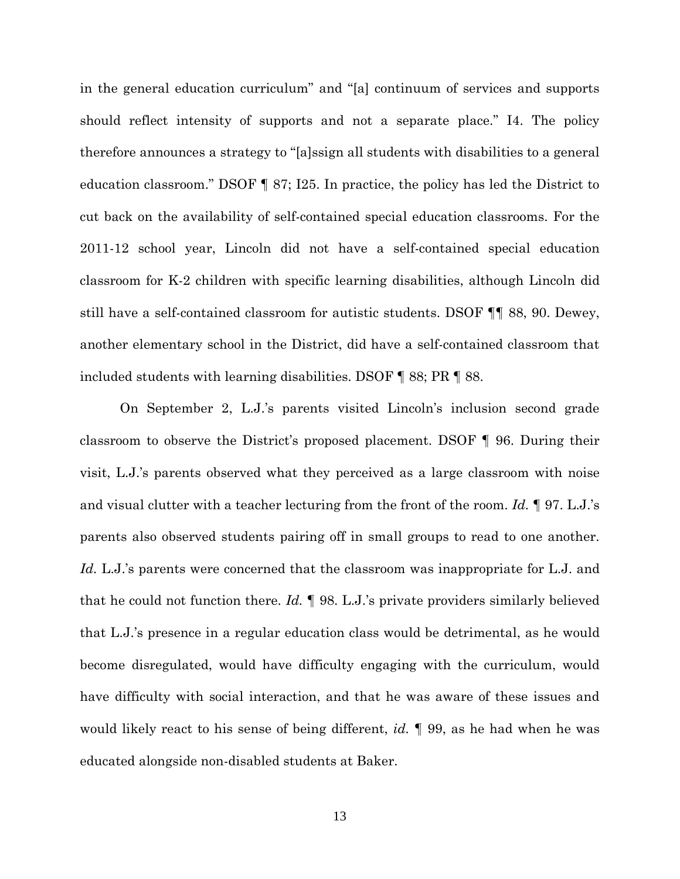in the general education curriculum" and "[a] continuum of services and supports should reflect intensity of supports and not a separate place." I4. The policy therefore announces a strategy to "[a]ssign all students with disabilities to a general education classroom." DSOF ¶ 87; I25. In practice, the policy has led the District to cut back on the availability of self-contained special education classrooms. For the 2011-12 school year, Lincoln did not have a self-contained special education classroom for K-2 children with specific learning disabilities, although Lincoln did still have a self-contained classroom for autistic students. DSOF ¶¶ 88, 90. Dewey, another elementary school in the District, did have a self-contained classroom that included students with learning disabilities. DSOF ¶ 88; PR ¶ 88.

On September 2, L.J.'s parents visited Lincoln's inclusion second grade classroom to observe the District's proposed placement. DSOF ¶ 96. During their visit, L.J.'s parents observed what they perceived as a large classroom with noise and visual clutter with a teacher lecturing from the front of the room. *Id.* ¶ 97. L.J.'s parents also observed students pairing off in small groups to read to one another. *Id.* L.J.'s parents were concerned that the classroom was inappropriate for L.J. and that he could not function there. *Id.* ¶ 98. L.J.'s private providers similarly believed that L.J.'s presence in a regular education class would be detrimental, as he would become disregulated, would have difficulty engaging with the curriculum, would have difficulty with social interaction, and that he was aware of these issues and would likely react to his sense of being different, *id.* ¶ 99, as he had when he was educated alongside non-disabled students at Baker.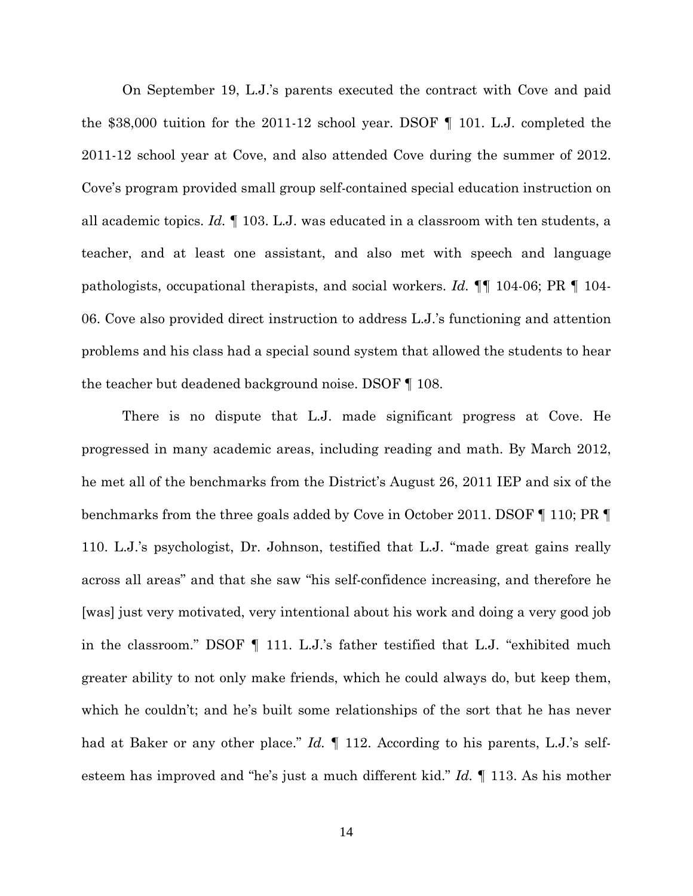On September 19, L.J.'s parents executed the contract with Cove and paid the $38,000 tuition for the 2011-12 school year. DSOF ¶ 101. L.J. completed the 2011-12 school year at Cove, and also attended Cove during the summer of 2012. Cove's program provided small group self-contained special education instruction on all academic topics. *Id.* ¶ 103. L.J. was educated in a classroom with ten students, a teacher, and at least one assistant, and also met with speech and language pathologists, occupational therapists, and social workers. *Id.* ¶¶ 104-06; PR ¶ 104-06. Cove also provided direct instruction to address L.J.'s functioning and attention problems and his class had a special sound system that allowed the students to hear the teacher but deadened background noise. DSOF ¶ 108.

There is no dispute that L.J. made significant progress at Cove. He progressed in many academic areas, including reading and math. By March 2012, he met all of the benchmarks from the District's August 26, 2011 IEP and six of the benchmarks from the three goals added by Cove in October 2011. DSOF ¶ 110; PR ¶ 110. L.J.'s psychologist, Dr. Johnson, testified that L.J. "made great gains really across all areas" and that she saw "his self-confidence increasing, and therefore he [was] just very motivated, very intentional about his work and doing a very good job in the classroom." DSOF ¶ 111. L.J.'s father testified that L.J. "exhibited much greater ability to not only make friends, which he could always do, but keep them, which he couldn't; and he's built some relationships of the sort that he has never had at Baker or any other place." *Id.* ¶ 112. According to his parents, L.J.'s self-esteem has improved and "he's just a much different kid." *Id.* ¶ 113. As his mother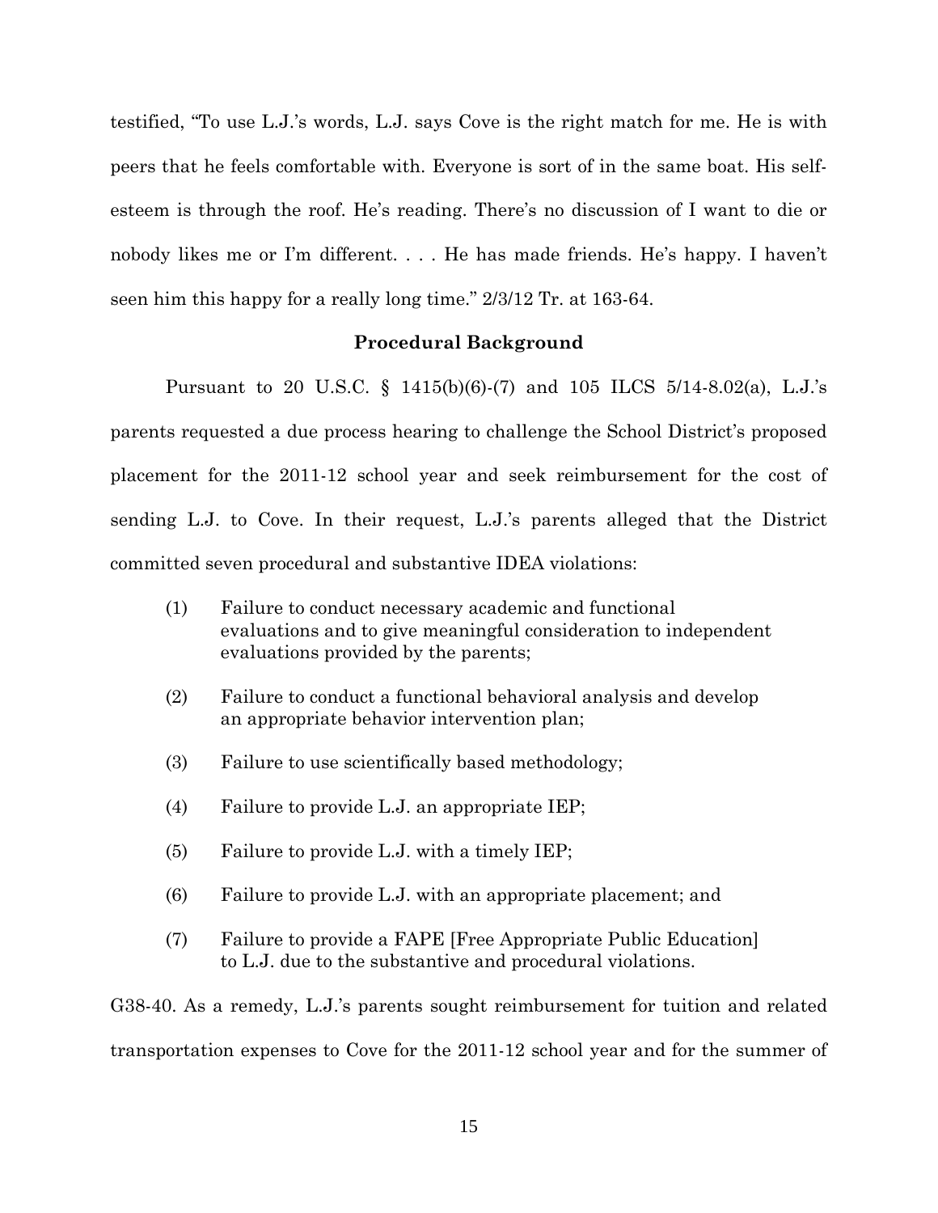testified, "To use L.J.'s words, L.J. says Cove is the right match for me. He is with peers that he feels comfortable with. Everyone is sort of in the same boat. His self-esteem is through the roof. He's reading. There's no discussion of I want to die or nobody likes me or I'm different. . . . He has made friends. He's happy. I haven't seen him this happy for a really long time." 2/3/12 Tr. at 163-64.

### Procedural Background

Pursuant to 20 U.S.C. § 1415(b)(6)-(7) and 105 ILCS 5/14-8.02(a), L.J.'s parents requested a due process hearing to challenge the School District's proposed placement for the 2011-12 school year and seek reimbursement for the cost of sending L.J. to Cove. In their request, L.J.'s parents alleged that the District committed seven procedural and substantive IDEA violations:

(1) Failure to conduct necessary academic and functional evaluations and to give meaningful consideration to independent evaluations provided by the parents;

(2) Failure to conduct a functional behavioral analysis and develop an appropriate behavior intervention plan;

(3) Failure to use scientifically based methodology;

(4) Failure to provide L.J. an appropriate IEP;

(5) Failure to provide L.J. with a timely IEP;

(6) Failure to provide L.J. with an appropriate placement; and

(7) Failure to provide a FAPE [Free Appropriate Public Education] to L.J. due to the substantive and procedural violations.

G38-40. As a remedy, L.J.'s parents sought reimbursement for tuition and related transportation expenses to Cove for the 2011-12 school year and for the summer of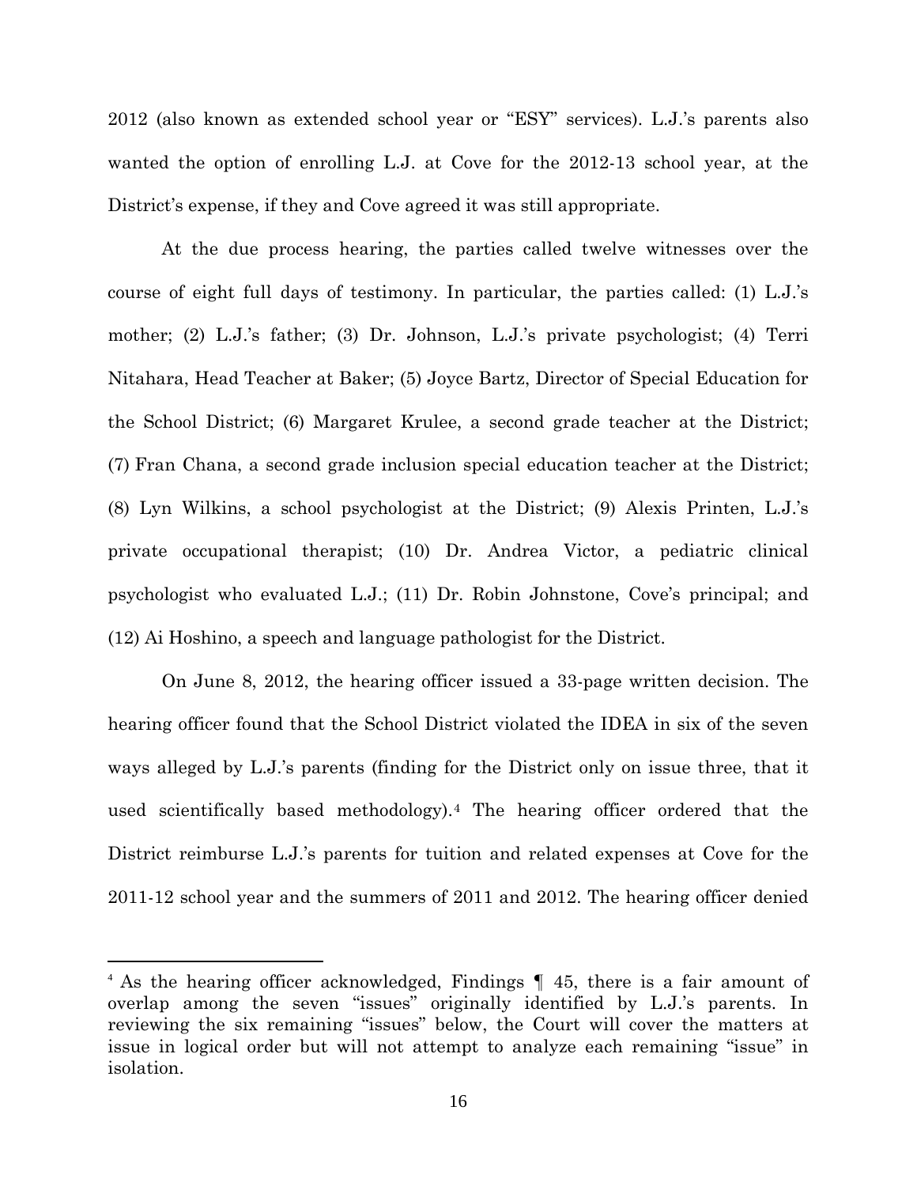2012 (also known as extended school year or "ESY" services). L.J.'s parents also wanted the option of enrolling L.J. at Cove for the 2012-13 school year, at the District's expense, if they and Cove agreed it was still appropriate.

At the due process hearing, the parties called twelve witnesses over the course of eight full days of testimony. In particular, the parties called: (1) L.J.'s mother; (2) L.J.'s father; (3) Dr. Johnson, L.J.'s private psychologist; (4) Terri Nitahara, Head Teacher at Baker; (5) Joyce Bartz, Director of Special Education for the School District; (6) Margaret Krulee, a second grade teacher at the District; (7) Fran Chana, a second grade inclusion special education teacher at the District; (8) Lyn Wilkins, a school psychologist at the District; (9) Alexis Printen, L.J.'s private occupational therapist; (10) Dr. Andrea Victor, a pediatric clinical psychologist who evaluated L.J.; (11) Dr. Robin Johnstone, Cove's principal; and (12) Ai Hoshino, a speech and language pathologist for the District.

On June 8, 2012, the hearing officer issued a 33-page written decision. The hearing officer found that the School District violated the IDEA in six of the seven ways alleged by L.J.'s parents (finding for the District only on issue three, that it used scientifically based methodology).[4] The hearing officer ordered that the District reimburse L.J.'s parents for tuition and related expenses at Cove for the 2011-12 school year and the summers of 2011 and 2012. The hearing officer denied

[4] As the hearing officer acknowledged, Findings ¶ 45, there is a fair amount of overlap among the seven "issues" originally identified by L.J.'s parents. In reviewing the six remaining "issues" below, the Court will cover the matters at issue in logical order but will not attempt to analyze each remaining "issue" in isolation.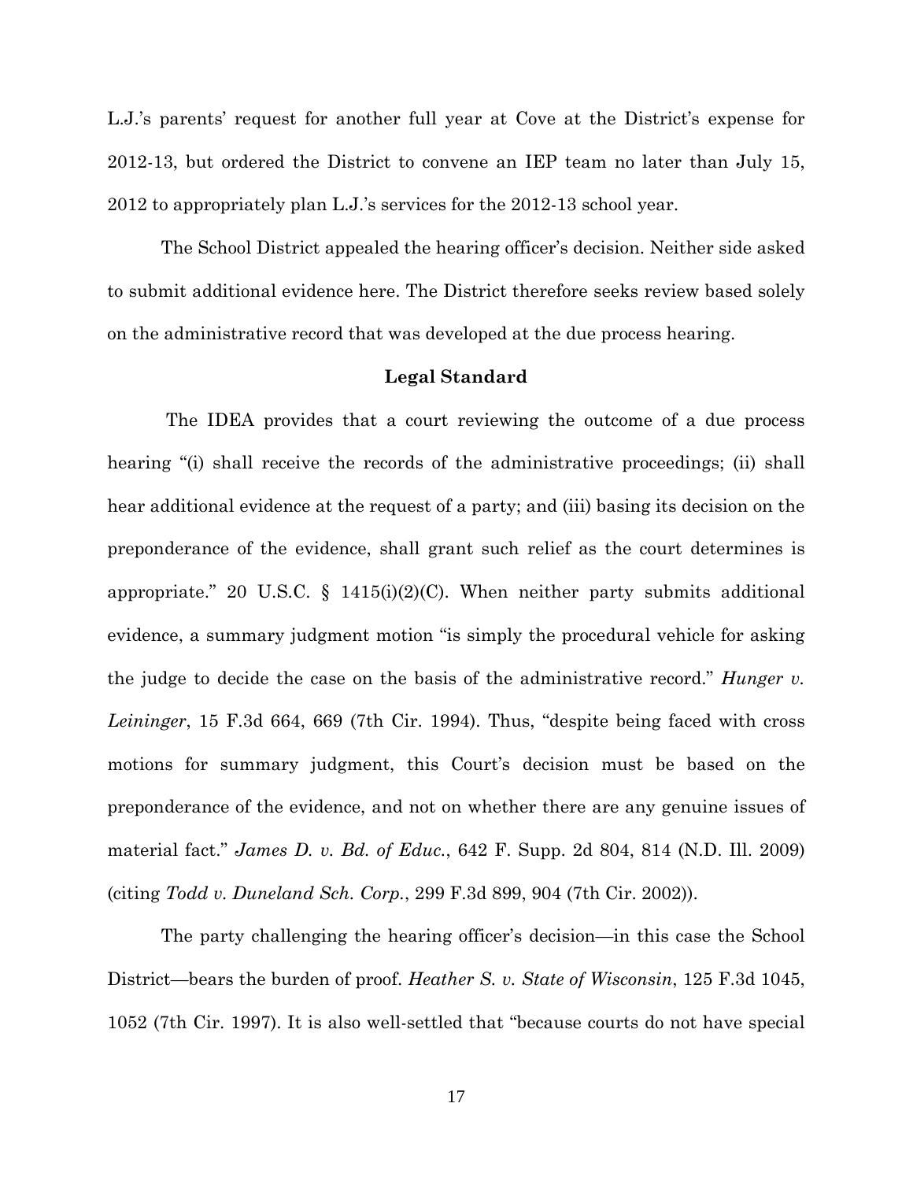L.J.'s parents' request for another full year at Cove at the District's expense for 2012-13, but ordered the District to convene an IEP team no later than July 15, 2012 to appropriately plan L.J.'s services for the 2012-13 school year.

The School District appealed the hearing officer's decision. Neither side asked to submit additional evidence here. The District therefore seeks review based solely on the administrative record that was developed at the due process hearing.

**Legal Standard**

The IDEA provides that a court reviewing the outcome of a due process hearing "(i) shall receive the records of the administrative proceedings; (ii) shall hear additional evidence at the request of a party; and (iii) basing its decision on the preponderance of the evidence, shall grant such relief as the court determines is appropriate." 20 U.S.C. § 1415(i)(2)(C). When neither party submits additional evidence, a summary judgment motion "is simply the procedural vehicle for asking the judge to decide the case on the basis of the administrative record." *Hunger v. Leininger*, 15 F.3d 664, 669 (7th Cir. 1994). Thus, "despite being faced with cross motions for summary judgment, this Court's decision must be based on the preponderance of the evidence, and not on whether there are any genuine issues of material fact." *James D. v. Bd. of Educ.*, 642 F. Supp. 2d 804, 814 (N.D. Ill. 2009) (citing *Todd v. Duneland Sch. Corp.*, 299 F.3d 899, 904 (7th Cir. 2002)).

The party challenging the hearing officer's decision—in this case the School District—bears the burden of proof. *Heather S. v. State of Wisconsin*, 125 F.3d 1045, 1052 (7th Cir. 1997). It is also well-settled that "because courts do not have special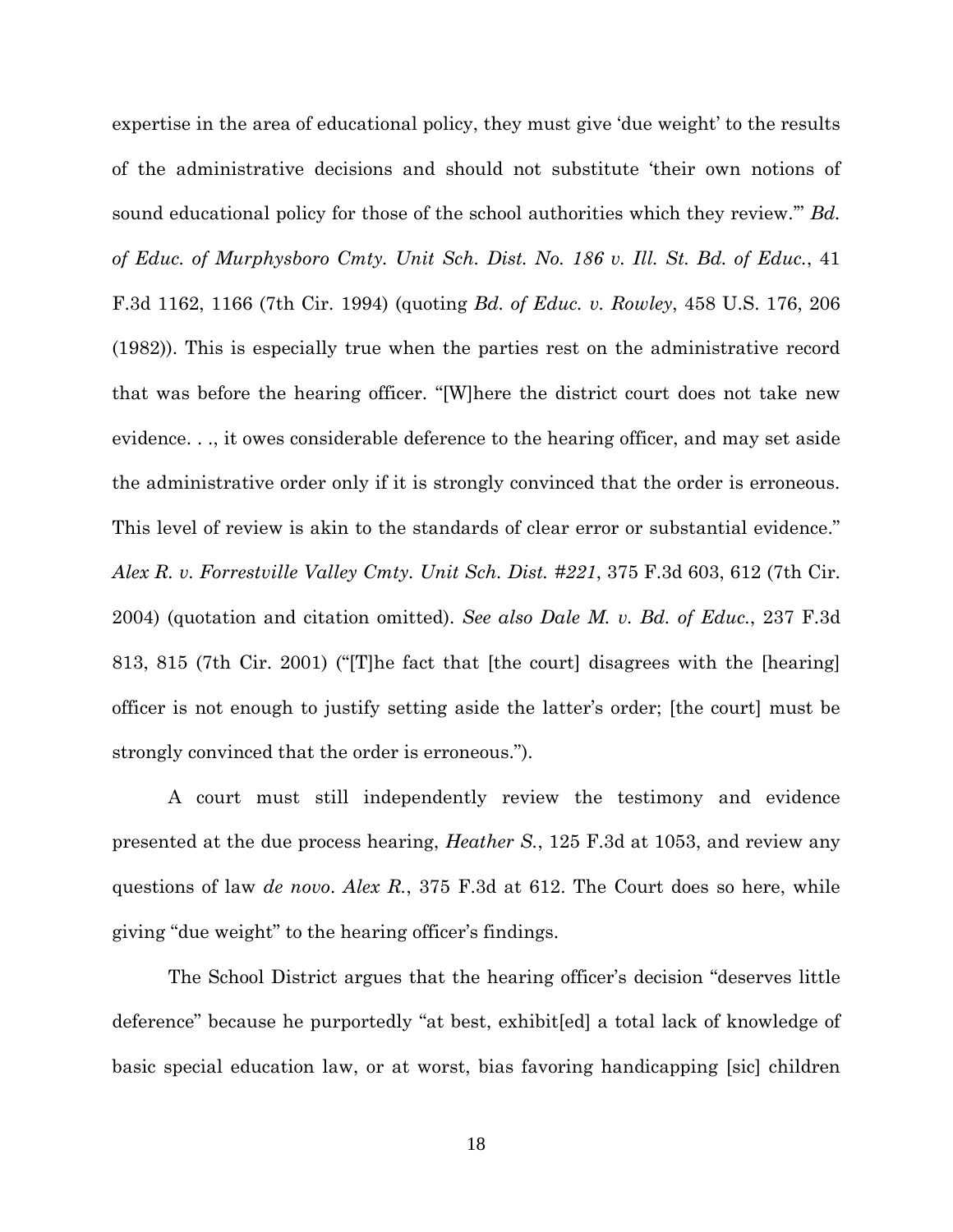expertise in the area of educational policy, they must give 'due weight' to the results of the administrative decisions and should not substitute 'their own notions of sound educational policy for those of the school authorities which they review.'" *Bd. of Educ. of Murphysboro Cmty. Unit Sch. Dist. No. 186 v. Ill. St. Bd. of Educ.*, 41 F.3d 1162, 1166 (7th Cir. 1994) (quoting *Bd. of Educ. v. Rowley*, 458 U.S. 176, 206 (1982)). This is especially true when the parties rest on the administrative record that was before the hearing officer. "[W]here the district court does not take new evidence. . ., it owes considerable deference to the hearing officer, and may set aside the administrative order only if it is strongly convinced that the order is erroneous. This level of review is akin to the standards of clear error or substantial evidence." *Alex R. v. Forrestville Valley Cmty. Unit Sch. Dist. #221*, 375 F.3d 603, 612 (7th Cir. 2004) (quotation and citation omitted). *See also Dale M. v. Bd. of Educ.*, 237 F.3d 813, 815 (7th Cir. 2001) ("[T]he fact that [the court] disagrees with the [hearing] officer is not enough to justify setting aside the latter's order; [the court] must be strongly convinced that the order is erroneous.").

A court must still independently review the testimony and evidence presented at the due process hearing, *Heather S.*, 125 F.3d at 1053, and review any questions of law *de novo*. *Alex R.*, 375 F.3d at 612. The Court does so here, while giving "due weight" to the hearing officer's findings.

The School District argues that the hearing officer's decision "deserves little deference" because he purportedly "at best, exhibit[ed] a total lack of knowledge of basic special education law, or at worst, bias favoring handicapping [sic] children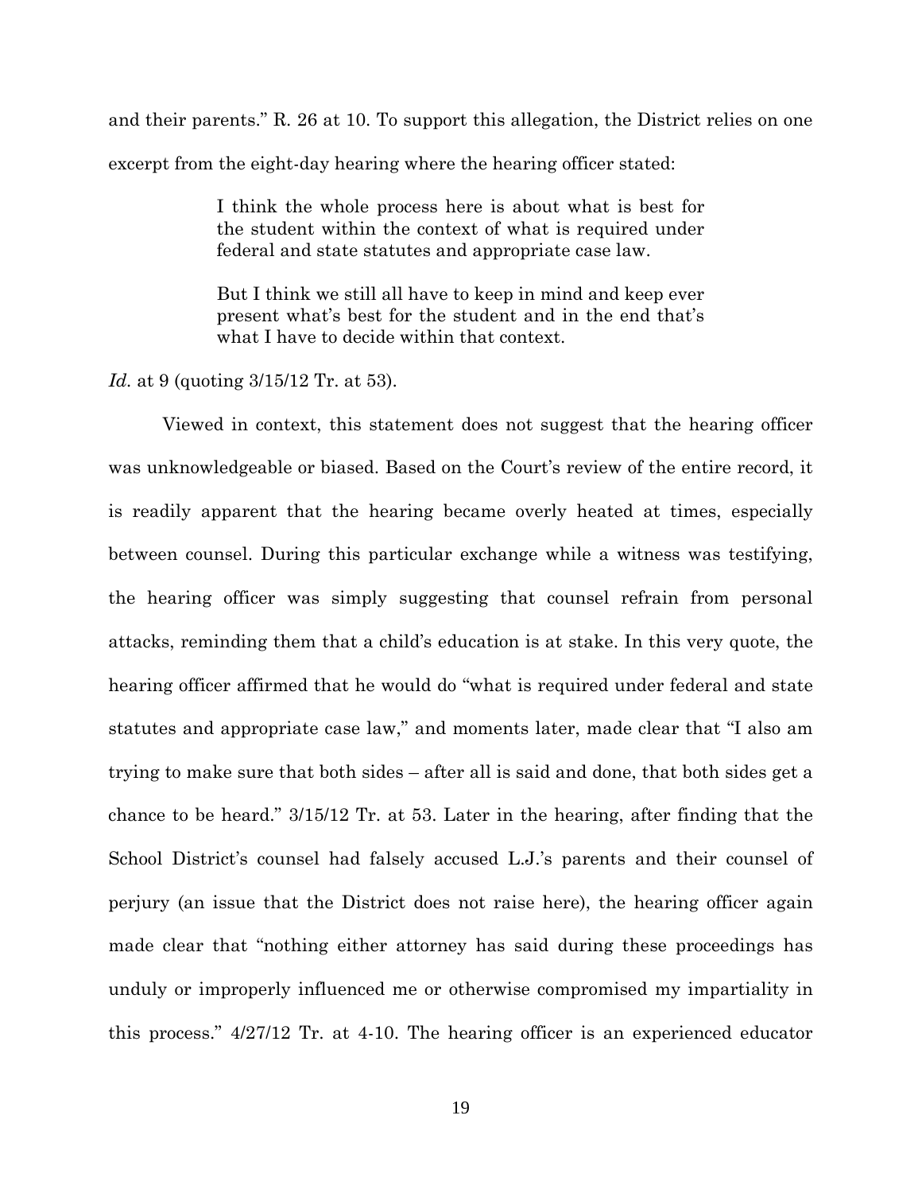and their parents." R. 26 at 10. To support this allegation, the District relies on one excerpt from the eight-day hearing where the hearing officer stated:

> I think the whole process here is about what is best for the student within the context of what is required under federal and state statutes and appropriate case law.
>
> But I think we still all have to keep in mind and keep ever present what's best for the student and in the end that's what I have to decide within that context.

*Id.* at 9 (quoting 3/15/12 Tr. at 53).

Viewed in context, this statement does not suggest that the hearing officer was unknowledgeable or biased. Based on the Court's review of the entire record, it is readily apparent that the hearing became overly heated at times, especially between counsel. During this particular exchange while a witness was testifying, the hearing officer was simply suggesting that counsel refrain from personal attacks, reminding them that a child's education is at stake. In this very quote, the hearing officer affirmed that he would do "what is required under federal and state statutes and appropriate case law," and moments later, made clear that "I also am trying to make sure that both sides – after all is said and done, that both sides get a chance to be heard." 3/15/12 Tr. at 53. Later in the hearing, after finding that the School District's counsel had falsely accused L.J.'s parents and their counsel of perjury (an issue that the District does not raise here), the hearing officer again made clear that "nothing either attorney has said during these proceedings has unduly or improperly influenced me or otherwise compromised my impartiality in this process." 4/27/12 Tr. at 4-10. The hearing officer is an experienced educator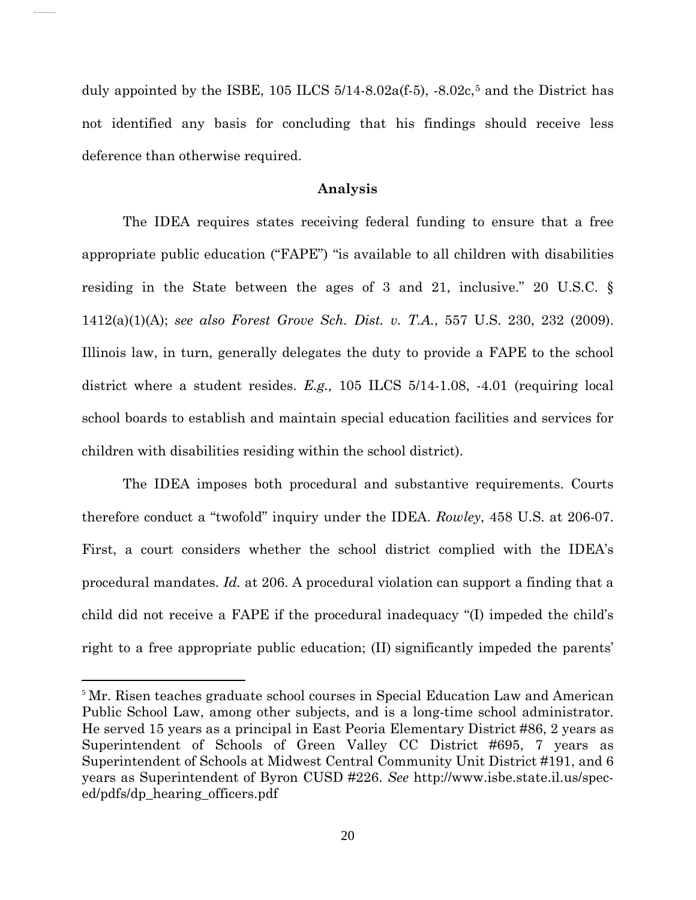duly appointed by the ISBE, 105 ILCS 5/14-8.02a(f-5), -8.02c,[5] and the District has not identified any basis for concluding that his findings should receive less deference than otherwise required.

**Analysis**

The IDEA requires states receiving federal funding to ensure that a free appropriate public education ("FAPE") "is available to all children with disabilities residing in the State between the ages of 3 and 21, inclusive." 20 U.S.C. § 1412(a)(1)(A); *see also Forest Grove Sch. Dist. v. T.A.*, 557 U.S. 230, 232 (2009). Illinois law, in turn, generally delegates the duty to provide a FAPE to the school district where a student resides. *E.g.,* 105 ILCS 5/14-1.08, -4.01 (requiring local school boards to establish and maintain special education facilities and services for children with disabilities residing within the school district).

The IDEA imposes both procedural and substantive requirements. Courts therefore conduct a "twofold" inquiry under the IDEA. *Rowley*, 458 U.S. at 206-07. First, a court considers whether the school district complied with the IDEA's procedural mandates. *Id.* at 206. A procedural violation can support a finding that a child did not receive a FAPE if the procedural inadequacy "(I) impeded the child's right to a free appropriate public education; (II) significantly impeded the parents'

---

[5] Mr. Risen teaches graduate school courses in Special Education Law and American Public School Law, among other subjects, and is a long-time school administrator. He served 15 years as a principal in East Peoria Elementary District #86, 2 years as Superintendent of Schools of Green Valley CC District #695, 7 years as Superintendent of Schools at Midwest Central Community Unit District #191, and 6 years as Superintendent of Byron CUSD #226. *See* http://www.isbe.state.il.us/spec-ed/pdfs/dp_hearing_officers.pdf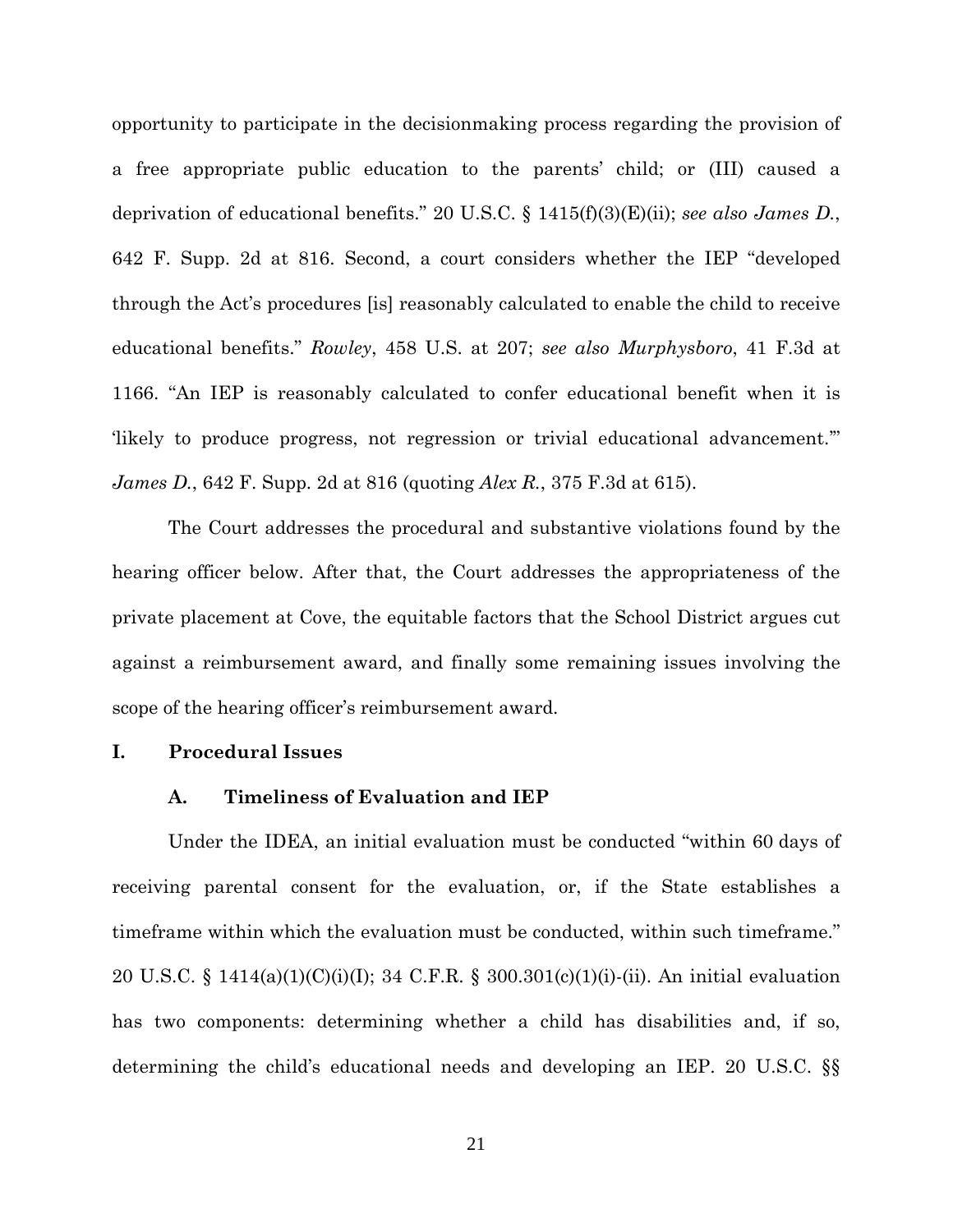opportunity to participate in the decisionmaking process regarding the provision of a free appropriate public education to the parents' child; or (III) caused a deprivation of educational benefits." 20 U.S.C. § 1415(f)(3)(E)(ii); *see also James D.*, 642 F. Supp. 2d at 816. Second, a court considers whether the IEP "developed through the Act's procedures [is] reasonably calculated to enable the child to receive educational benefits." *Rowley*, 458 U.S. at 207; *see also Murphysboro*, 41 F.3d at 1166. "An IEP is reasonably calculated to confer educational benefit when it is 'likely to produce progress, not regression or trivial educational advancement.'" *James D.*, 642 F. Supp. 2d at 816 (quoting *Alex R.*, 375 F.3d at 615).

The Court addresses the procedural and substantive violations found by the hearing officer below. After that, the Court addresses the appropriateness of the private placement at Cove, the equitable factors that the School District argues cut against a reimbursement award, and finally some remaining issues involving the scope of the hearing officer's reimbursement award.

## I. Procedural Issues

### A. Timeliness of Evaluation and IEP

Under the IDEA, an initial evaluation must be conducted "within 60 days of receiving parental consent for the evaluation, or, if the State establishes a timeframe within which the evaluation must be conducted, within such timeframe." 20 U.S.C. § 1414(a)(1)(C)(i)(I); 34 C.F.R. § 300.301(c)(1)(i)-(ii). An initial evaluation has two components: determining whether a child has disabilities and, if so, determining the child's educational needs and developing an IEP. 20 U.S.C. §§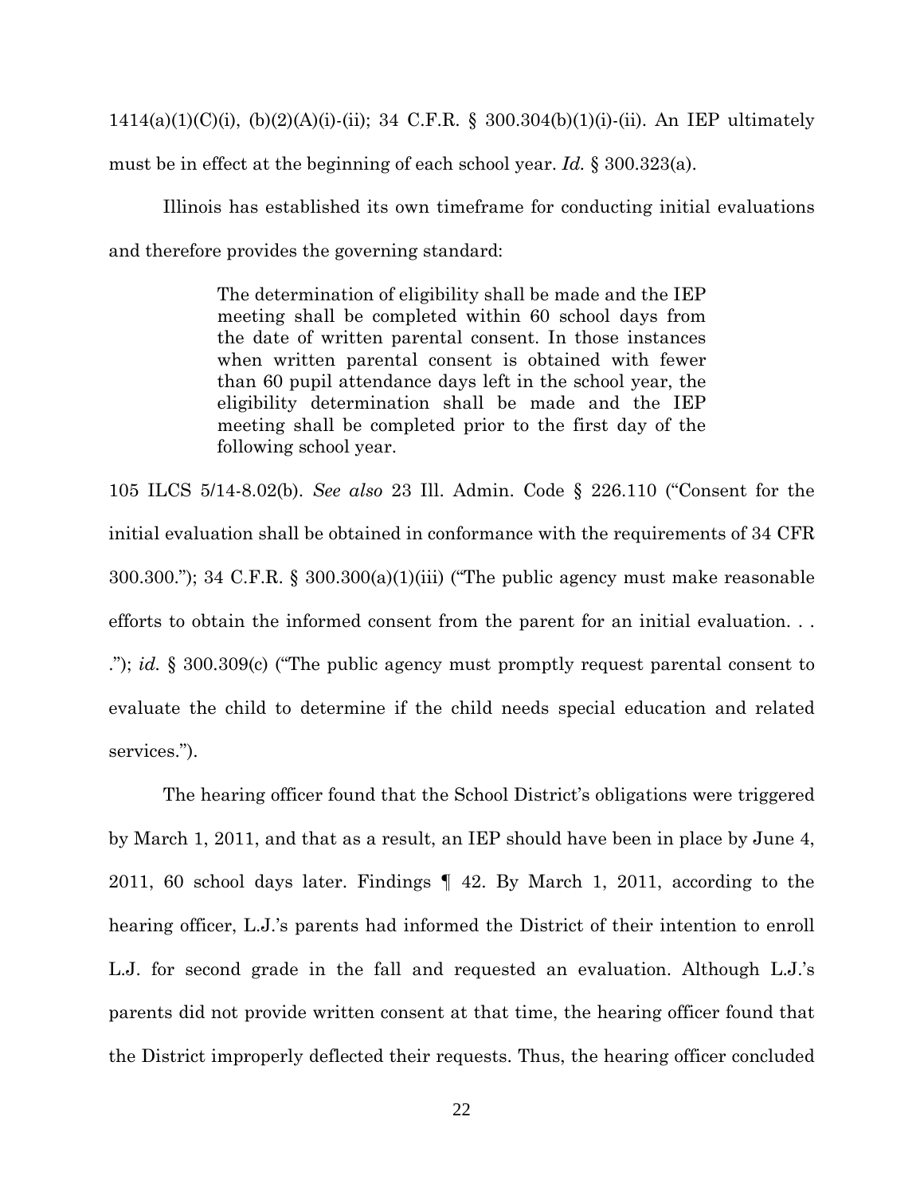1414(a)(1)(C)(i), (b)(2)(A)(i)-(ii); 34 C.F.R. § 300.304(b)(1)(i)-(ii). An IEP ultimately must be in effect at the beginning of each school year. *Id.* § 300.323(a).

Illinois has established its own timeframe for conducting initial evaluations and therefore provides the governing standard:

> The determination of eligibility shall be made and the IEP meeting shall be completed within 60 school days from the date of written parental consent. In those instances when written parental consent is obtained with fewer than 60 pupil attendance days left in the school year, the eligibility determination shall be made and the IEP meeting shall be completed prior to the first day of the following school year.

105 ILCS 5/14-8.02(b). *See also* 23 Ill. Admin. Code § 226.110 ("Consent for the initial evaluation shall be obtained in conformance with the requirements of 34 CFR 300.300."); 34 C.F.R. § 300.300(a)(1)(iii) ("The public agency must make reasonable efforts to obtain the informed consent from the parent for an initial evaluation. . . ."); *id.* § 300.309(c) ("The public agency must promptly request parental consent to evaluate the child to determine if the child needs special education and related services.").

The hearing officer found that the School District's obligations were triggered by March 1, 2011, and that as a result, an IEP should have been in place by June 4, 2011, 60 school days later. Findings ¶ 42. By March 1, 2011, according to the hearing officer, L.J.'s parents had informed the District of their intention to enroll L.J. for second grade in the fall and requested an evaluation. Although L.J.'s parents did not provide written consent at that time, the hearing officer found that the District improperly deflected their requests. Thus, the hearing officer concluded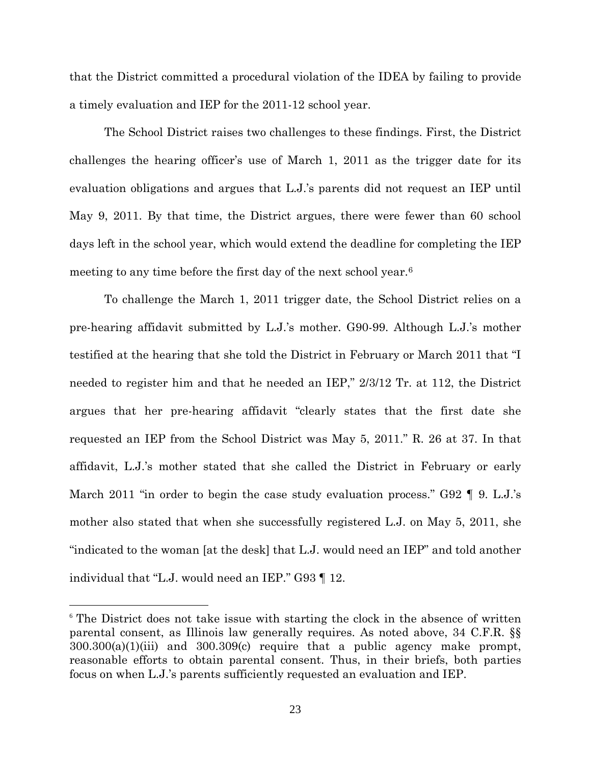that the District committed a procedural violation of the IDEA by failing to provide a timely evaluation and IEP for the 2011-12 school year.

The School District raises two challenges to these findings. First, the District challenges the hearing officer's use of March 1, 2011 as the trigger date for its evaluation obligations and argues that L.J.'s parents did not request an IEP until May 9, 2011. By that time, the District argues, there were fewer than 60 school days left in the school year, which would extend the deadline for completing the IEP meeting to any time before the first day of the next school year.[6]

To challenge the March 1, 2011 trigger date, the School District relies on a pre-hearing affidavit submitted by L.J.'s mother. G90-99. Although L.J.'s mother testified at the hearing that she told the District in February or March 2011 that "I needed to register him and that he needed an IEP," 2/3/12 Tr. at 112, the District argues that her pre-hearing affidavit "clearly states that the first date she requested an IEP from the School District was May 5, 2011." R. 26 at 37. In that affidavit, L.J.'s mother stated that she called the District in February or early March 2011 "in order to begin the case study evaluation process." G92 ¶ 9. L.J.'s mother also stated that when she successfully registered L.J. on May 5, 2011, she "indicated to the woman [at the desk] that L.J. would need an IEP" and told another individual that "L.J. would need an IEP." G93 ¶ 12.

---

[6] The District does not take issue with starting the clock in the absence of written parental consent, as Illinois law generally requires. As noted above, 34 C.F.R. §§ 300.300(a)(1)(iii) and 300.309(c) require that a public agency make prompt, reasonable efforts to obtain parental consent. Thus, in their briefs, both parties focus on when L.J.'s parents sufficiently requested an evaluation and IEP.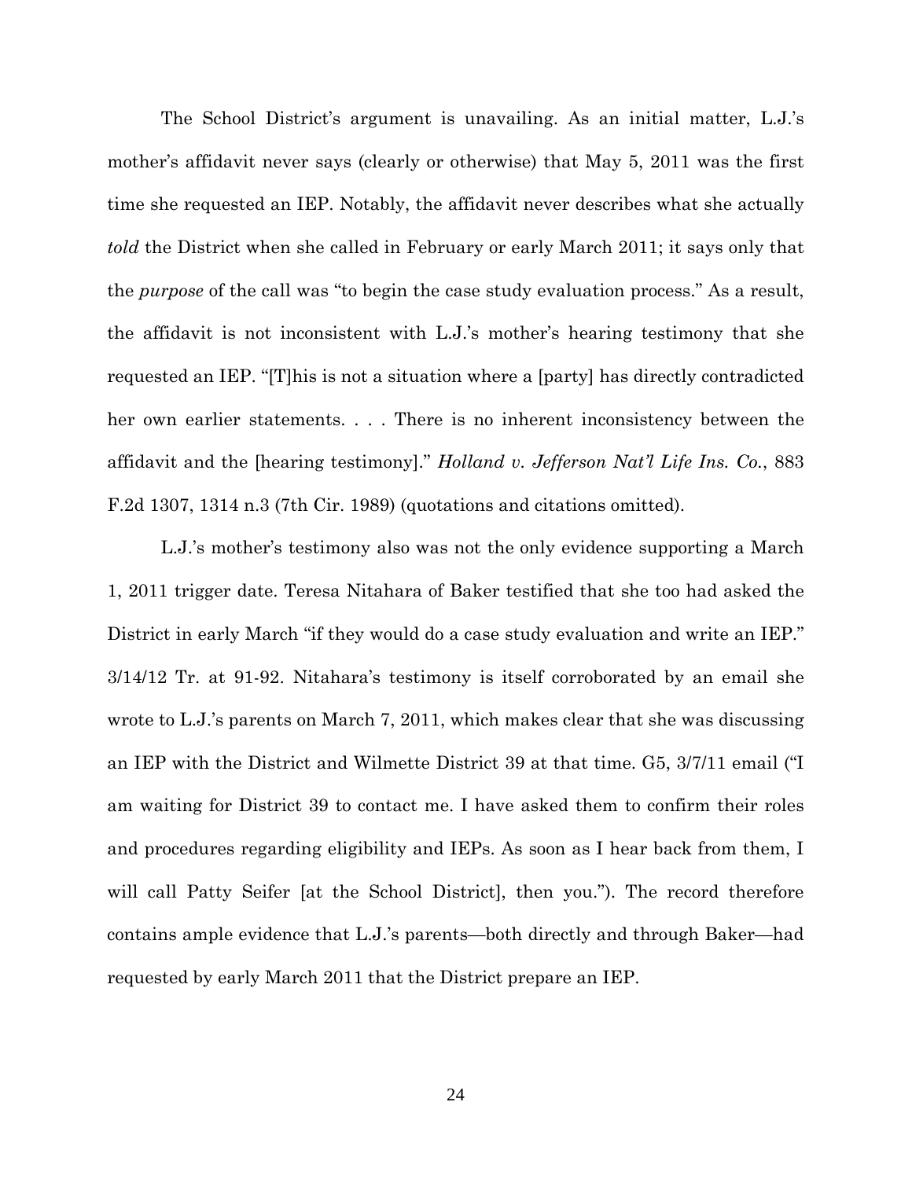The School District's argument is unavailing. As an initial matter, L.J.'s mother's affidavit never says (clearly or otherwise) that May 5, 2011 was the first time she requested an IEP. Notably, the affidavit never describes what she actually *told* the District when she called in February or early March 2011; it says only that the *purpose* of the call was "to begin the case study evaluation process." As a result, the affidavit is not inconsistent with L.J.'s mother's hearing testimony that she requested an IEP. "[T]his is not a situation where a [party] has directly contradicted her own earlier statements. . . . There is no inherent inconsistency between the affidavit and the [hearing testimony]." *Holland v. Jefferson Nat'l Life Ins. Co.*, 883 F.2d 1307, 1314 n.3 (7th Cir. 1989) (quotations and citations omitted).

L.J.'s mother's testimony also was not the only evidence supporting a March 1, 2011 trigger date. Teresa Nitahara of Baker testified that she too had asked the District in early March "if they would do a case study evaluation and write an IEP." 3/14/12 Tr. at 91-92. Nitahara's testimony is itself corroborated by an email she wrote to L.J.'s parents on March 7, 2011, which makes clear that she was discussing an IEP with the District and Wilmette District 39 at that time. G5, 3/7/11 email ("I am waiting for District 39 to contact me. I have asked them to confirm their roles and procedures regarding eligibility and IEPs. As soon as I hear back from them, I will call Patty Seifer [at the School District], then you."). The record therefore contains ample evidence that L.J.'s parents—both directly and through Baker—had requested by early March 2011 that the District prepare an IEP.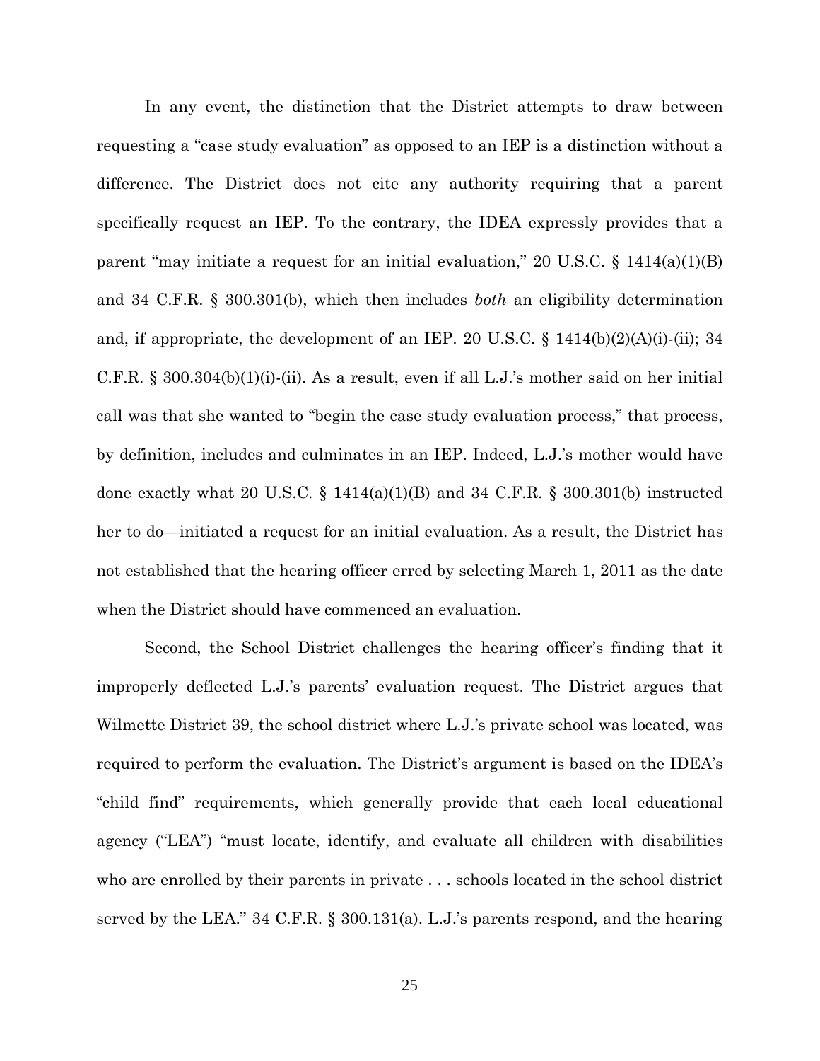In any event, the distinction that the District attempts to draw between requesting a "case study evaluation" as opposed to an IEP is a distinction without a difference. The District does not cite any authority requiring that a parent specifically request an IEP. To the contrary, the IDEA expressly provides that a parent "may initiate a request for an initial evaluation," 20 U.S.C. § 1414(a)(1)(B) and 34 C.F.R. § 300.301(b), which then includes *both* an eligibility determination and, if appropriate, the development of an IEP. 20 U.S.C. § 1414(b)(2)(A)(i)-(ii); 34 C.F.R. § 300.304(b)(1)(i)-(ii). As a result, even if all L.J.'s mother said on her initial call was that she wanted to "begin the case study evaluation process," that process, by definition, includes and culminates in an IEP. Indeed, L.J.'s mother would have done exactly what 20 U.S.C. § 1414(a)(1)(B) and 34 C.F.R. § 300.301(b) instructed her to do—initiated a request for an initial evaluation. As a result, the District has not established that the hearing officer erred by selecting March 1, 2011 as the date when the District should have commenced an evaluation.

Second, the School District challenges the hearing officer's finding that it improperly deflected L.J.'s parents' evaluation request. The District argues that Wilmette District 39, the school district where L.J.'s private school was located, was required to perform the evaluation. The District's argument is based on the IDEA's "child find" requirements, which generally provide that each local educational agency ("LEA") "must locate, identify, and evaluate all children with disabilities who are enrolled by their parents in private . . . schools located in the school district served by the LEA." 34 C.F.R. § 300.131(a). L.J.'s parents respond, and the hearing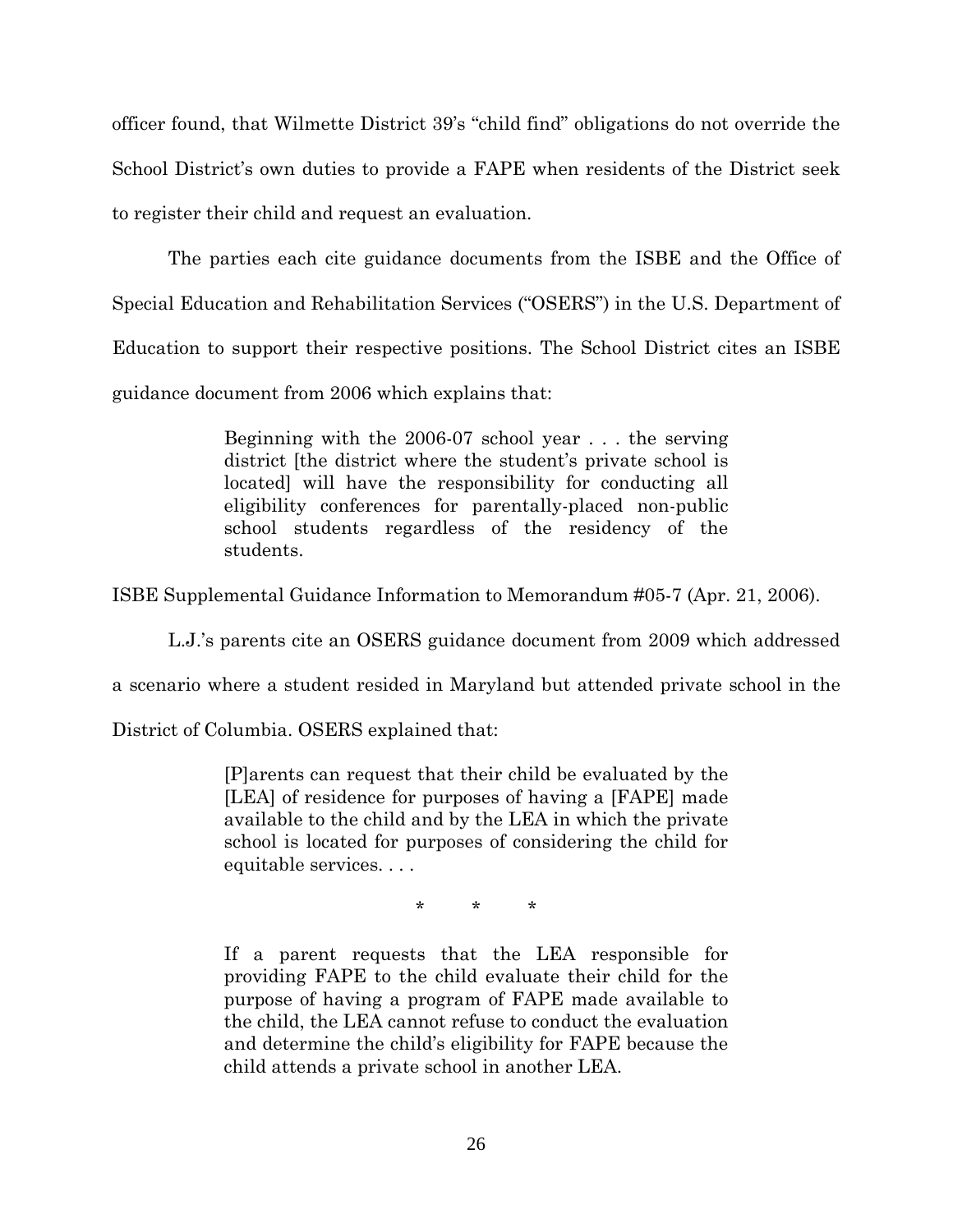officer found, that Wilmette District 39's "child find" obligations do not override the School District's own duties to provide a FAPE when residents of the District seek to register their child and request an evaluation.

The parties each cite guidance documents from the ISBE and the Office of Special Education and Rehabilitation Services ("OSERS") in the U.S. Department of Education to support their respective positions. The School District cites an ISBE guidance document from 2006 which explains that:

> Beginning with the 2006-07 school year . . . the serving district [the district where the student's private school is located] will have the responsibility for conducting all eligibility conferences for parentally-placed non-public school students regardless of the residency of the students.

ISBE Supplemental Guidance Information to Memorandum #05-7 (Apr. 21, 2006).

L.J.'s parents cite an OSERS guidance document from 2009 which addressed a scenario where a student resided in Maryland but attended private school in the District of Columbia. OSERS explained that:

> [P]arents can request that their child be evaluated by the [LEA] of residence for purposes of having a [FAPE] made available to the child and by the LEA in which the private school is located for purposes of considering the child for equitable services. . . .
>
> \* \* \*
>
> If a parent requests that the LEA responsible for providing FAPE to the child evaluate their child for the purpose of having a program of FAPE made available to the child, the LEA cannot refuse to conduct the evaluation and determine the child's eligibility for FAPE because the child attends a private school in another LEA.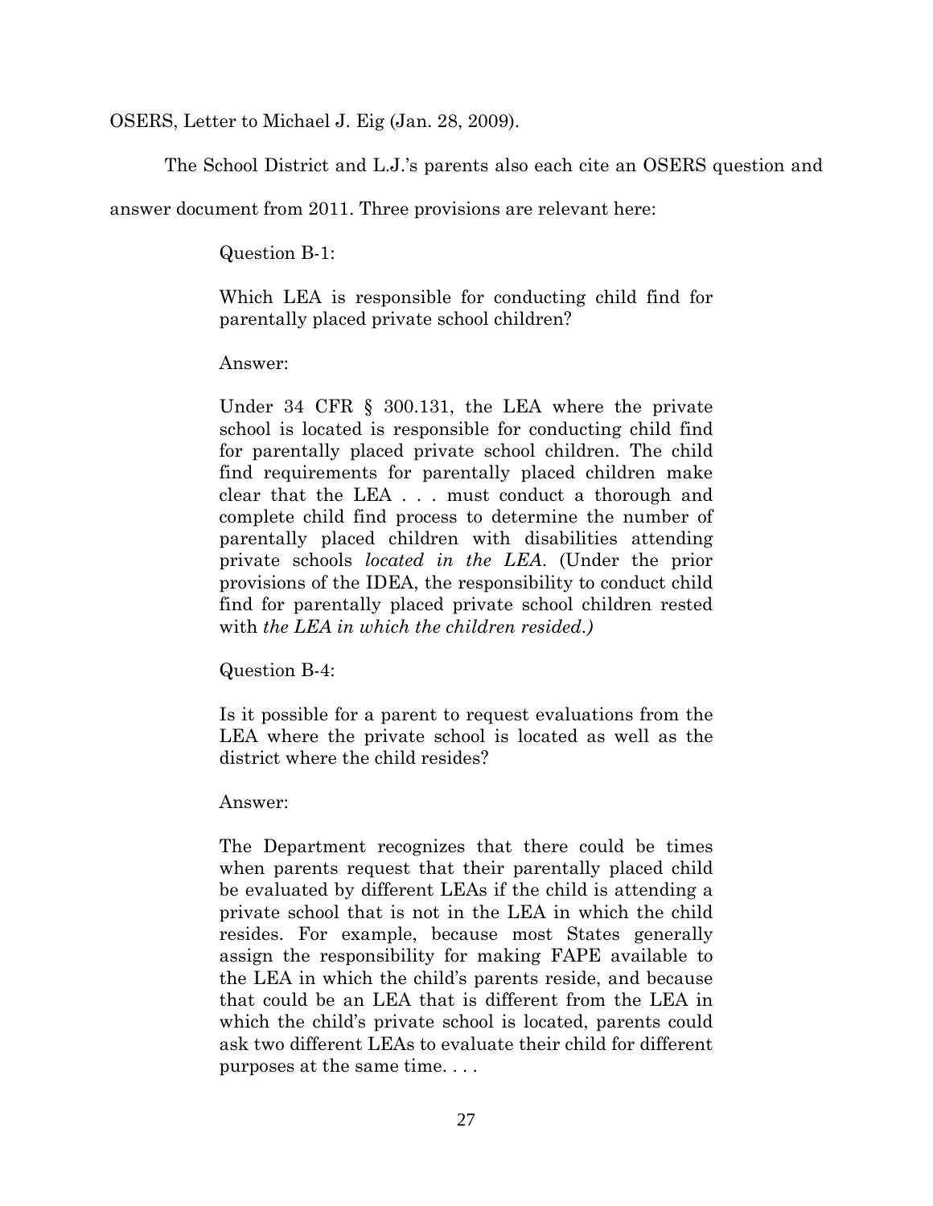OSERS, Letter to Michael J. Eig (Jan. 28, 2009).

The School District and L.J.'s parents also each cite an OSERS question and answer document from 2011. Three provisions are relevant here:

> Question B-1:
>
> Which LEA is responsible for conducting child find for parentally placed private school children?
>
> Answer:
>
> Under 34 CFR § 300.131, the LEA where the private school is located is responsible for conducting child find for parentally placed private school children. The child find requirements for parentally placed children make clear that the LEA . . . must conduct a thorough and complete child find process to determine the number of parentally placed children with disabilities attending private schools *located in the LEA*. (Under the prior provisions of the IDEA, the responsibility to conduct child find for parentally placed private school children rested with *the LEA in which the children resided.)*
>
> Question B-4:
>
> Is it possible for a parent to request evaluations from the LEA where the private school is located as well as the district where the child resides?
>
> Answer:
>
> The Department recognizes that there could be times when parents request that their parentally placed child be evaluated by different LEAs if the child is attending a private school that is not in the LEA in which the child resides. For example, because most States generally assign the responsibility for making FAPE available to the LEA in which the child's parents reside, and because that could be an LEA that is different from the LEA in which the child's private school is located, parents could ask two different LEAs to evaluate their child for different purposes at the same time. . . .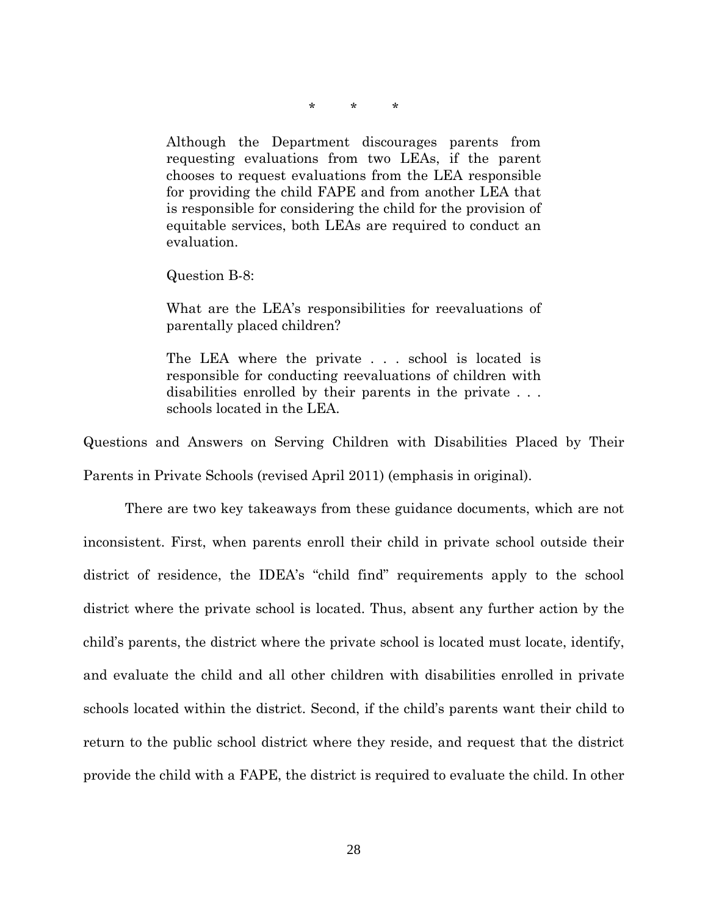\*     \*     \*

> Although the Department discourages parents from requesting evaluations from two LEAs, if the parent chooses to request evaluations from the LEA responsible for providing the child FAPE and from another LEA that is responsible for considering the child for the provision of equitable services, both LEAs are required to conduct an evaluation.
>
> Question B-8:
>
> What are the LEA's responsibilities for reevaluations of parentally placed children?
>
> The LEA where the private . . . school is located is responsible for conducting reevaluations of children with disabilities enrolled by their parents in the private . . . schools located in the LEA.

Questions and Answers on Serving Children with Disabilities Placed by Their Parents in Private Schools (revised April 2011) (emphasis in original).

There are two key takeaways from these guidance documents, which are not inconsistent. First, when parents enroll their child in private school outside their district of residence, the IDEA's "child find" requirements apply to the school district where the private school is located. Thus, absent any further action by the child's parents, the district where the private school is located must locate, identify, and evaluate the child and all other children with disabilities enrolled in private schools located within the district. Second, if the child's parents want their child to return to the public school district where they reside, and request that the district provide the child with a FAPE, the district is required to evaluate the child. In other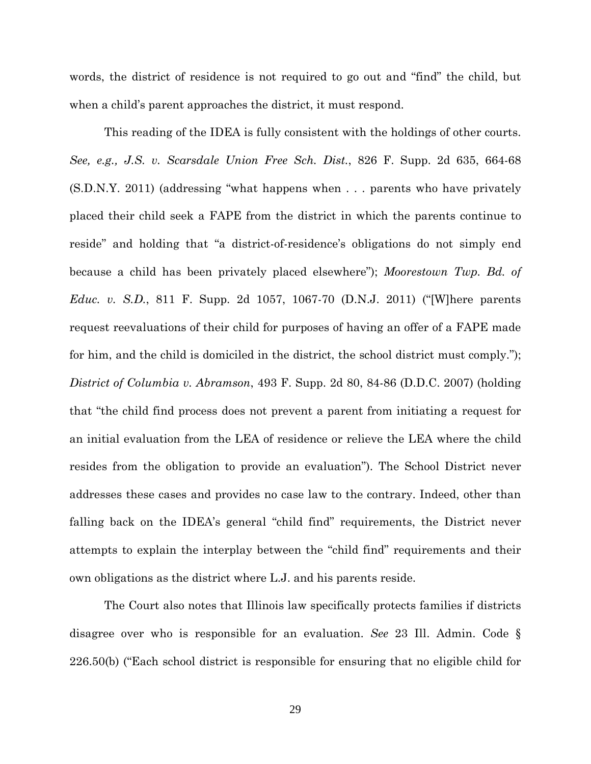words, the district of residence is not required to go out and "find" the child, but when a child's parent approaches the district, it must respond.

This reading of the IDEA is fully consistent with the holdings of other courts. *See, e.g., J.S. v. Scarsdale Union Free Sch. Dist.*, 826 F. Supp. 2d 635, 664-68 (S.D.N.Y. 2011) (addressing "what happens when . . . parents who have privately placed their child seek a FAPE from the district in which the parents continue to reside" and holding that "a district-of-residence's obligations do not simply end because a child has been privately placed elsewhere"); *Moorestown Twp. Bd. of Educ. v. S.D.*, 811 F. Supp. 2d 1057, 1067-70 (D.N.J. 2011) ("[W]here parents request reevaluations of their child for purposes of having an offer of a FAPE made for him, and the child is domiciled in the district, the school district must comply."); *District of Columbia v. Abramson*, 493 F. Supp. 2d 80, 84-86 (D.D.C. 2007) (holding that "the child find process does not prevent a parent from initiating a request for an initial evaluation from the LEA of residence or relieve the LEA where the child resides from the obligation to provide an evaluation"). The School District never addresses these cases and provides no case law to the contrary. Indeed, other than falling back on the IDEA's general "child find" requirements, the District never attempts to explain the interplay between the "child find" requirements and their own obligations as the district where L.J. and his parents reside.

The Court also notes that Illinois law specifically protects families if districts disagree over who is responsible for an evaluation. *See* 23 Ill. Admin. Code § 226.50(b) ("Each school district is responsible for ensuring that no eligible child for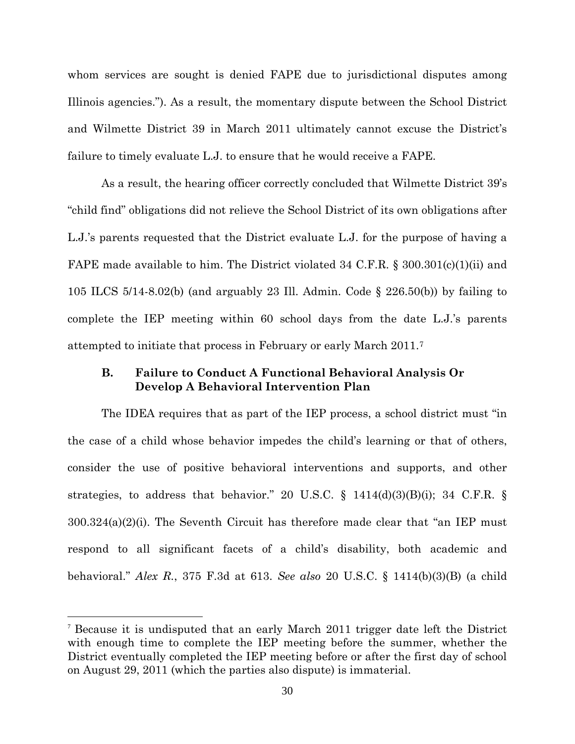whom services are sought is denied FAPE due to jurisdictional disputes among Illinois agencies."). As a result, the momentary dispute between the School District and Wilmette District 39 in March 2011 ultimately cannot excuse the District's failure to timely evaluate L.J. to ensure that he would receive a FAPE.

As a result, the hearing officer correctly concluded that Wilmette District 39's "child find" obligations did not relieve the School District of its own obligations after L.J.'s parents requested that the District evaluate L.J. for the purpose of having a FAPE made available to him. The District violated 34 C.F.R. § 300.301(c)(1)(ii) and 105 ILCS 5/14-8.02(b) (and arguably 23 Ill. Admin. Code § 226.50(b)) by failing to complete the IEP meeting within 60 school days from the date L.J.'s parents attempted to initiate that process in February or early March 2011.[7]

### B. Failure to Conduct A Functional Behavioral Analysis Or Develop A Behavioral Intervention Plan

The IDEA requires that as part of the IEP process, a school district must "in the case of a child whose behavior impedes the child's learning or that of others, consider the use of positive behavioral interventions and supports, and other strategies, to address that behavior." 20 U.S.C. § 1414(d)(3)(B)(i); 34 C.F.R. § 300.324(a)(2)(i). The Seventh Circuit has therefore made clear that "an IEP must respond to all significant facets of a child's disability, both academic and behavioral." *Alex R.*, 375 F.3d at 613. *See also* 20 U.S.C. § 1414(b)(3)(B) (a child

---

[7] Because it is undisputed that an early March 2011 trigger date left the District with enough time to complete the IEP meeting before the summer, whether the District eventually completed the IEP meeting before or after the first day of school on August 29, 2011 (which the parties also dispute) is immaterial.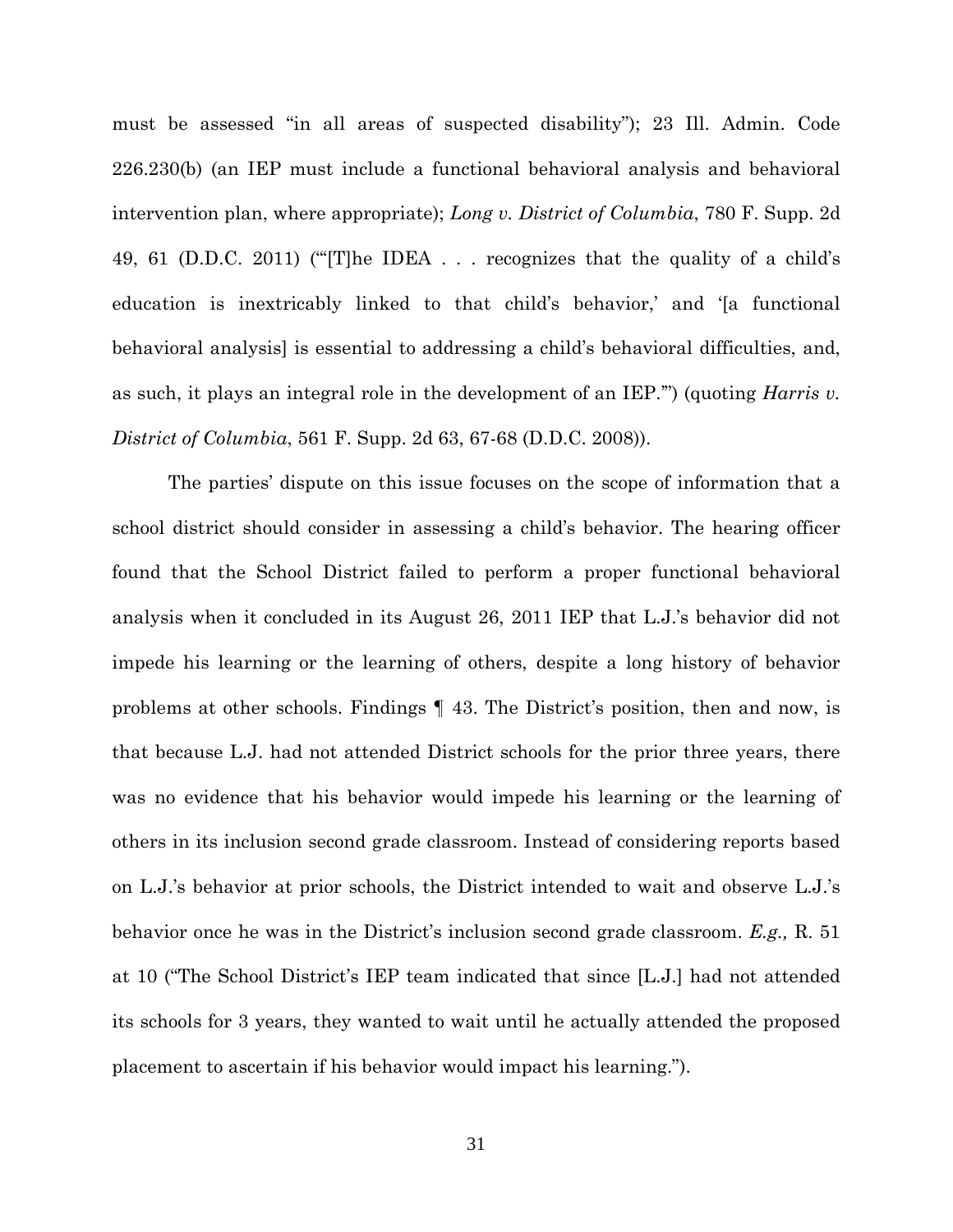must be assessed "in all areas of suspected disability"); 23 Ill. Admin. Code 226.230(b) (an IEP must include a functional behavioral analysis and behavioral intervention plan, where appropriate); *Long v. District of Columbia*, 780 F. Supp. 2d 49, 61 (D.D.C. 2011) ("'[T]he IDEA . . . recognizes that the quality of a child's education is inextricably linked to that child's behavior,' and '[a functional behavioral analysis] is essential to addressing a child's behavioral difficulties, and, as such, it plays an integral role in the development of an IEP.'") (quoting *Harris v. District of Columbia*, 561 F. Supp. 2d 63, 67-68 (D.D.C. 2008)).

The parties' dispute on this issue focuses on the scope of information that a school district should consider in assessing a child's behavior. The hearing officer found that the School District failed to perform a proper functional behavioral analysis when it concluded in its August 26, 2011 IEP that L.J.'s behavior did not impede his learning or the learning of others, despite a long history of behavior problems at other schools. Findings ¶ 43. The District's position, then and now, is that because L.J. had not attended District schools for the prior three years, there was no evidence that his behavior would impede his learning or the learning of others in its inclusion second grade classroom. Instead of considering reports based on L.J.'s behavior at prior schools, the District intended to wait and observe L.J.'s behavior once he was in the District's inclusion second grade classroom. *E.g.,* R. 51 at 10 ("The School District's IEP team indicated that since [L.J.] had not attended its schools for 3 years, they wanted to wait until he actually attended the proposed placement to ascertain if his behavior would impact his learning.").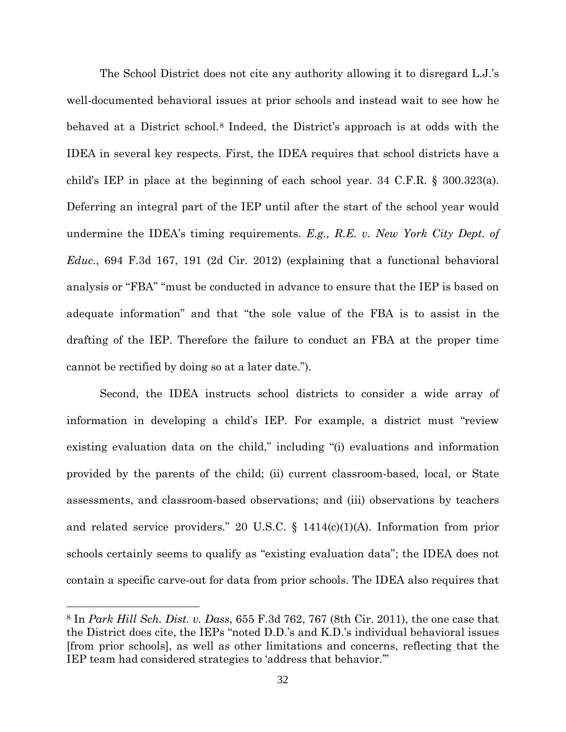The School District does not cite any authority allowing it to disregard L.J.'s well-documented behavioral issues at prior schools and instead wait to see how he behaved at a District school.[8] Indeed, the District's approach is at odds with the IDEA in several key respects. First, the IDEA requires that school districts have a child's IEP in place at the beginning of each school year. 34 C.F.R. § 300.323(a). Deferring an integral part of the IEP until after the start of the school year would undermine the IDEA's timing requirements. *E.g., R.E. v. New York City Dept. of Educ.*, 694 F.3d 167, 191 (2d Cir. 2012) (explaining that a functional behavioral analysis or "FBA" "must be conducted in advance to ensure that the IEP is based on adequate information" and that "the sole value of the FBA is to assist in the drafting of the IEP. Therefore the failure to conduct an FBA at the proper time cannot be rectified by doing so at a later date.").

Second, the IDEA instructs school districts to consider a wide array of information in developing a child's IEP. For example, a district must "review existing evaluation data on the child," including "(i) evaluations and information provided by the parents of the child; (ii) current classroom-based, local, or State assessments, and classroom-based observations; and (iii) observations by teachers and related service providers." 20 U.S.C. § 1414(c)(1)(A). Information from prior schools certainly seems to qualify as "existing evaluation data"; the IDEA does not contain a specific carve-out for data from prior schools. The IDEA also requires that

[8] In *Park Hill Sch. Dist. v. Dass*, 655 F.3d 762, 767 (8th Cir. 2011), the one case that the District does cite, the IEPs "noted D.D.'s and K.D.'s individual behavioral issues [from prior schools], as well as other limitations and concerns, reflecting that the IEP team had considered strategies to 'address that behavior.'"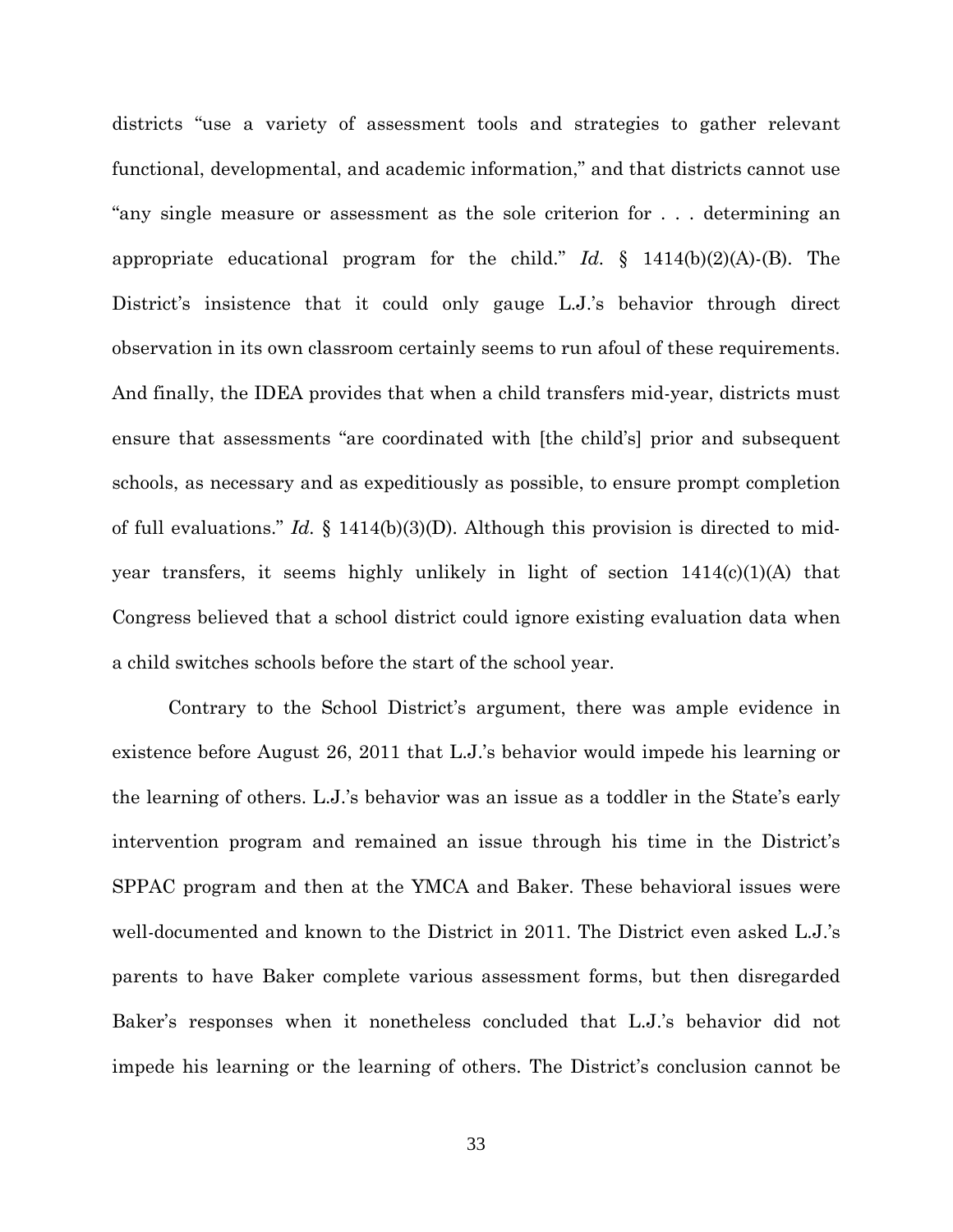districts "use a variety of assessment tools and strategies to gather relevant functional, developmental, and academic information," and that districts cannot use "any single measure or assessment as the sole criterion for . . . determining an appropriate educational program for the child." *Id.* § 1414(b)(2)(A)-(B). The District's insistence that it could only gauge L.J.'s behavior through direct observation in its own classroom certainly seems to run afoul of these requirements. And finally, the IDEA provides that when a child transfers mid-year, districts must ensure that assessments "are coordinated with [the child's] prior and subsequent schools, as necessary and as expeditiously as possible, to ensure prompt completion of full evaluations." *Id.* § 1414(b)(3)(D). Although this provision is directed to mid-year transfers, it seems highly unlikely in light of section 1414(c)(1)(A) that Congress believed that a school district could ignore existing evaluation data when a child switches schools before the start of the school year.

Contrary to the School District's argument, there was ample evidence in existence before August 26, 2011 that L.J.'s behavior would impede his learning or the learning of others. L.J.'s behavior was an issue as a toddler in the State's early intervention program and remained an issue through his time in the District's SPPAC program and then at the YMCA and Baker. These behavioral issues were well-documented and known to the District in 2011. The District even asked L.J.'s parents to have Baker complete various assessment forms, but then disregarded Baker's responses when it nonetheless concluded that L.J.'s behavior did not impede his learning or the learning of others. The District's conclusion cannot be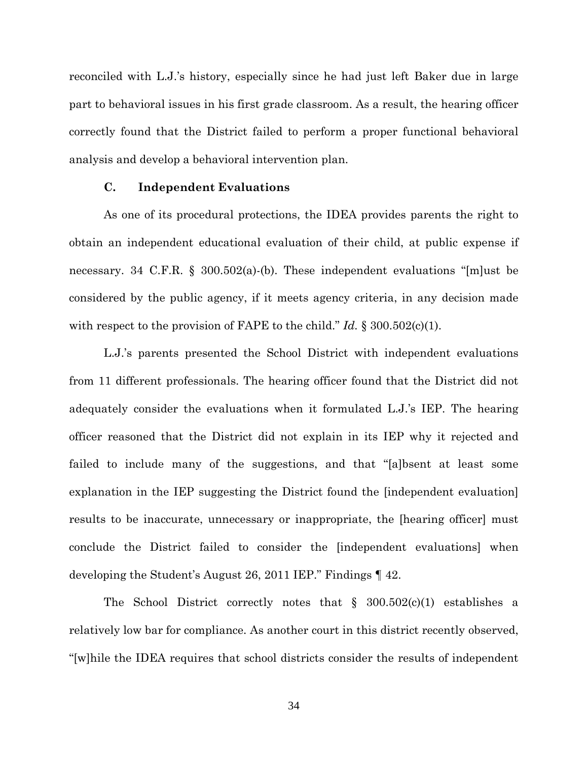reconciled with L.J.'s history, especially since he had just left Baker due in large part to behavioral issues in his first grade classroom. As a result, the hearing officer correctly found that the District failed to perform a proper functional behavioral analysis and develop a behavioral intervention plan.

### C. Independent Evaluations

As one of its procedural protections, the IDEA provides parents the right to obtain an independent educational evaluation of their child, at public expense if necessary. 34 C.F.R. § 300.502(a)-(b). These independent evaluations "[m]ust be considered by the public agency, if it meets agency criteria, in any decision made with respect to the provision of FAPE to the child." *Id.* § 300.502(c)(1).

L.J.'s parents presented the School District with independent evaluations from 11 different professionals. The hearing officer found that the District did not adequately consider the evaluations when it formulated L.J.'s IEP. The hearing officer reasoned that the District did not explain in its IEP why it rejected and failed to include many of the suggestions, and that "[a]bsent at least some explanation in the IEP suggesting the District found the [independent evaluation] results to be inaccurate, unnecessary or inappropriate, the [hearing officer] must conclude the District failed to consider the [independent evaluations] when developing the Student's August 26, 2011 IEP." Findings ¶ 42.

The School District correctly notes that § 300.502(c)(1) establishes a relatively low bar for compliance. As another court in this district recently observed, "[w]hile the IDEA requires that school districts consider the results of independent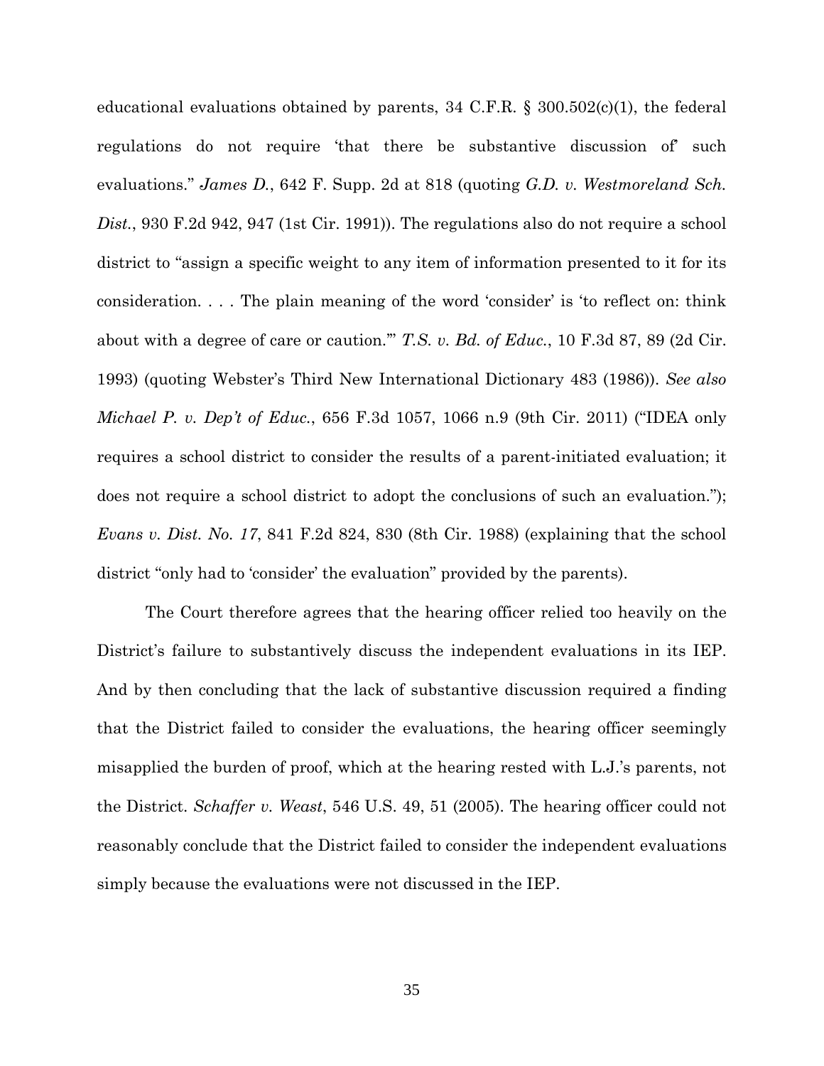educational evaluations obtained by parents, 34 C.F.R. § 300.502(c)(1), the federal regulations do not require 'that there be substantive discussion of' such evaluations." *James D.*, 642 F. Supp. 2d at 818 (quoting *G.D. v. Westmoreland Sch. Dist.*, 930 F.2d 942, 947 (1st Cir. 1991)). The regulations also do not require a school district to "assign a specific weight to any item of information presented to it for its consideration. . . . The plain meaning of the word 'consider' is 'to reflect on: think about with a degree of care or caution.'" *T.S. v. Bd. of Educ.*, 10 F.3d 87, 89 (2d Cir. 1993) (quoting Webster's Third New International Dictionary 483 (1986)). *See also Michael P. v. Dep't of Educ.*, 656 F.3d 1057, 1066 n.9 (9th Cir. 2011) ("IDEA only requires a school district to consider the results of a parent-initiated evaluation; it does not require a school district to adopt the conclusions of such an evaluation."); *Evans v. Dist. No. 17*, 841 F.2d 824, 830 (8th Cir. 1988) (explaining that the school district "only had to 'consider' the evaluation" provided by the parents).

The Court therefore agrees that the hearing officer relied too heavily on the District's failure to substantively discuss the independent evaluations in its IEP. And by then concluding that the lack of substantive discussion required a finding that the District failed to consider the evaluations, the hearing officer seemingly misapplied the burden of proof, which at the hearing rested with L.J.'s parents, not the District. *Schaffer v. Weast*, 546 U.S. 49, 51 (2005). The hearing officer could not reasonably conclude that the District failed to consider the independent evaluations simply because the evaluations were not discussed in the IEP.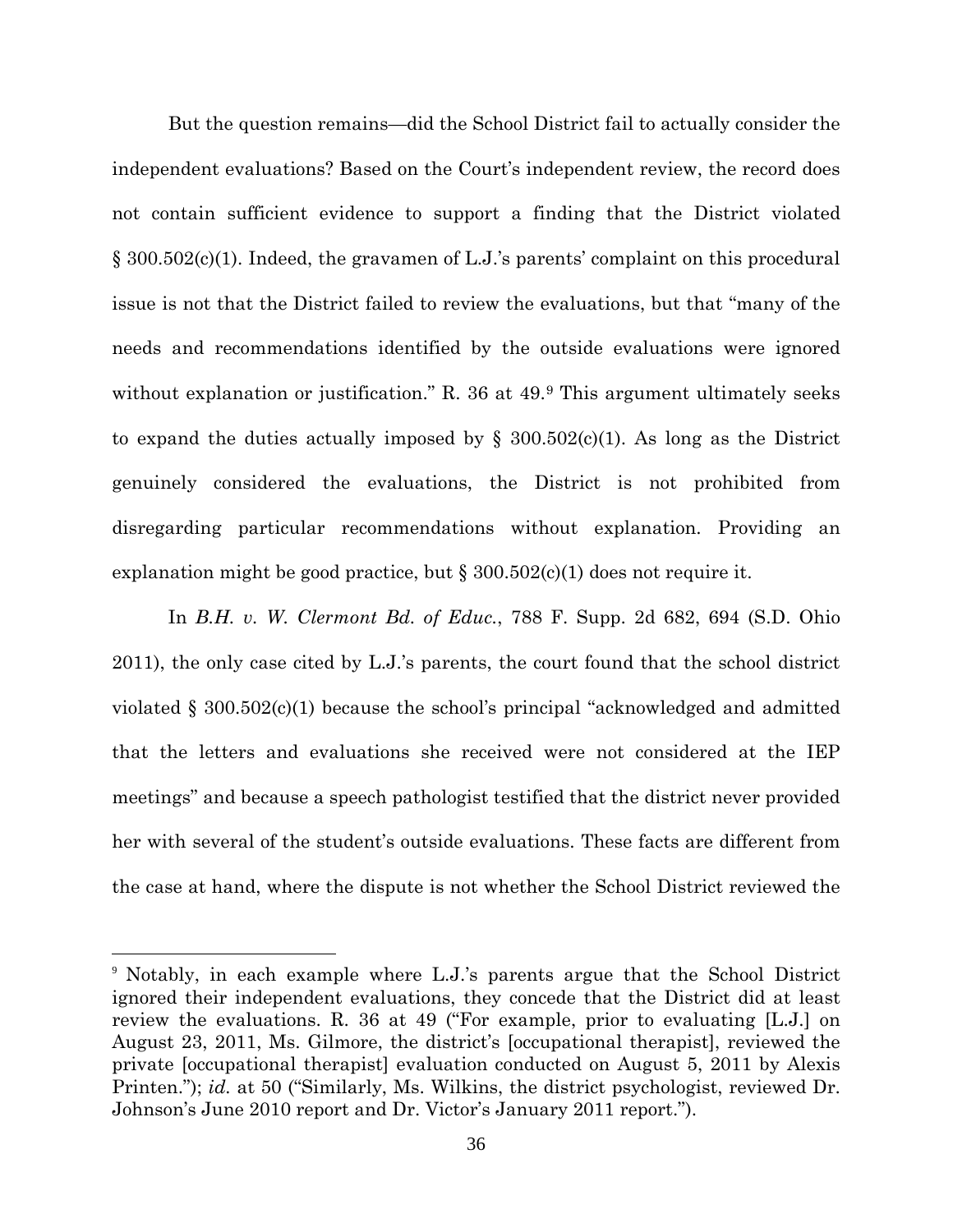But the question remains—did the School District fail to actually consider the independent evaluations? Based on the Court's independent review, the record does not contain sufficient evidence to support a finding that the District violated § 300.502(c)(1). Indeed, the gravamen of L.J.'s parents' complaint on this procedural issue is not that the District failed to review the evaluations, but that "many of the needs and recommendations identified by the outside evaluations were ignored without explanation or justification." R. 36 at 49.[9] This argument ultimately seeks to expand the duties actually imposed by § 300.502(c)(1). As long as the District genuinely considered the evaluations, the District is not prohibited from disregarding particular recommendations without explanation. Providing an explanation might be good practice, but § 300.502(c)(1) does not require it.

In *B.H. v. W. Clermont Bd. of Educ.*, 788 F. Supp. 2d 682, 694 (S.D. Ohio 2011), the only case cited by L.J.'s parents, the court found that the school district violated § 300.502(c)(1) because the school's principal "acknowledged and admitted that the letters and evaluations she received were not considered at the IEP meetings" and because a speech pathologist testified that the district never provided her with several of the student's outside evaluations. These facts are different from the case at hand, where the dispute is not whether the School District reviewed the

---

[9] Notably, in each example where L.J.'s parents argue that the School District ignored their independent evaluations, they concede that the District did at least review the evaluations. R. 36 at 49 ("For example, prior to evaluating [L.J.] on August 23, 2011, Ms. Gilmore, the district's [occupational therapist], reviewed the private [occupational therapist] evaluation conducted on August 5, 2011 by Alexis Printen."); *id.* at 50 ("Similarly, Ms. Wilkins, the district psychologist, reviewed Dr. Johnson's June 2010 report and Dr. Victor's January 2011 report.").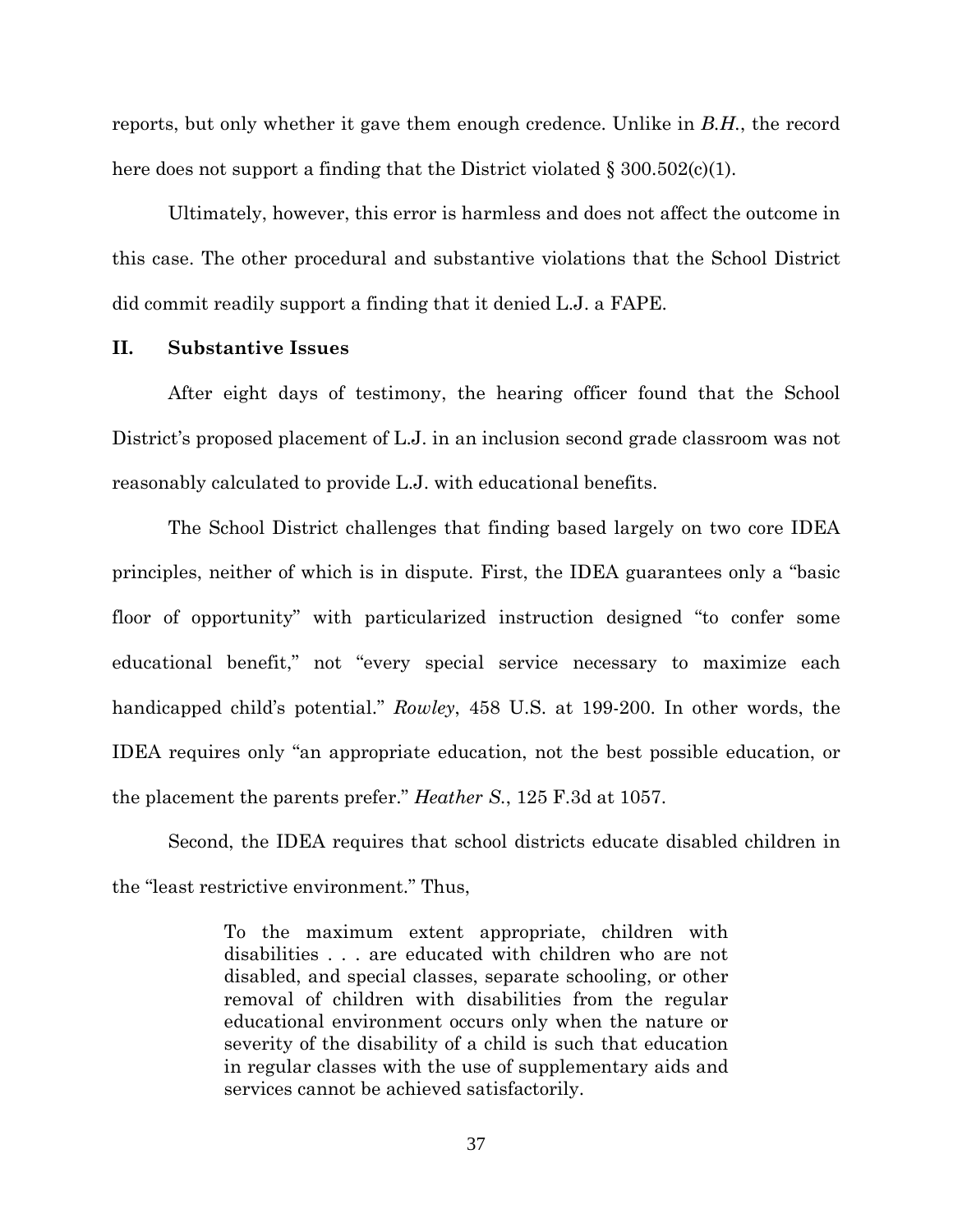reports, but only whether it gave them enough credence. Unlike in *B.H.*, the record here does not support a finding that the District violated § 300.502(c)(1).

Ultimately, however, this error is harmless and does not affect the outcome in this case. The other procedural and substantive violations that the School District did commit readily support a finding that it denied L.J. a FAPE.

## II. Substantive Issues

After eight days of testimony, the hearing officer found that the School District's proposed placement of L.J. in an inclusion second grade classroom was not reasonably calculated to provide L.J. with educational benefits.

The School District challenges that finding based largely on two core IDEA principles, neither of which is in dispute. First, the IDEA guarantees only a "basic floor of opportunity" with particularized instruction designed "to confer some educational benefit," not "every special service necessary to maximize each handicapped child's potential." *Rowley*, 458 U.S. at 199-200. In other words, the IDEA requires only "an appropriate education, not the best possible education, or the placement the parents prefer." *Heather S.*, 125 F.3d at 1057.

Second, the IDEA requires that school districts educate disabled children in the "least restrictive environment." Thus,

> To the maximum extent appropriate, children with disabilities . . . are educated with children who are not disabled, and special classes, separate schooling, or other removal of children with disabilities from the regular educational environment occurs only when the nature or severity of the disability of a child is such that education in regular classes with the use of supplementary aids and services cannot be achieved satisfactorily.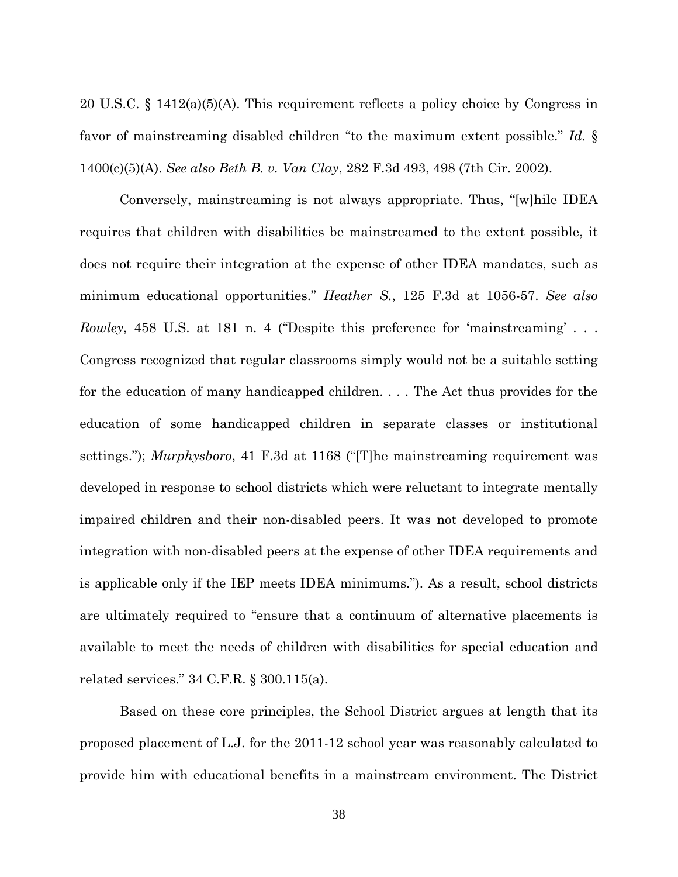20 U.S.C. § 1412(a)(5)(A). This requirement reflects a policy choice by Congress in favor of mainstreaming disabled children "to the maximum extent possible." *Id.* § 1400(c)(5)(A). *See also Beth B. v. Van Clay*, 282 F.3d 493, 498 (7th Cir. 2002).

Conversely, mainstreaming is not always appropriate. Thus, "[w]hile IDEA requires that children with disabilities be mainstreamed to the extent possible, it does not require their integration at the expense of other IDEA mandates, such as minimum educational opportunities." *Heather S.*, 125 F.3d at 1056-57. *See also Rowley*, 458 U.S. at 181 n. 4 ("Despite this preference for 'mainstreaming' . . . Congress recognized that regular classrooms simply would not be a suitable setting for the education of many handicapped children. . . . The Act thus provides for the education of some handicapped children in separate classes or institutional settings."); *Murphysboro*, 41 F.3d at 1168 ("[T]he mainstreaming requirement was developed in response to school districts which were reluctant to integrate mentally impaired children and their non-disabled peers. It was not developed to promote integration with non-disabled peers at the expense of other IDEA requirements and is applicable only if the IEP meets IDEA minimums."). As a result, school districts are ultimately required to "ensure that a continuum of alternative placements is available to meet the needs of children with disabilities for special education and related services." 34 C.F.R. § 300.115(a).

Based on these core principles, the School District argues at length that its proposed placement of L.J. for the 2011-12 school year was reasonably calculated to provide him with educational benefits in a mainstream environment. The District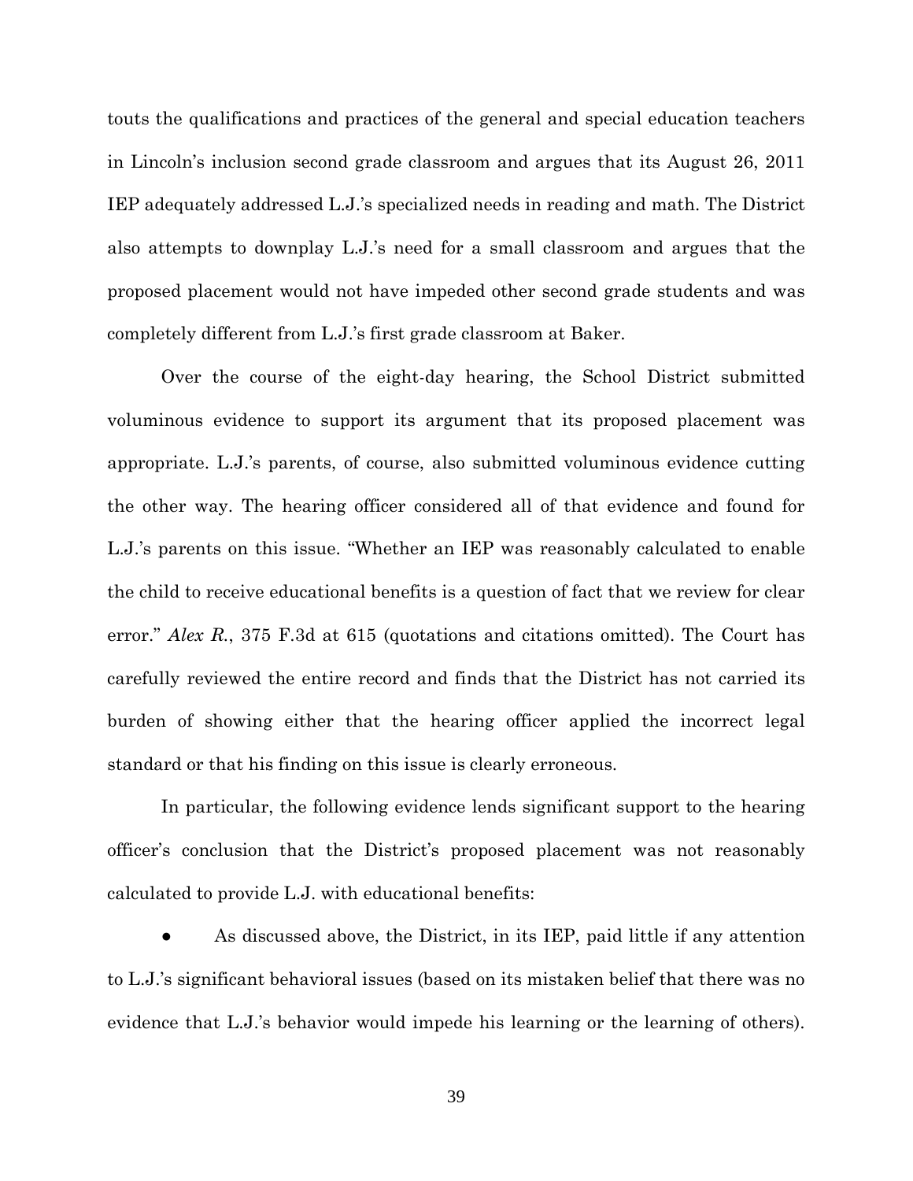touts the qualifications and practices of the general and special education teachers in Lincoln's inclusion second grade classroom and argues that its August 26, 2011 IEP adequately addressed L.J.'s specialized needs in reading and math. The District also attempts to downplay L.J.'s need for a small classroom and argues that the proposed placement would not have impeded other second grade students and was completely different from L.J.'s first grade classroom at Baker.

Over the course of the eight-day hearing, the School District submitted voluminous evidence to support its argument that its proposed placement was appropriate. L.J.'s parents, of course, also submitted voluminous evidence cutting the other way. The hearing officer considered all of that evidence and found for L.J.'s parents on this issue. "Whether an IEP was reasonably calculated to enable the child to receive educational benefits is a question of fact that we review for clear error." *Alex R.*, 375 F.3d at 615 (quotations and citations omitted). The Court has carefully reviewed the entire record and finds that the District has not carried its burden of showing either that the hearing officer applied the incorrect legal standard or that his finding on this issue is clearly erroneous.

In particular, the following evidence lends significant support to the hearing officer's conclusion that the District's proposed placement was not reasonably calculated to provide L.J. with educational benefits:

- As discussed above, the District, in its IEP, paid little if any attention to L.J.'s significant behavioral issues (based on its mistaken belief that there was no evidence that L.J.'s behavior would impede his learning or the learning of others).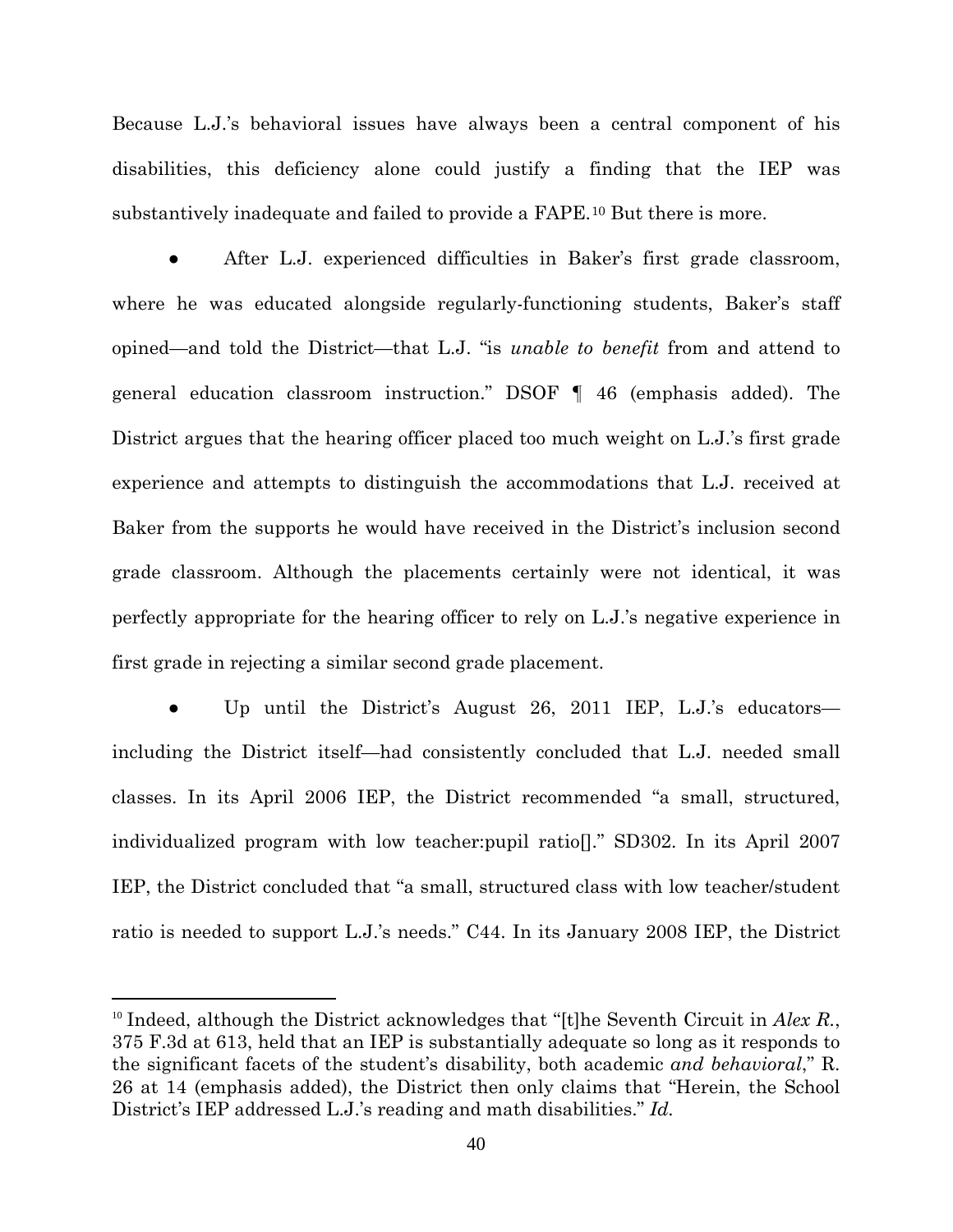Because L.J.'s behavioral issues have always been a central component of his disabilities, this deficiency alone could justify a finding that the IEP was substantively inadequate and failed to provide a FAPE.[10] But there is more.

- After L.J. experienced difficulties in Baker's first grade classroom, where he was educated alongside regularly-functioning students, Baker's staff opined—and told the District—that L.J. "is *unable to benefit* from and attend to general education classroom instruction." DSOF ¶ 46 (emphasis added). The District argues that the hearing officer placed too much weight on L.J.'s first grade experience and attempts to distinguish the accommodations that L.J. received at Baker from the supports he would have received in the District's inclusion second grade classroom. Although the placements certainly were not identical, it was perfectly appropriate for the hearing officer to rely on L.J.'s negative experience in first grade in rejecting a similar second grade placement.

- Up until the District's August 26, 2011 IEP, L.J.'s educators—including the District itself—had consistently concluded that L.J. needed small classes. In its April 2006 IEP, the District recommended "a small, structured, individualized program with low teacher:pupil ratio[]." SD302. In its April 2007 IEP, the District concluded that "a small, structured class with low teacher/student ratio is needed to support L.J.'s needs." C44. In its January 2008 IEP, the District

---

[10] Indeed, although the District acknowledges that "[t]he Seventh Circuit in *Alex R.*, 375 F.3d at 613, held that an IEP is substantially adequate so long as it responds to the significant facets of the student's disability, both academic *and behavioral*," R. 26 at 14 (emphasis added), the District then only claims that "Herein, the School District's IEP addressed L.J.'s reading and math disabilities." *Id.*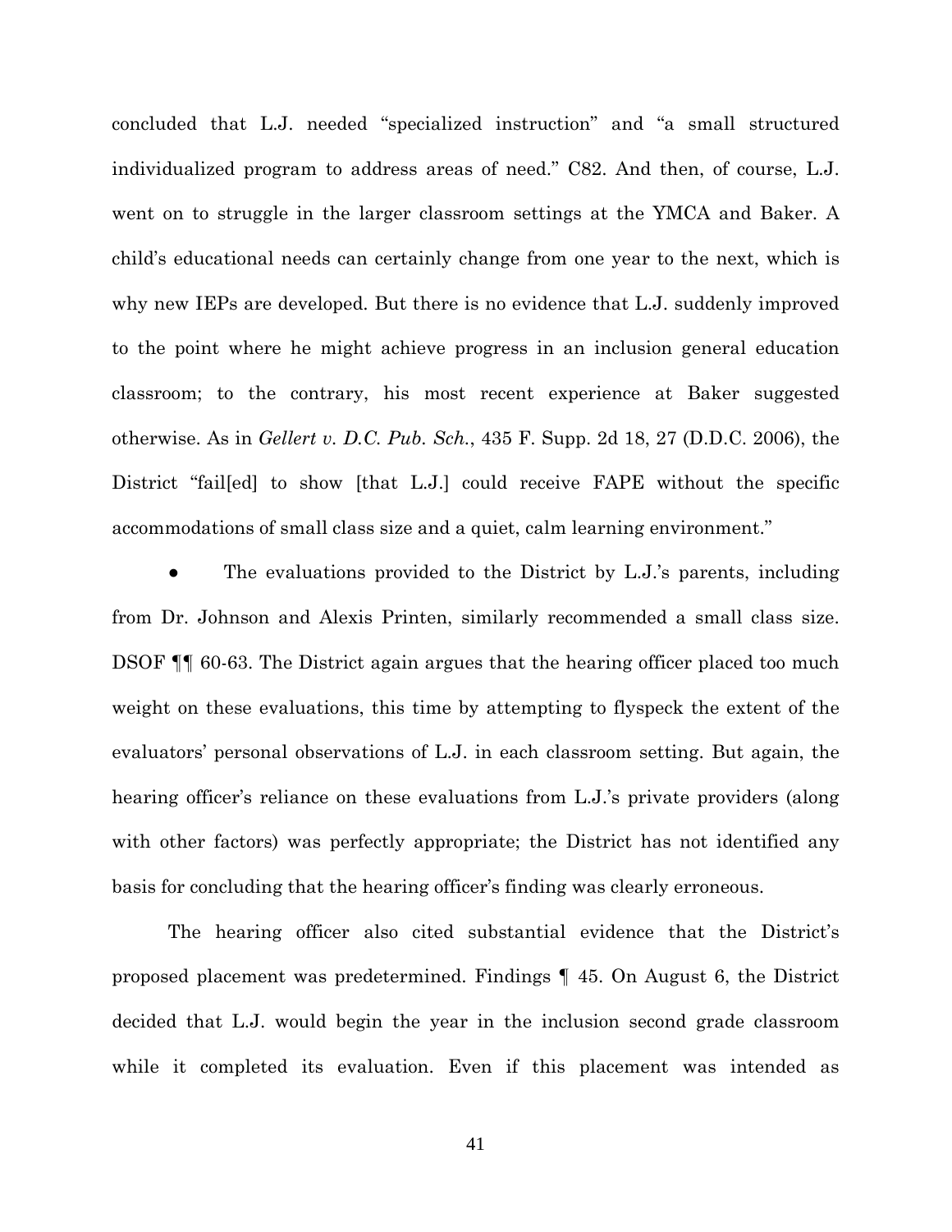concluded that L.J. needed "specialized instruction" and "a small structured individualized program to address areas of need." C82. And then, of course, L.J. went on to struggle in the larger classroom settings at the YMCA and Baker. A child's educational needs can certainly change from one year to the next, which is why new IEPs are developed. But there is no evidence that L.J. suddenly improved to the point where he might achieve progress in an inclusion general education classroom; to the contrary, his most recent experience at Baker suggested otherwise. As in *Gellert v. D.C. Pub. Sch.*, 435 F. Supp. 2d 18, 27 (D.D.C. 2006), the District "fail[ed] to show [that L.J.] could receive FAPE without the specific accommodations of small class size and a quiet, calm learning environment."

- The evaluations provided to the District by L.J.'s parents, including from Dr. Johnson and Alexis Printen, similarly recommended a small class size. DSOF ¶¶ 60-63. The District again argues that the hearing officer placed too much weight on these evaluations, this time by attempting to flyspeck the extent of the evaluators' personal observations of L.J. in each classroom setting. But again, the hearing officer's reliance on these evaluations from L.J.'s private providers (along with other factors) was perfectly appropriate; the District has not identified any basis for concluding that the hearing officer's finding was clearly erroneous.

The hearing officer also cited substantial evidence that the District's proposed placement was predetermined. Findings ¶ 45. On August 6, the District decided that L.J. would begin the year in the inclusion second grade classroom while it completed its evaluation. Even if this placement was intended as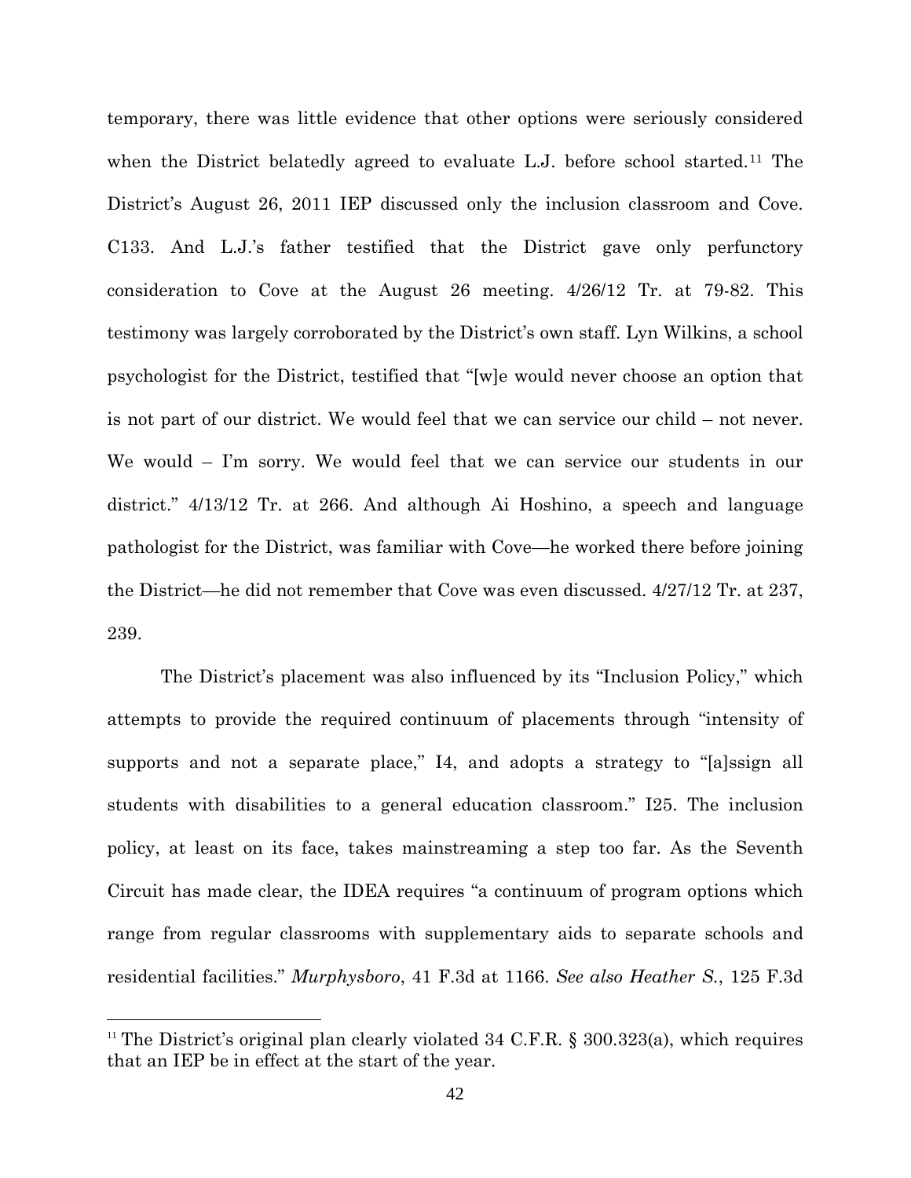temporary, there was little evidence that other options were seriously considered when the District belatedly agreed to evaluate L.J. before school started.[11] The District's August 26, 2011 IEP discussed only the inclusion classroom and Cove. C133. And L.J.'s father testified that the District gave only perfunctory consideration to Cove at the August 26 meeting. 4/26/12 Tr. at 79-82. This testimony was largely corroborated by the District's own staff. Lyn Wilkins, a school psychologist for the District, testified that "[w]e would never choose an option that is not part of our district. We would feel that we can service our child – not never. We would – I'm sorry. We would feel that we can service our students in our district." 4/13/12 Tr. at 266. And although Ai Hoshino, a speech and language pathologist for the District, was familiar with Cove—he worked there before joining the District—he did not remember that Cove was even discussed. 4/27/12 Tr. at 237, 239.

The District's placement was also influenced by its "Inclusion Policy," which attempts to provide the required continuum of placements through "intensity of supports and not a separate place," I4, and adopts a strategy to "[a]ssign all students with disabilities to a general education classroom." I25. The inclusion policy, at least on its face, takes mainstreaming a step too far. As the Seventh Circuit has made clear, the IDEA requires "a continuum of program options which range from regular classrooms with supplementary aids to separate schools and residential facilities." *Murphysboro*, 41 F.3d at 1166. *See also Heather S.*, 125 F.3d

[11] The District's original plan clearly violated 34 C.F.R. § 300.323(a), which requires that an IEP be in effect at the start of the year.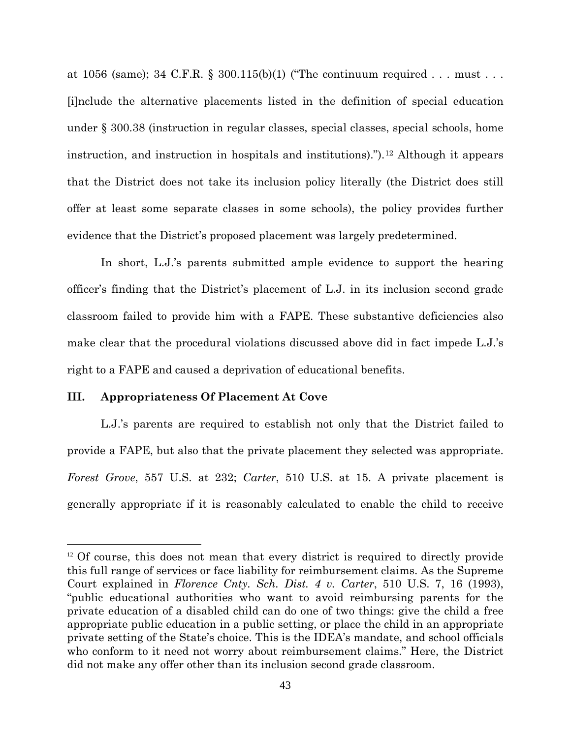at 1056 (same); 34 C.F.R. § 300.115(b)(1) ("The continuum required . . . must . . . [i]nclude the alternative placements listed in the definition of special education under § 300.38 (instruction in regular classes, special classes, special schools, home instruction, and instruction in hospitals and institutions).").[12] Although it appears that the District does not take its inclusion policy literally (the District does still offer at least some separate classes in some schools), the policy provides further evidence that the District's proposed placement was largely predetermined.

In short, L.J.'s parents submitted ample evidence to support the hearing officer's finding that the District's placement of L.J. in its inclusion second grade classroom failed to provide him with a FAPE. These substantive deficiencies also make clear that the procedural violations discussed above did in fact impede L.J.'s right to a FAPE and caused a deprivation of educational benefits.

### III. Appropriateness Of Placement At Cove

L.J.'s parents are required to establish not only that the District failed to provide a FAPE, but also that the private placement they selected was appropriate. *Forest Grove*, 557 U.S. at 232; *Carter*, 510 U.S. at 15. A private placement is generally appropriate if it is reasonably calculated to enable the child to receive

---

[12] Of course, this does not mean that every district is required to directly provide this full range of services or face liability for reimbursement claims. As the Supreme Court explained in *Florence Cnty. Sch. Dist. 4 v. Carter*, 510 U.S. 7, 16 (1993), "public educational authorities who want to avoid reimbursing parents for the private education of a disabled child can do one of two things: give the child a free appropriate public education in a public setting, or place the child in an appropriate private setting of the State's choice. This is the IDEA's mandate, and school officials who conform to it need not worry about reimbursement claims." Here, the District did not make any offer other than its inclusion second grade classroom.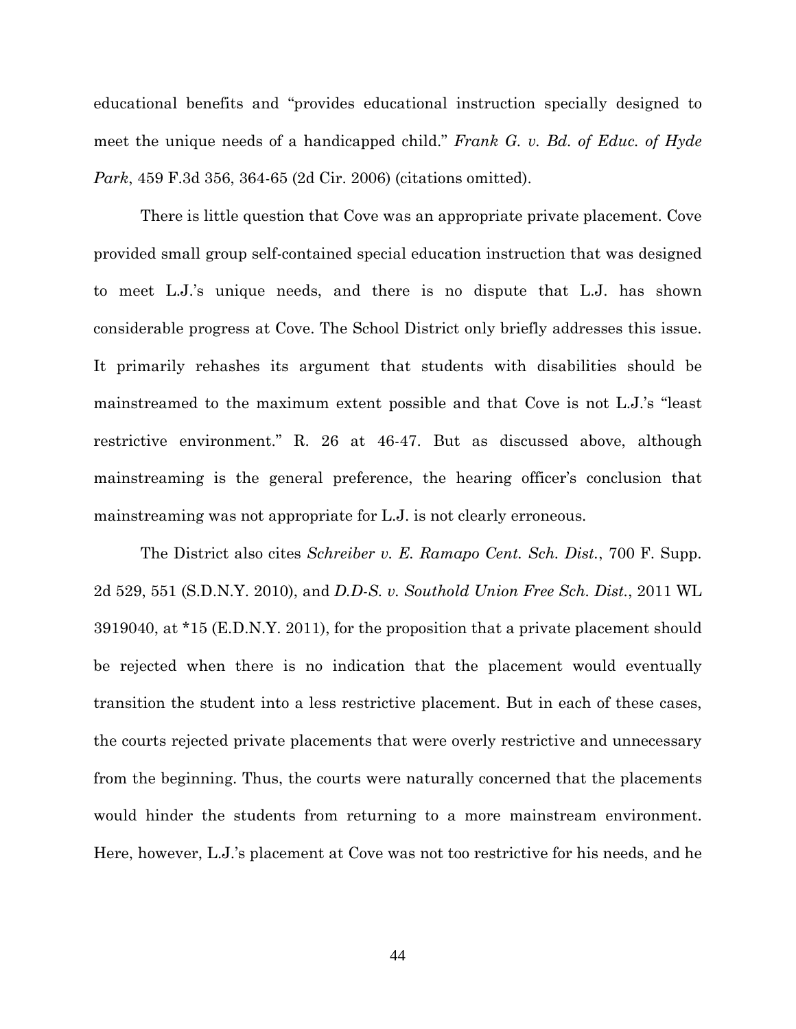educational benefits and "provides educational instruction specially designed to meet the unique needs of a handicapped child." *Frank G. v. Bd. of Educ. of Hyde Park*, 459 F.3d 356, 364-65 (2d Cir. 2006) (citations omitted).

There is little question that Cove was an appropriate private placement. Cove provided small group self-contained special education instruction that was designed to meet L.J.'s unique needs, and there is no dispute that L.J. has shown considerable progress at Cove. The School District only briefly addresses this issue. It primarily rehashes its argument that students with disabilities should be mainstreamed to the maximum extent possible and that Cove is not L.J.'s "least restrictive environment." R. 26 at 46-47. But as discussed above, although mainstreaming is the general preference, the hearing officer's conclusion that mainstreaming was not appropriate for L.J. is not clearly erroneous.

The District also cites *Schreiber v. E. Ramapo Cent. Sch. Dist.*, 700 F. Supp. 2d 529, 551 (S.D.N.Y. 2010), and *D.D-S. v. Southold Union Free Sch. Dist.*, 2011 WL 3919040, at *15 (E.D.N.Y. 2011), for the proposition that a private placement should be rejected when there is no indication that the placement would eventually transition the student into a less restrictive placement. But in each of these cases, the courts rejected private placements that were overly restrictive and unnecessary from the beginning. Thus, the courts were naturally concerned that the placements would hinder the students from returning to a more mainstream environment. Here, however, L.J.'s placement at Cove was not too restrictive for his needs, and he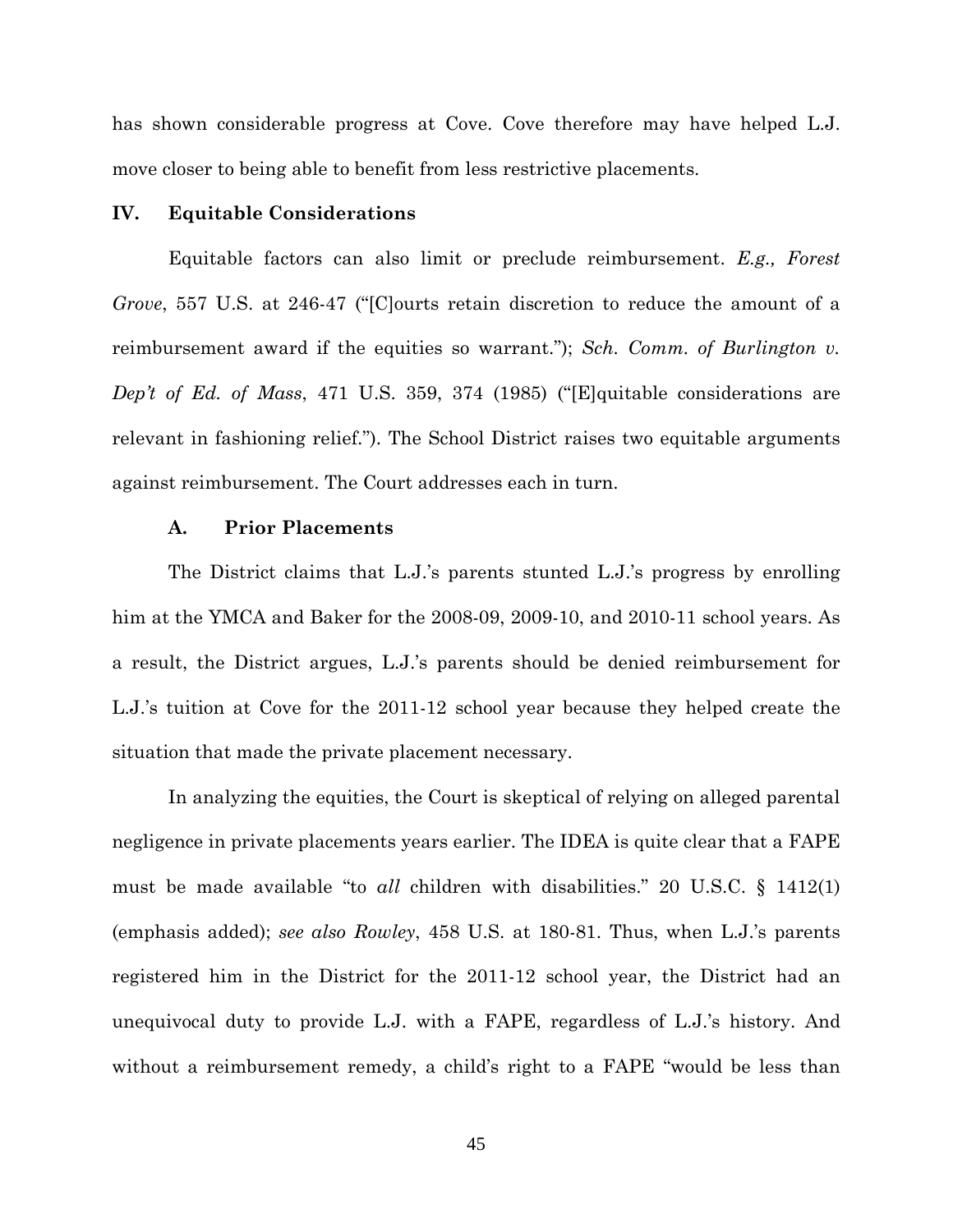has shown considerable progress at Cove. Cove therefore may have helped L.J. move closer to being able to benefit from less restrictive placements.

## IV. Equitable Considerations

Equitable factors can also limit or preclude reimbursement. *E.g., Forest Grove*, 557 U.S. at 246-47 ("[C]ourts retain discretion to reduce the amount of a reimbursement award if the equities so warrant."); *Sch. Comm. of Burlington v. Dep't of Ed. of Mass*, 471 U.S. 359, 374 (1985) ("[E]quitable considerations are relevant in fashioning relief."). The School District raises two equitable arguments against reimbursement. The Court addresses each in turn.

### A. Prior Placements

The District claims that L.J.'s parents stunted L.J.'s progress by enrolling him at the YMCA and Baker for the 2008-09, 2009-10, and 2010-11 school years. As a result, the District argues, L.J.'s parents should be denied reimbursement for L.J.'s tuition at Cove for the 2011-12 school year because they helped create the situation that made the private placement necessary.

In analyzing the equities, the Court is skeptical of relying on alleged parental negligence in private placements years earlier. The IDEA is quite clear that a FAPE must be made available "to *all* children with disabilities." 20 U.S.C. § 1412(1) (emphasis added); *see also Rowley*, 458 U.S. at 180-81. Thus, when L.J.'s parents registered him in the District for the 2011-12 school year, the District had an unequivocal duty to provide L.J. with a FAPE, regardless of L.J.'s history. And without a reimbursement remedy, a child's right to a FAPE "would be less than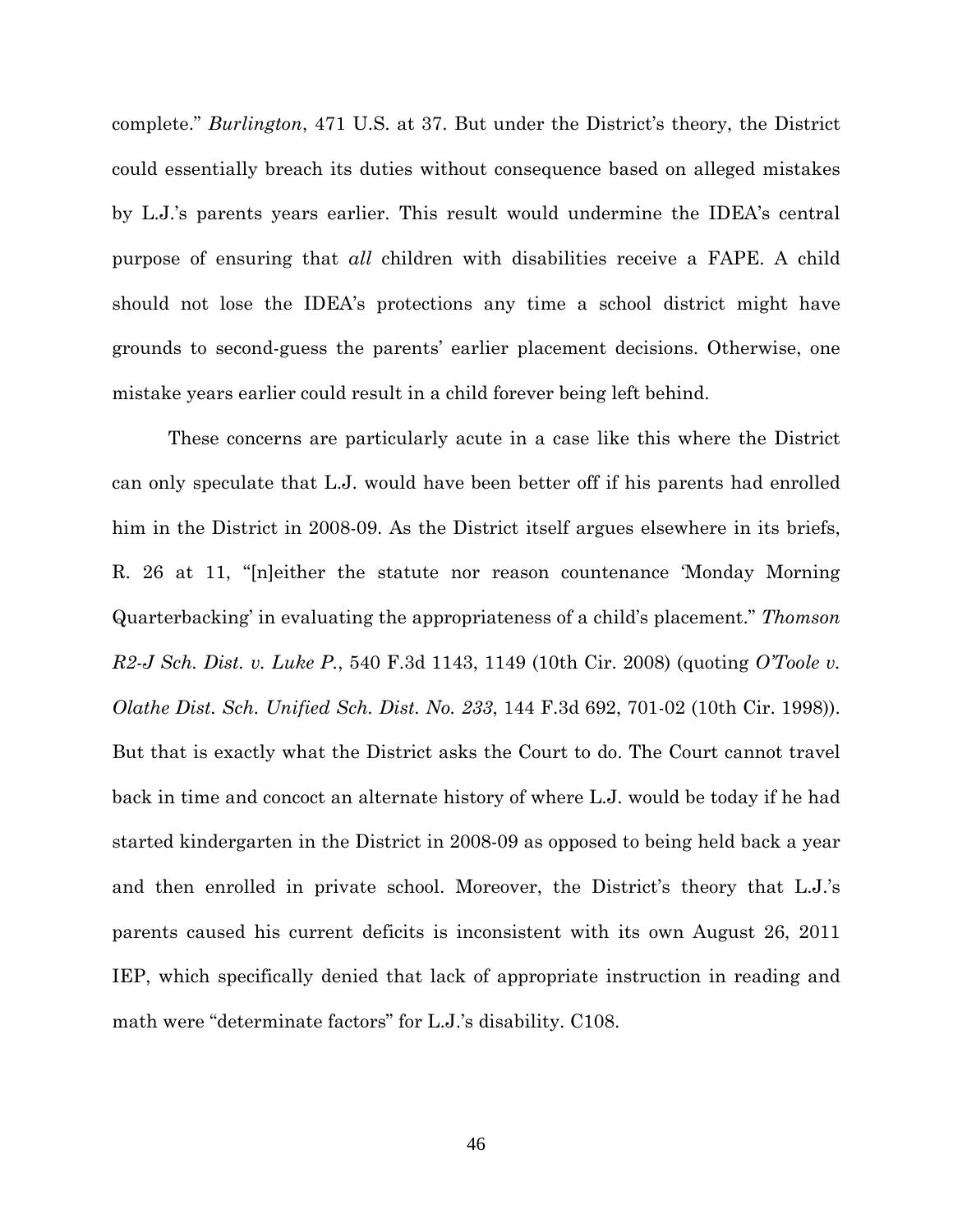complete." *Burlington*, 471 U.S. at 37. But under the District's theory, the District could essentially breach its duties without consequence based on alleged mistakes by L.J.'s parents years earlier. This result would undermine the IDEA's central purpose of ensuring that *all* children with disabilities receive a FAPE. A child should not lose the IDEA's protections any time a school district might have grounds to second-guess the parents' earlier placement decisions. Otherwise, one mistake years earlier could result in a child forever being left behind.

These concerns are particularly acute in a case like this where the District can only speculate that L.J. would have been better off if his parents had enrolled him in the District in 2008-09. As the District itself argues elsewhere in its briefs, R. 26 at 11, "[n]either the statute nor reason countenance 'Monday Morning Quarterbacking' in evaluating the appropriateness of a child's placement." *Thomson R2-J Sch. Dist. v. Luke P.*, 540 F.3d 1143, 1149 (10th Cir. 2008) (quoting *O'Toole v. Olathe Dist. Sch. Unified Sch. Dist. No. 233*, 144 F.3d 692, 701-02 (10th Cir. 1998)). But that is exactly what the District asks the Court to do. The Court cannot travel back in time and concoct an alternate history of where L.J. would be today if he had started kindergarten in the District in 2008-09 as opposed to being held back a year and then enrolled in private school. Moreover, the District's theory that L.J.'s parents caused his current deficits is inconsistent with its own August 26, 2011 IEP, which specifically denied that lack of appropriate instruction in reading and math were "determinate factors" for L.J.'s disability. C108.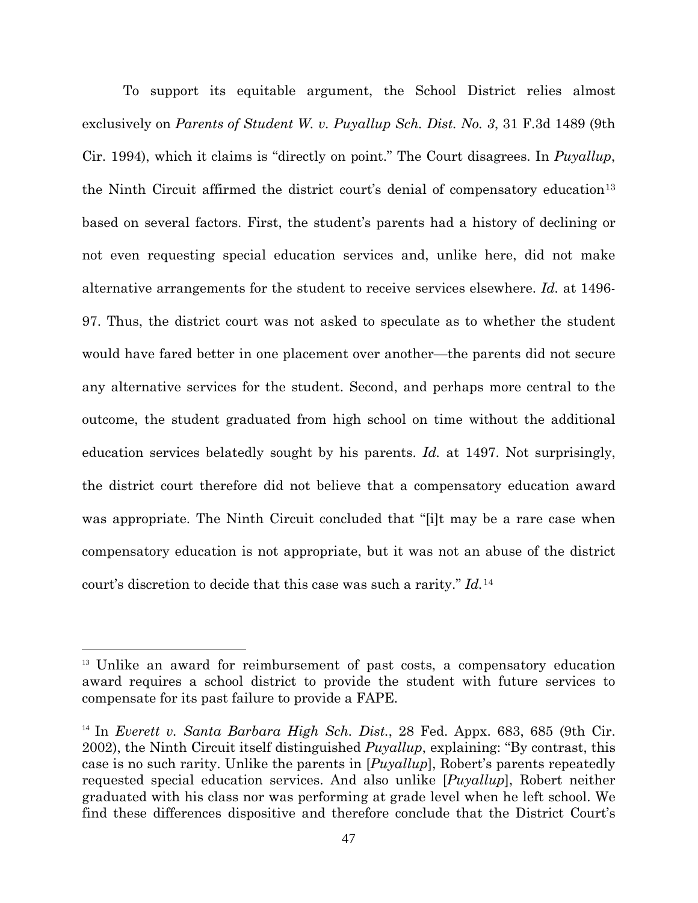To support its equitable argument, the School District relies almost exclusively on *Parents of Student W. v. Puyallup Sch. Dist. No. 3*, 31 F.3d 1489 (9th Cir. 1994), which it claims is "directly on point." The Court disagrees. In *Puyallup*, the Ninth Circuit affirmed the district court's denial of compensatory education[13] based on several factors. First, the student's parents had a history of declining or not even requesting special education services and, unlike here, did not make alternative arrangements for the student to receive services elsewhere. *Id.* at 1496-97. Thus, the district court was not asked to speculate as to whether the student would have fared better in one placement over another—the parents did not secure any alternative services for the student. Second, and perhaps more central to the outcome, the student graduated from high school on time without the additional education services belatedly sought by his parents. *Id.* at 1497. Not surprisingly, the district court therefore did not believe that a compensatory education award was appropriate. The Ninth Circuit concluded that "[i]t may be a rare case when compensatory education is not appropriate, but it was not an abuse of the district court's discretion to decide that this case was such a rarity." *Id.*[14]

---

[13] Unlike an award for reimbursement of past costs, a compensatory education award requires a school district to provide the student with future services to compensate for its past failure to provide a FAPE.

[14] In *Everett v. Santa Barbara High Sch. Dist.*, 28 Fed. Appx. 683, 685 (9th Cir. 2002), the Ninth Circuit itself distinguished *Puyallup*, explaining: "By contrast, this case is no such rarity. Unlike the parents in [*Puyallup*], Robert's parents repeatedly requested special education services. And also unlike [*Puyallup*], Robert neither graduated with his class nor was performing at grade level when he left school. We find these differences dispositive and therefore conclude that the District Court's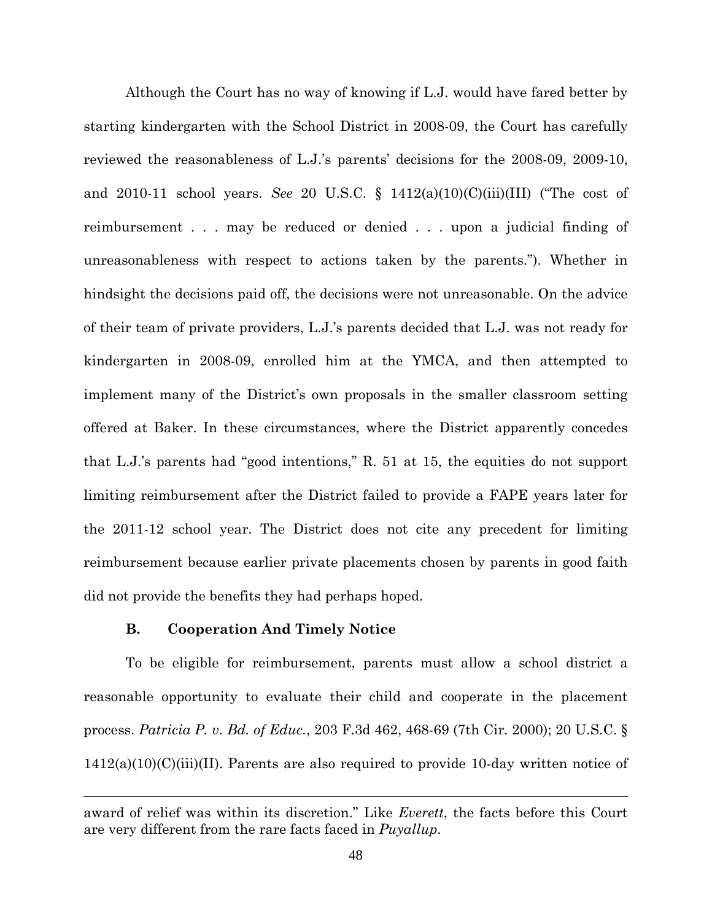Although the Court has no way of knowing if L.J. would have fared better by starting kindergarten with the School District in 2008-09, the Court has carefully reviewed the reasonableness of L.J.'s parents' decisions for the 2008-09, 2009-10, and 2010-11 school years. *See* 20 U.S.C. § 1412(a)(10)(C)(iii)(III) ("The cost of reimbursement . . . may be reduced or denied . . . upon a judicial finding of unreasonableness with respect to actions taken by the parents."). Whether in hindsight the decisions paid off, the decisions were not unreasonable. On the advice of their team of private providers, L.J.'s parents decided that L.J. was not ready for kindergarten in 2008-09, enrolled him at the YMCA, and then attempted to implement many of the District's own proposals in the smaller classroom setting offered at Baker. In these circumstances, where the District apparently concedes that L.J.'s parents had "good intentions," R. 51 at 15, the equities do not support limiting reimbursement after the District failed to provide a FAPE years later for the 2011-12 school year. The District does not cite any precedent for limiting reimbursement because earlier private placements chosen by parents in good faith did not provide the benefits they had perhaps hoped.

### B. Cooperation And Timely Notice

To be eligible for reimbursement, parents must allow a school district a reasonable opportunity to evaluate their child and cooperate in the placement process. *Patricia P. v. Bd. of Educ.*, 203 F.3d 462, 468-69 (7th Cir. 2000); 20 U.S.C. § 1412(a)(10)(C)(iii)(II). Parents are also required to provide 10-day written notice of

---

award of relief was within its discretion." Like *Everett*, the facts before this Court are very different from the rare facts faced in *Puyallup*.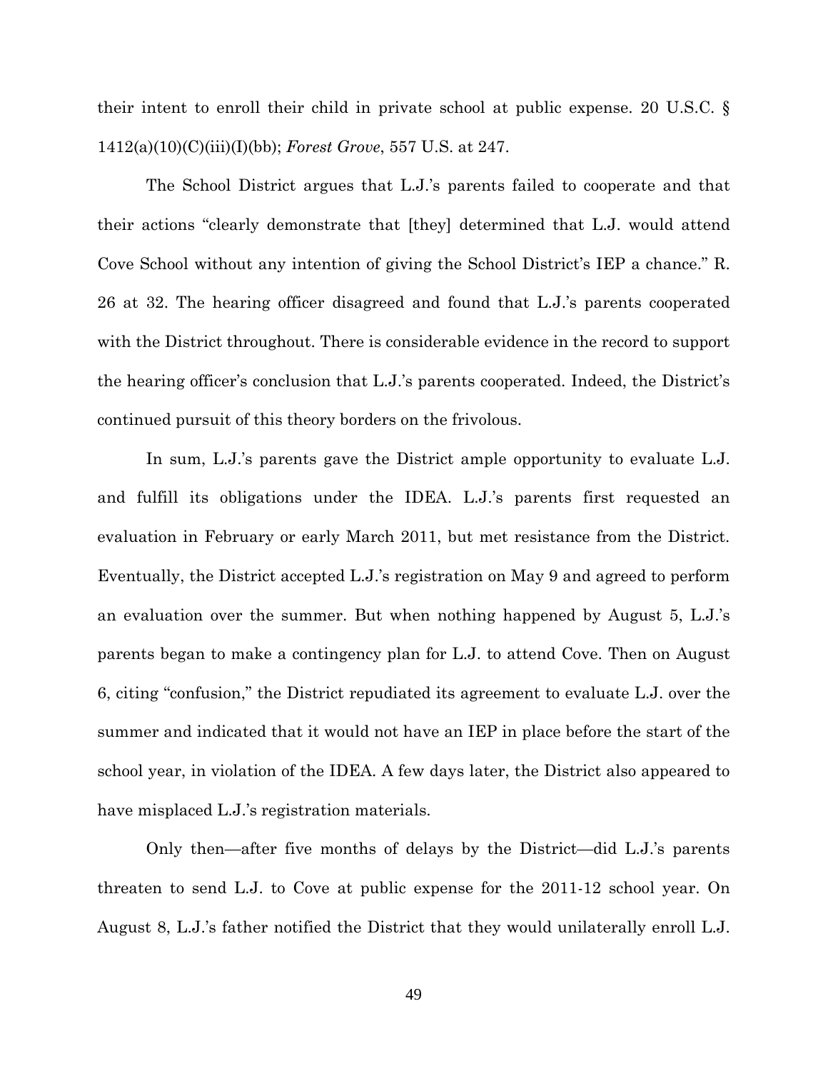their intent to enroll their child in private school at public expense. 20 U.S.C. § 1412(a)(10)(C)(iii)(I)(bb); *Forest Grove*, 557 U.S. at 247.

The School District argues that L.J.'s parents failed to cooperate and that their actions "clearly demonstrate that [they] determined that L.J. would attend Cove School without any intention of giving the School District's IEP a chance." R. 26 at 32. The hearing officer disagreed and found that L.J.'s parents cooperated with the District throughout. There is considerable evidence in the record to support the hearing officer's conclusion that L.J.'s parents cooperated. Indeed, the District's continued pursuit of this theory borders on the frivolous.

In sum, L.J.'s parents gave the District ample opportunity to evaluate L.J. and fulfill its obligations under the IDEA. L.J.'s parents first requested an evaluation in February or early March 2011, but met resistance from the District. Eventually, the District accepted L.J.'s registration on May 9 and agreed to perform an evaluation over the summer. But when nothing happened by August 5, L.J.'s parents began to make a contingency plan for L.J. to attend Cove. Then on August 6, citing "confusion," the District repudiated its agreement to evaluate L.J. over the summer and indicated that it would not have an IEP in place before the start of the school year, in violation of the IDEA. A few days later, the District also appeared to have misplaced L.J.'s registration materials.

Only then—after five months of delays by the District—did L.J.'s parents threaten to send L.J. to Cove at public expense for the 2011-12 school year. On August 8, L.J.'s father notified the District that they would unilaterally enroll L.J.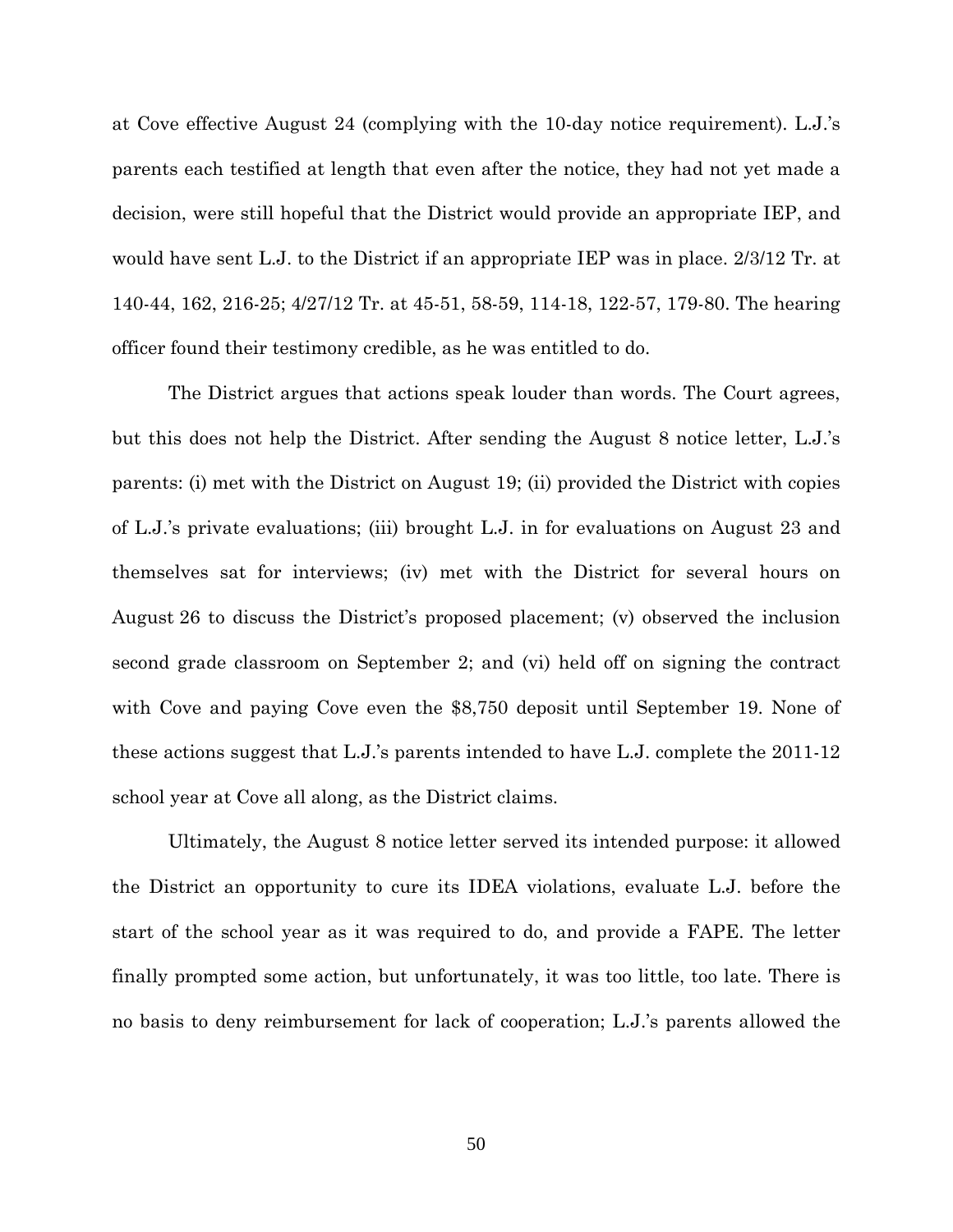at Cove effective August 24 (complying with the 10-day notice requirement). L.J.'s parents each testified at length that even after the notice, they had not yet made a decision, were still hopeful that the District would provide an appropriate IEP, and would have sent L.J. to the District if an appropriate IEP was in place. 2/3/12 Tr. at 140-44, 162, 216-25; 4/27/12 Tr. at 45-51, 58-59, 114-18, 122-57, 179-80. The hearing officer found their testimony credible, as he was entitled to do.

The District argues that actions speak louder than words. The Court agrees, but this does not help the District. After sending the August 8 notice letter, L.J.'s parents: (i) met with the District on August 19; (ii) provided the District with copies of L.J.'s private evaluations; (iii) brought L.J. in for evaluations on August 23 and themselves sat for interviews; (iv) met with the District for several hours on August 26 to discuss the District's proposed placement; (v) observed the inclusion second grade classroom on September 2; and (vi) held off on signing the contract with Cove and paying Cove even the $8,750 deposit until September 19. None of these actions suggest that L.J.'s parents intended to have L.J. complete the 2011-12 school year at Cove all along, as the District claims.

Ultimately, the August 8 notice letter served its intended purpose: it allowed the District an opportunity to cure its IDEA violations, evaluate L.J. before the start of the school year as it was required to do, and provide a FAPE. The letter finally prompted some action, but unfortunately, it was too little, too late. There is no basis to deny reimbursement for lack of cooperation; L.J.'s parents allowed the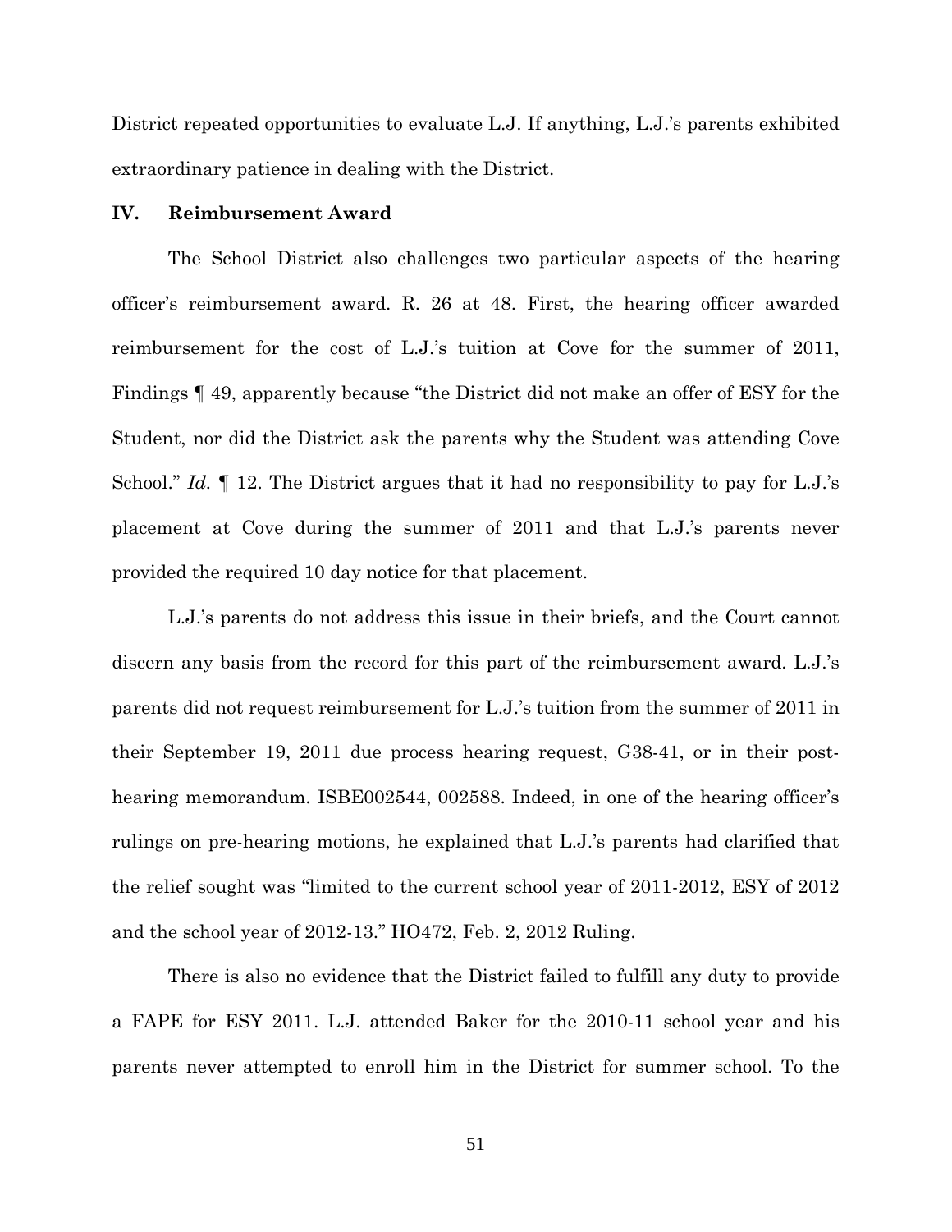District repeated opportunities to evaluate L.J. If anything, L.J.'s parents exhibited extraordinary patience in dealing with the District.

## IV. Reimbursement Award

The School District also challenges two particular aspects of the hearing officer's reimbursement award. R. 26 at 48. First, the hearing officer awarded reimbursement for the cost of L.J.'s tuition at Cove for the summer of 2011, Findings ¶ 49, apparently because "the District did not make an offer of ESY for the Student, nor did the District ask the parents why the Student was attending Cove School." *Id.* ¶ 12. The District argues that it had no responsibility to pay for L.J.'s placement at Cove during the summer of 2011 and that L.J.'s parents never provided the required 10 day notice for that placement.

L.J.'s parents do not address this issue in their briefs, and the Court cannot discern any basis from the record for this part of the reimbursement award. L.J.'s parents did not request reimbursement for L.J.'s tuition from the summer of 2011 in their September 19, 2011 due process hearing request, G38-41, or in their post-hearing memorandum. ISBE002544, 002588. Indeed, in one of the hearing officer's rulings on pre-hearing motions, he explained that L.J.'s parents had clarified that the relief sought was "limited to the current school year of 2011-2012, ESY of 2012 and the school year of 2012-13." HO472, Feb. 2, 2012 Ruling.

There is also no evidence that the District failed to fulfill any duty to provide a FAPE for ESY 2011. L.J. attended Baker for the 2010-11 school year and his parents never attempted to enroll him in the District for summer school. To the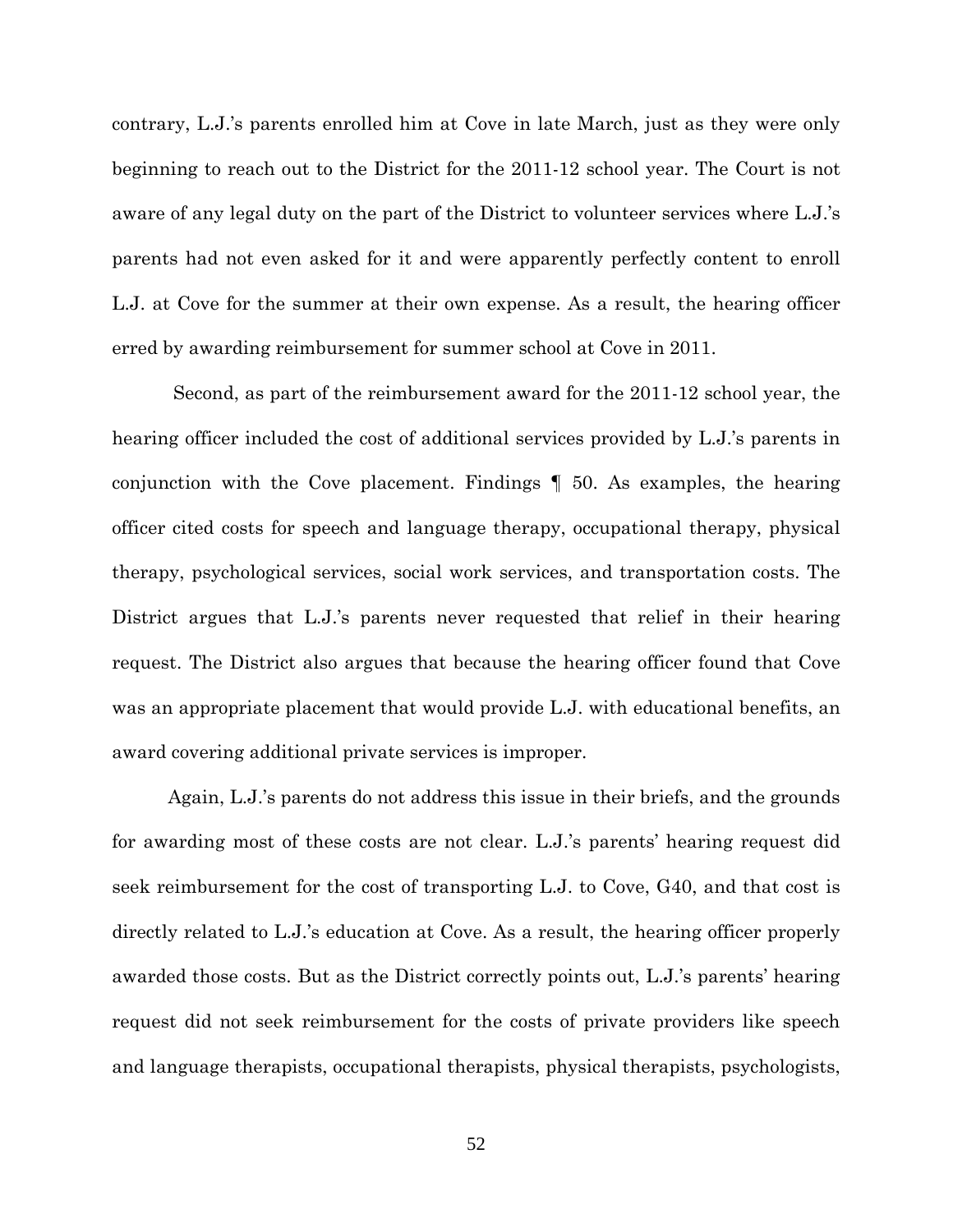contrary, L.J.'s parents enrolled him at Cove in late March, just as they were only beginning to reach out to the District for the 2011-12 school year. The Court is not aware of any legal duty on the part of the District to volunteer services where L.J.'s parents had not even asked for it and were apparently perfectly content to enroll L.J. at Cove for the summer at their own expense. As a result, the hearing officer erred by awarding reimbursement for summer school at Cove in 2011.

Second, as part of the reimbursement award for the 2011-12 school year, the hearing officer included the cost of additional services provided by L.J.'s parents in conjunction with the Cove placement. Findings ¶ 50. As examples, the hearing officer cited costs for speech and language therapy, occupational therapy, physical therapy, psychological services, social work services, and transportation costs. The District argues that L.J.'s parents never requested that relief in their hearing request. The District also argues that because the hearing officer found that Cove was an appropriate placement that would provide L.J. with educational benefits, an award covering additional private services is improper.

Again, L.J.'s parents do not address this issue in their briefs, and the grounds for awarding most of these costs are not clear. L.J.'s parents' hearing request did seek reimbursement for the cost of transporting L.J. to Cove, G40, and that cost is directly related to L.J.'s education at Cove. As a result, the hearing officer properly awarded those costs. But as the District correctly points out, L.J.'s parents' hearing request did not seek reimbursement for the costs of private providers like speech and language therapists, occupational therapists, physical therapists, psychologists,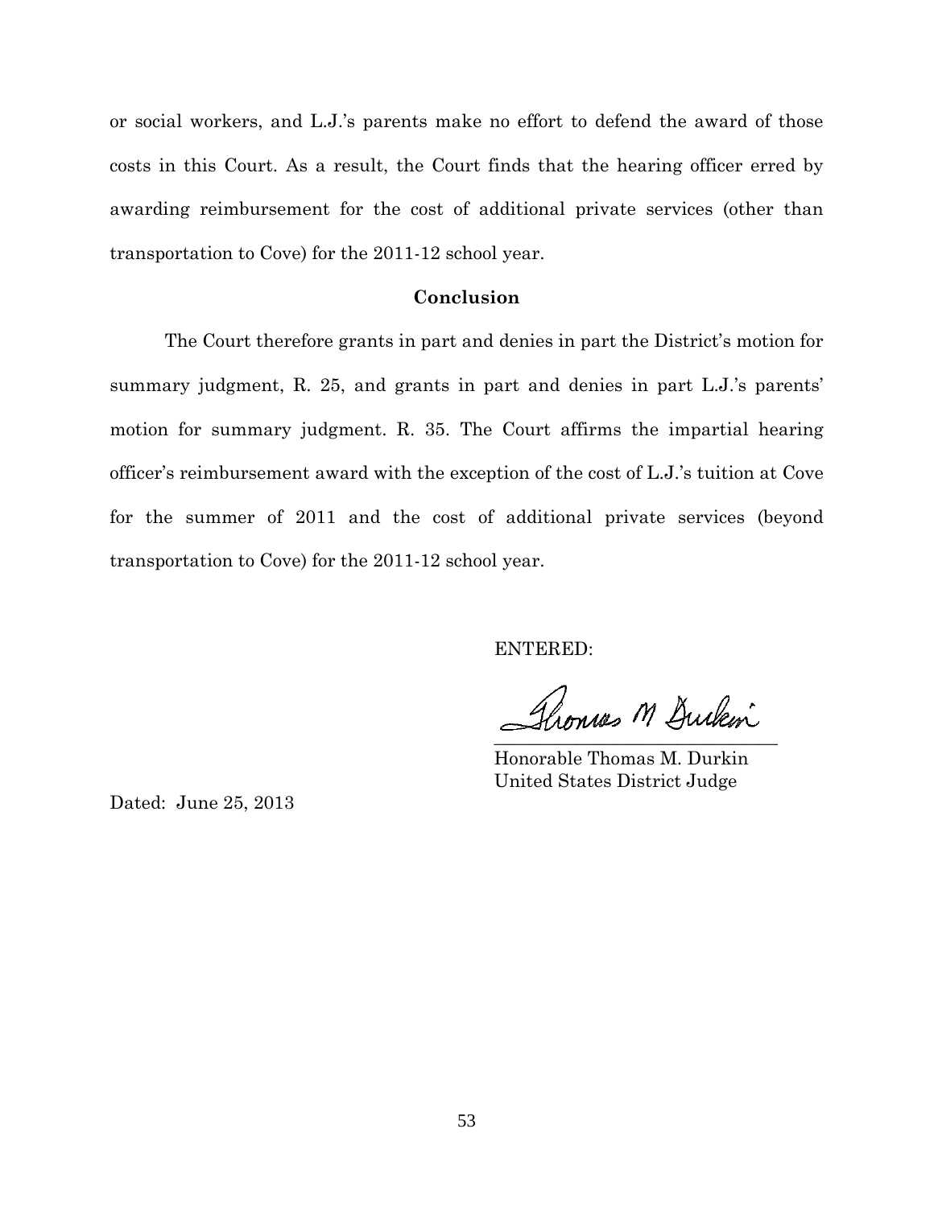or social workers, and L.J.'s parents make no effort to defend the award of those costs in this Court. As a result, the Court finds that the hearing officer erred by awarding reimbursement for the cost of additional private services (other than transportation to Cove) for the 2011-12 school year.

## Conclusion

The Court therefore grants in part and denies in part the District's motion for summary judgment, R. 25, and grants in part and denies in part L.J.'s parents' motion for summary judgment. R. 35. The Court affirms the impartial hearing officer's reimbursement award with the exception of the cost of L.J.'s tuition at Cove for the summer of 2011 and the cost of additional private services (beyond transportation to Cove) for the 2011-12 school year.

ENTERED:

Thomas M Durkin

Honorable Thomas M. Durkin
United States District Judge

Dated: June 25, 2013